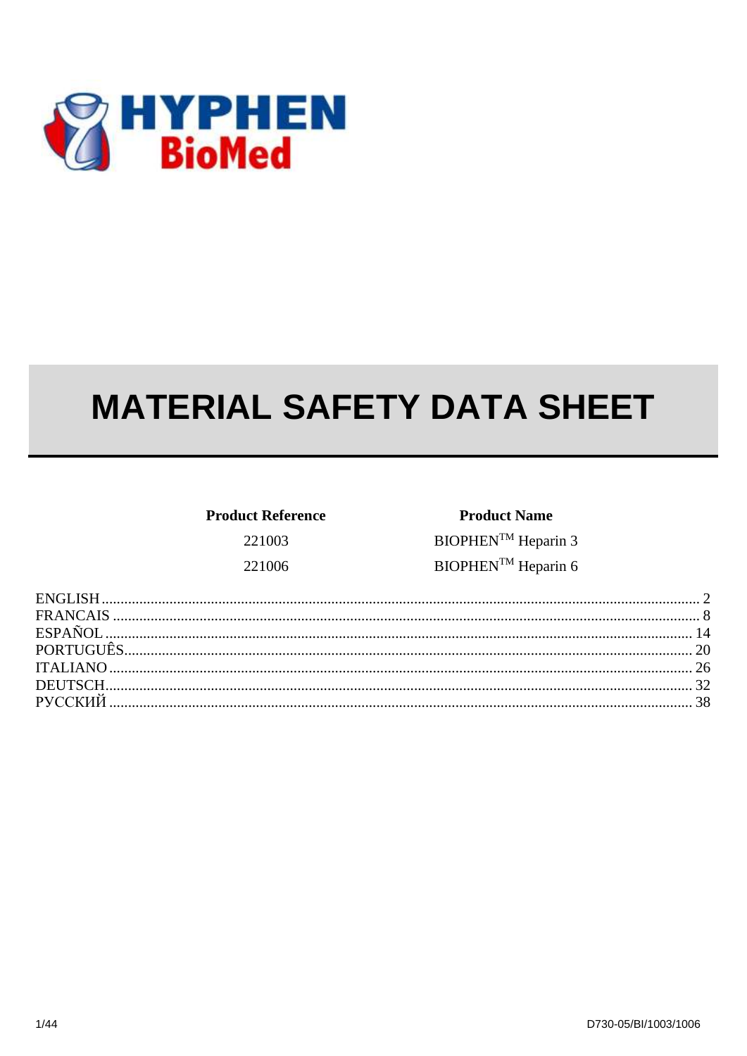HYPHEN BioMed

# MATERIAL SAFETY DATA SHEET

| Product Reference | Product Name |
| --- | --- |
| 221003 | BIOPHEN™ Heparin 3 |
| 221006 | BIOPHEN™ Heparin 6 |

ENGLISH .......... 2
FRANCAIS .......... 8
ESPAÑOL .......... 14
PORTUGUÊS .......... 20
ITALIANO .......... 26
DEUTSCH .......... 32
РУССКИЙ .......... 38

D730-05/BI/1003/1006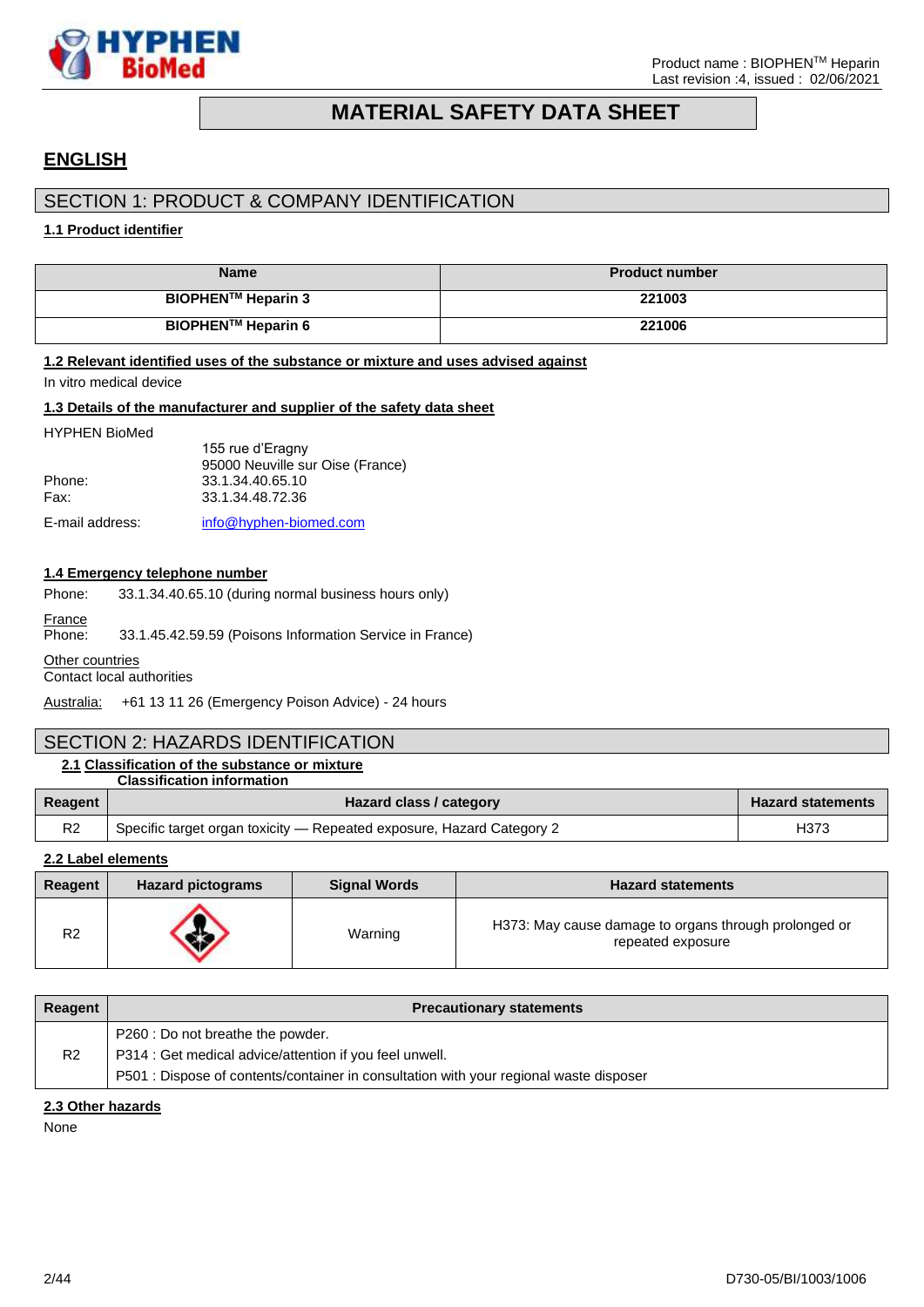## MATERIAL SAFETY DATA SHEET

## ENGLISH

## SECTION 1: PRODUCT & COMPANY IDENTIFICATION

**1.1 Product identifier**

| Name | Product number |
|---|---|
| **BIOPHEN™ Heparin 3** | **221003** |
| **BIOPHEN™ Heparin 6** | **221006** |

**1.2 Relevant identified uses of the substance or mixture and uses advised against**

In vitro medical device

**1.3 Details of the manufacturer and supplier of the safety data sheet**

HYPHEN BioMed
155 rue d'Eragny
95000 Neuville sur Oise (France)

Phone: 33.1.34.40.65.10
Fax: 33.1.34.48.72.36

E-mail address: info@hyphen-biomed.com

**1.4 Emergency telephone number**

Phone: 33.1.34.40.65.10 (during normal business hours only)

France
Phone: 33.1.45.42.59.59 (Poisons Information Service in France)

Other countries
Contact local authorities

Australia: +61 13 11 26 (Emergency Poison Advice) - 24 hours

## SECTION 2: HAZARDS IDENTIFICATION

**2.1 Classification of the substance or mixture**

**Classification information**

| Reagent | Hazard class / category | Hazard statements |
|---|---|---|
| R2 | Specific target organ toxicity — Repeated exposure, Hazard Category 2 | H373 |

**2.2 Label elements**

| Reagent | Hazard pictograms | Signal Words | Hazard statements |
|---|---|---|---|
| R2 | | Warning | H373: May cause damage to organs through prolonged or repeated exposure |

| Reagent | Precautionary statements |
|---|---|
| R2 | P260 : Do not breathe the powder.<br>P314 : Get medical advice/attention if you feel unwell.<br>P501 : Dispose of contents/container in consultation with your regional waste disposer |

**2.3 Other hazards**

None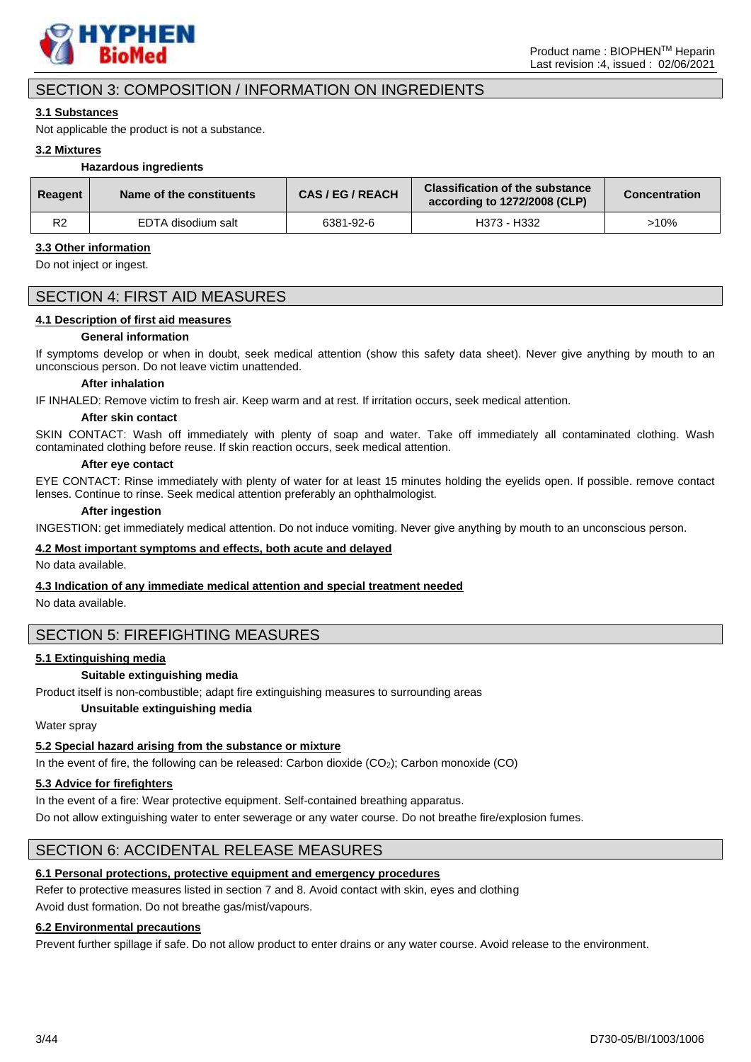## SECTION 3: COMPOSITION / INFORMATION ON INGREDIENTS

### 3.1 Substances

Not applicable the product is not a substance.

### 3.2 Mixtures

**Hazardous ingredients**

| Reagent | Name of the constituents | CAS / EG / REACH | Classification of the substance according to 1272/2008 (CLP) | Concentration |
|---|---|---|---|---|
| R2 | EDTA disodium salt | 6381-92-6 | H373 - H332 | >10% |

### 3.3 Other information

Do not inject or ingest.

## SECTION 4: FIRST AID MEASURES

### 4.1 Description of first aid measures

**General information**

If symptoms develop or when in doubt, seek medical attention (show this safety data sheet). Never give anything by mouth to an unconscious person. Do not leave victim unattended.

**After inhalation**

IF INHALED: Remove victim to fresh air. Keep warm and at rest. If irritation occurs, seek medical attention.

**After skin contact**

SKIN CONTACT: Wash off immediately with plenty of soap and water. Take off immediately all contaminated clothing. Wash contaminated clothing before reuse. If skin reaction occurs, seek medical attention.

**After eye contact**

EYE CONTACT: Rinse immediately with plenty of water for at least 15 minutes holding the eyelids open. If possible. remove contact lenses. Continue to rinse. Seek medical attention preferably an ophthalmologist.

**After ingestion**

INGESTION: get immediately medical attention. Do not induce vomiting. Never give anything by mouth to an unconscious person.

### 4.2 Most important symptoms and effects, both acute and delayed

No data available.

### 4.3 Indication of any immediate medical attention and special treatment needed

No data available.

## SECTION 5: FIREFIGHTING MEASURES

### 5.1 Extinguishing media

**Suitable extinguishing media**

Product itself is non-combustible; adapt fire extinguishing measures to surrounding areas

**Unsuitable extinguishing media**

Water spray

### 5.2 Special hazard arising from the substance or mixture

In the event of fire, the following can be released: Carbon dioxide ($CO_2$); Carbon monoxide (CO)

### 5.3 Advice for firefighters

In the event of a fire: Wear protective equipment. Self-contained breathing apparatus.

Do not allow extinguishing water to enter sewerage or any water course. Do not breathe fire/explosion fumes.

## SECTION 6: ACCIDENTAL RELEASE MEASURES

### 6.1 Personal protections, protective equipment and emergency procedures

Refer to protective measures listed in section 7 and 8. Avoid contact with skin, eyes and clothing

Avoid dust formation. Do not breathe gas/mist/vapours.

### 6.2 Environmental precautions

Prevent further spillage if safe. Do not allow product to enter drains or any water course. Avoid release to the environment.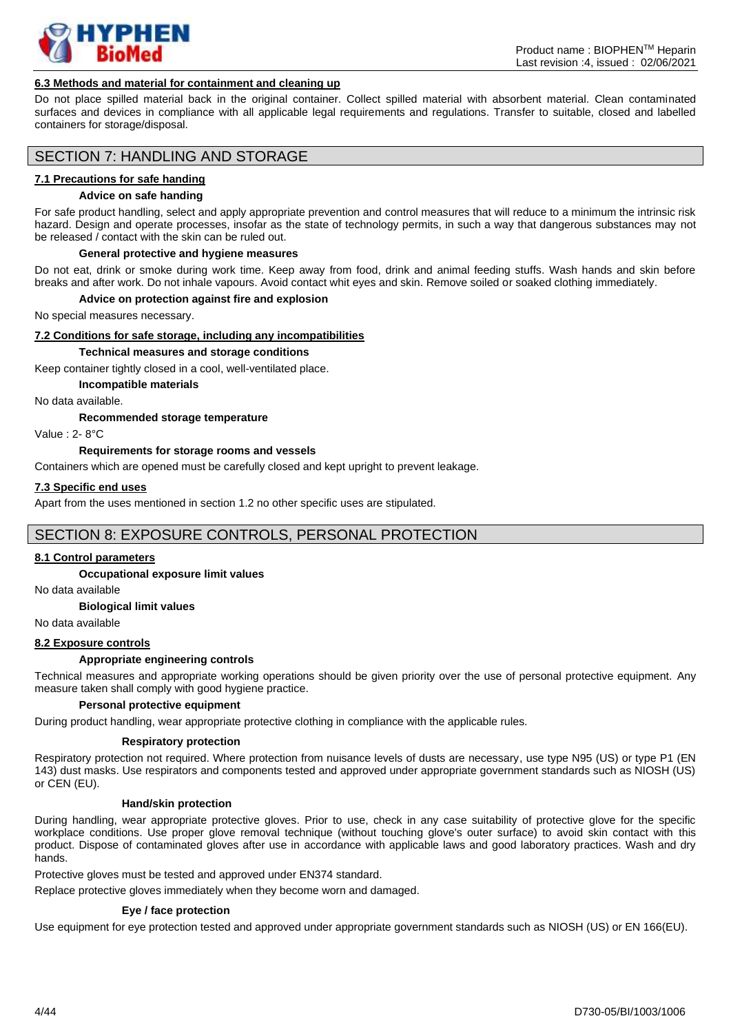### 6.3 Methods and material for containment and cleaning up

Do not place spilled material back in the original container. Collect spilled material with absorbent material. Clean contaminated surfaces and devices in compliance with all applicable legal requirements and regulations. Transfer to suitable, closed and labelled containers for storage/disposal.

## SECTION 7: HANDLING AND STORAGE

### 7.1 Precautions for safe handing

**Advice on safe handing**

For safe product handling, select and apply appropriate prevention and control measures that will reduce to a minimum the intrinsic risk hazard. Design and operate processes, insofar as the state of technology permits, in such a way that dangerous substances may not be released / contact with the skin can be ruled out.

**General protective and hygiene measures**

Do not eat, drink or smoke during work time. Keep away from food, drink and animal feeding stuffs. Wash hands and skin before breaks and after work. Do not inhale vapours. Avoid contact whit eyes and skin. Remove soiled or soaked clothing immediately.

**Advice on protection against fire and explosion**

No special measures necessary.

### 7.2 Conditions for safe storage, including any incompatibilities

**Technical measures and storage conditions**

Keep container tightly closed in a cool, well-ventilated place.

**Incompatible materials**

No data available.

**Recommended storage temperature**

Value : 2- 8°C

**Requirements for storage rooms and vessels**

Containers which are opened must be carefully closed and kept upright to prevent leakage.

### 7.3 Specific end uses

Apart from the uses mentioned in section 1.2 no other specific uses are stipulated.

## SECTION 8: EXPOSURE CONTROLS, PERSONAL PROTECTION

### 8.1 Control parameters

**Occupational exposure limit values**

No data available

**Biological limit values**

No data available

### 8.2 Exposure controls

**Appropriate engineering controls**

Technical measures and appropriate working operations should be given priority over the use of personal protective equipment. Any measure taken shall comply with good hygiene practice.

**Personal protective equipment**

During product handling, wear appropriate protective clothing in compliance with the applicable rules.

**Respiratory protection**

Respiratory protection not required. Where protection from nuisance levels of dusts are necessary, use type N95 (US) or type P1 (EN 143) dust masks. Use respirators and components tested and approved under appropriate government standards such as NIOSH (US) or CEN (EU).

**Hand/skin protection**

During handling, wear appropriate protective gloves. Prior to use, check in any case suitability of protective glove for the specific workplace conditions. Use proper glove removal technique (without touching glove's outer surface) to avoid skin contact with this product. Dispose of contaminated gloves after use in accordance with applicable laws and good laboratory practices. Wash and dry hands.

Protective gloves must be tested and approved under EN374 standard.

Replace protective gloves immediately when they become worn and damaged.

**Eye / face protection**

Use equipment for eye protection tested and approved under appropriate government standards such as NIOSH (US) or EN 166(EU).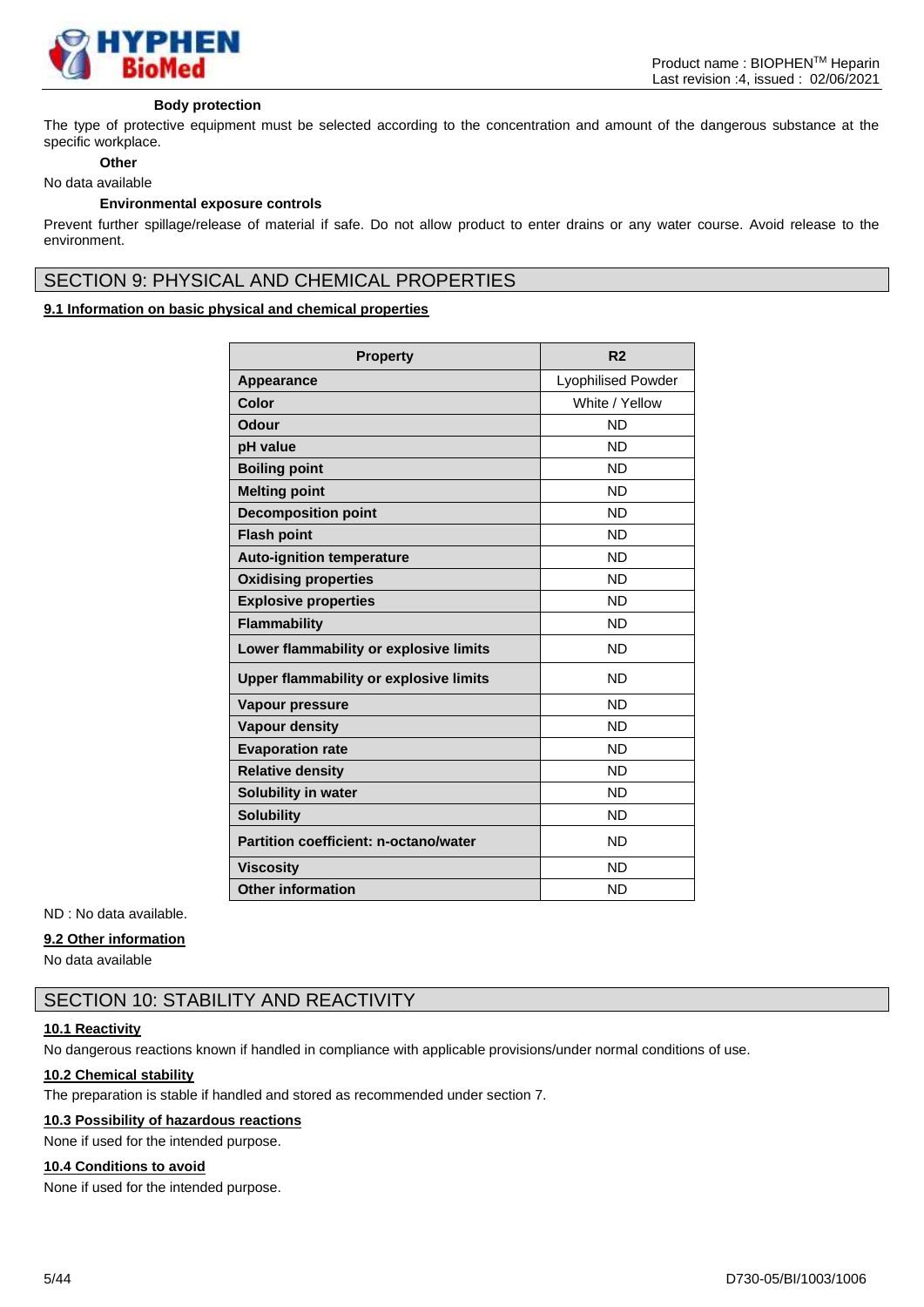**Body protection**

The type of protective equipment must be selected according to the concentration and amount of the dangerous substance at the specific workplace.

**Other**

No data available

**Environmental exposure controls**

Prevent further spillage/release of material if safe. Do not allow product to enter drains or any water course. Avoid release to the environment.

## SECTION 9: PHYSICAL AND CHEMICAL PROPERTIES

### 9.1 Information on basic physical and chemical properties

| Property | R2 |
|---|---|
| **Appearance** | Lyophilised Powder |
| **Color** | White / Yellow |
| **Odour** | ND |
| **pH value** | ND |
| **Boiling point** | ND |
| **Melting point** | ND |
| **Decomposition point** | ND |
| **Flash point** | ND |
| **Auto-ignition temperature** | ND |
| **Oxidising properties** | ND |
| **Explosive properties** | ND |
| **Flammability** | ND |
| **Lower flammability or explosive limits** | ND |
| **Upper flammability or explosive limits** | ND |
| **Vapour pressure** | ND |
| **Vapour density** | ND |
| **Evaporation rate** | ND |
| **Relative density** | ND |
| **Solubility in water** | ND |
| **Solubility** | ND |
| **Partition coefficient: n-octano/water** | ND |
| **Viscosity** | ND |
| **Other information** | ND |

ND : No data available.

### 9.2 Other information

No data available

## SECTION 10: STABILITY AND REACTIVITY

### 10.1 Reactivity

No dangerous reactions known if handled in compliance with applicable provisions/under normal conditions of use.

### 10.2 Chemical stability

The preparation is stable if handled and stored as recommended under section 7.

### 10.3 Possibility of hazardous reactions

None if used for the intended purpose.

### 10.4 Conditions to avoid

None if used for the intended purpose.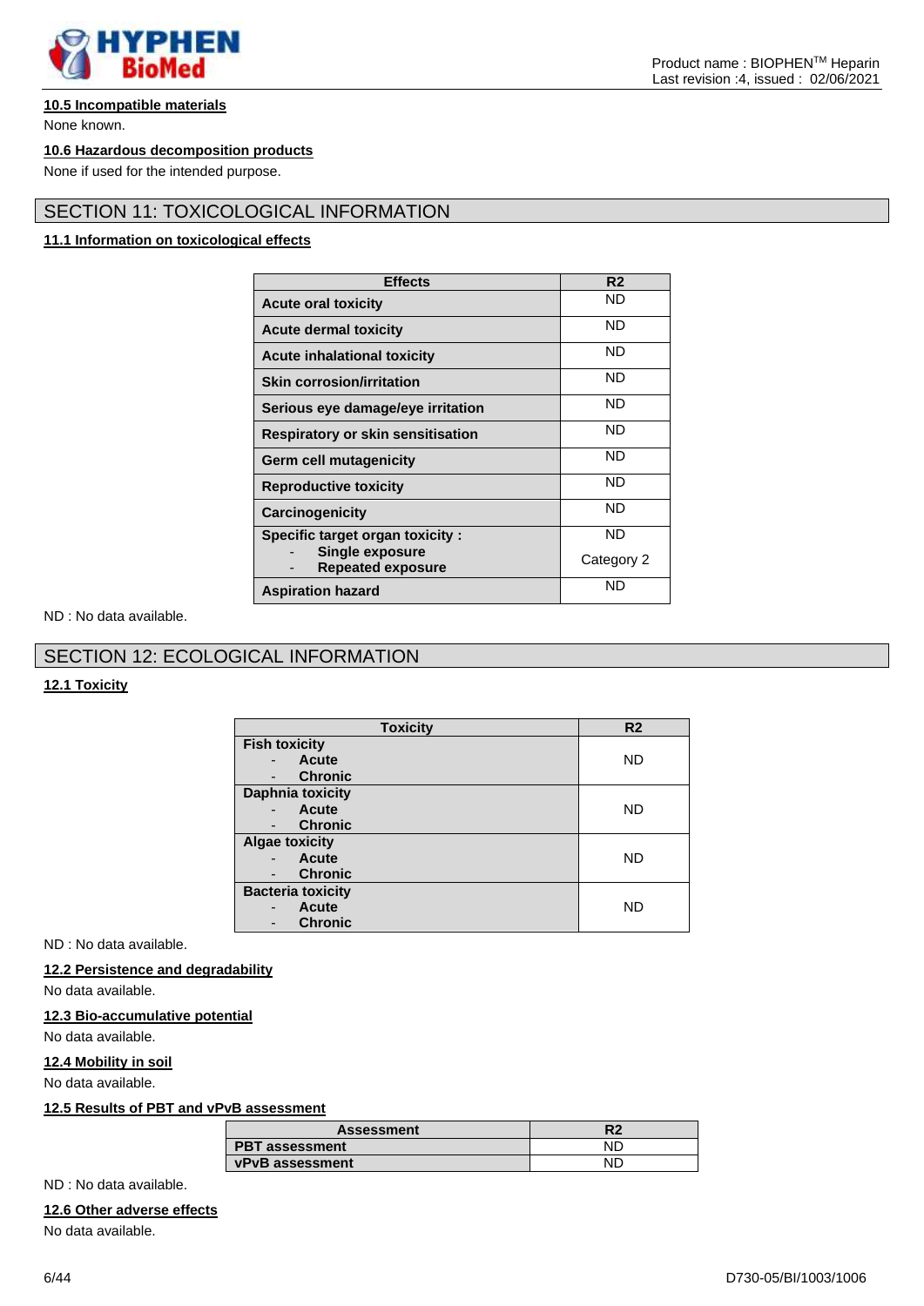### 10.5 Incompatible materials

None known.

### 10.6 Hazardous decomposition products

None if used for the intended purpose.

## SECTION 11: TOXICOLOGICAL INFORMATION

### 11.1 Information on toxicological effects

| Effects | R2 |
|---|---|
| **Acute oral toxicity** | ND |
| **Acute dermal toxicity** | ND |
| **Acute inhalational toxicity** | ND |
| **Skin corrosion/irritation** | ND |
| **Serious eye damage/eye irritation** | ND |
| **Respiratory or skin sensitisation** | ND |
| **Germ cell mutagenicity** | ND |
| **Reproductive toxicity** | ND |
| **Carcinogenicity** | ND |
| **Specific target organ toxicity :** - **Single exposure** - **Repeated exposure** | ND Category 2 |
| **Aspiration hazard** | ND |

ND : No data available.

## SECTION 12: ECOLOGICAL INFORMATION

### 12.1 Toxicity

| Toxicity | R2 |
|---|---|
| **Fish toxicity** - **Acute** - **Chronic** | ND |
| **Daphnia toxicity** - **Acute** - **Chronic** | ND |
| **Algae toxicity** - **Acute** - **Chronic** | ND |
| **Bacteria toxicity** - **Acute** - **Chronic** | ND |

ND : No data available.

### 12.2 Persistence and degradability

No data available.

### 12.3 Bio-accumulative potential

No data available.

### 12.4 Mobility in soil

No data available.

### 12.5 Results of PBT and vPvB assessment

| Assessment | R2 |
|---|---|
| **PBT assessment** | ND |
| **vPvB assessment** | ND |

ND : No data available.

### 12.6 Other adverse effects

No data available.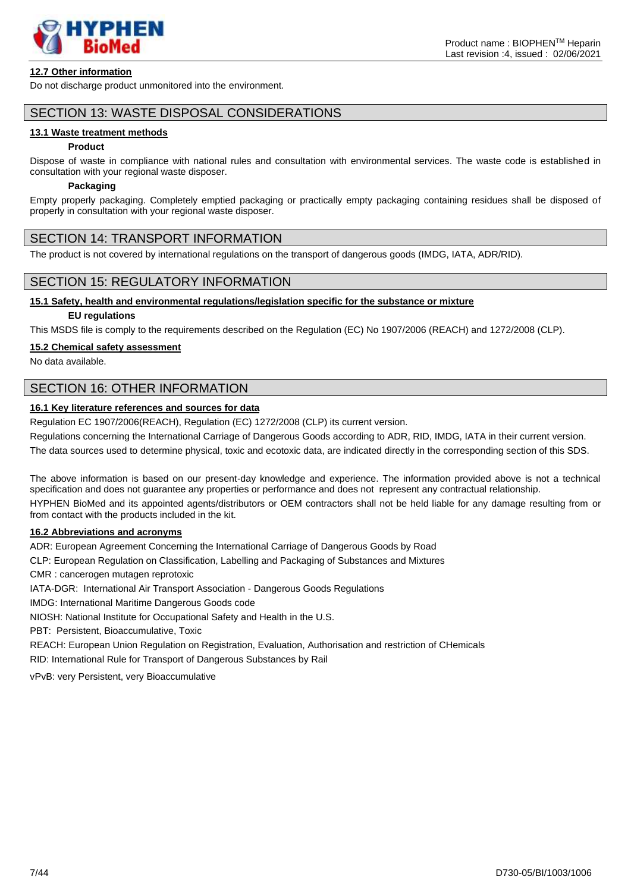### 12.7 Other information

Do not discharge product unmonitored into the environment.

## SECTION 13: WASTE DISPOSAL CONSIDERATIONS

### 13.1 Waste treatment methods

**Product**

Dispose of waste in compliance with national rules and consultation with environmental services. The waste code is established in consultation with your regional waste disposer.

**Packaging**

Empty properly packaging. Completely emptied packaging or practically empty packaging containing residues shall be disposed of properly in consultation with your regional waste disposer.

## SECTION 14: TRANSPORT INFORMATION

The product is not covered by international regulations on the transport of dangerous goods (IMDG, IATA, ADR/RID).

## SECTION 15: REGULATORY INFORMATION

### 15.1 Safety, health and environmental regulations/legislation specific for the substance or mixture

**EU regulations**

This MSDS file is comply to the requirements described on the Regulation (EC) No 1907/2006 (REACH) and 1272/2008 (CLP).

### 15.2 Chemical safety assessment

No data available.

## SECTION 16: OTHER INFORMATION

### 16.1 Key literature references and sources for data

Regulation EC 1907/2006(REACH), Regulation (EC) 1272/2008 (CLP) its current version.

Regulations concerning the International Carriage of Dangerous Goods according to ADR, RID, IMDG, IATA in their current version.

The data sources used to determine physical, toxic and ecotoxic data, are indicated directly in the corresponding section of this SDS.

The above information is based on our present-day knowledge and experience. The information provided above is not a technical specification and does not guarantee any properties or performance and does not represent any contractual relationship.

HYPHEN BioMed and its appointed agents/distributors or OEM contractors shall not be held liable for any damage resulting from or from contact with the products included in the kit.

### 16.2 Abbreviations and acronyms

ADR: European Agreement Concerning the International Carriage of Dangerous Goods by Road

CLP: European Regulation on Classification, Labelling and Packaging of Substances and Mixtures

CMR : cancerogen mutagen reprotoxic

IATA-DGR: International Air Transport Association - Dangerous Goods Regulations

IMDG: International Maritime Dangerous Goods code

NIOSH: National Institute for Occupational Safety and Health in the U.S.

PBT: Persistent, Bioaccumulative, Toxic

REACH: European Union Regulation on Registration, Evaluation, Authorisation and restriction of CHemicals

RID: International Rule for Transport of Dangerous Substances by Rail

vPvB: very Persistent, very Bioaccumulative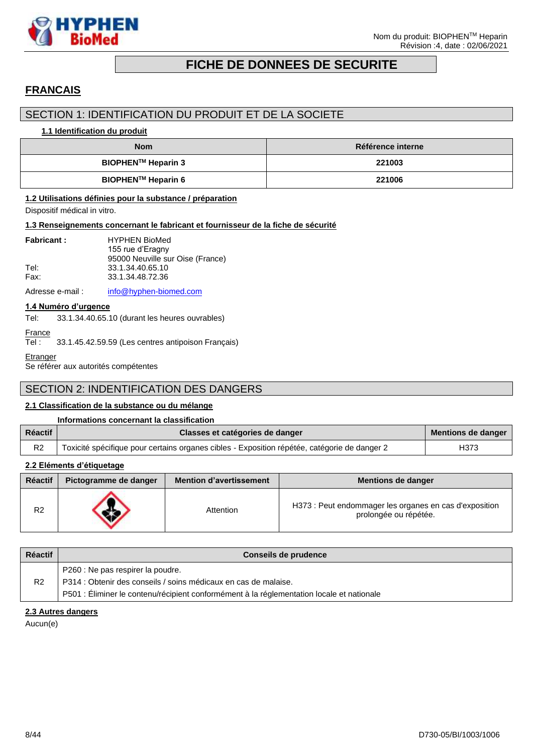# FICHE DE DONNEES DE SECURITE

## FRANCAIS

## SECTION 1: IDENTIFICATION DU PRODUIT ET DE LA SOCIETE

### 1.1 Identification du produit

| Nom | Référence interne |
|---|---|
| **BIOPHEN™ Heparin 3** | **221003** |
| **BIOPHEN™ Heparin 6** | **221006** |

### 1.2 Utilisations définies pour la substance / préparation

Dispositif médical in vitro.

### 1.3 Renseignements concernant le fabricant et fournisseur de la fiche de sécurité

**Fabricant :** HYPHEN BioMed
155 rue d'Eragny
95000 Neuville sur Oise (France)

Tel: 33.1.34.40.65.10
Fax: 33.1.34.48.72.36

Adresse e-mail : info@hyphen-biomed.com

### 1.4 Numéro d'urgence

Tel: 33.1.34.40.65.10 (durant les heures ouvrables)

France
Tel : 33.1.45.42.59.59 (Les centres antipoison Français)

Etranger
Se référer aux autorités compétentes

## SECTION 2: INDENTIFICATION DES DANGERS

### 2.1 Classification de la substance ou du mélange

**Informations concernant la classification**

| Réactif | Classes et catégories de danger | Mentions de danger |
|---|---|---|
| R2 | Toxicité spécifique pour certains organes cibles - Exposition répétée, catégorie de danger 2 | H373 |

### 2.2 Eléments d'étiquetage

| Réactif | Pictogramme de danger | Mention d'avertissement | Mentions de danger |
|---|---|---|---|
| R2 | | Attention | H373 : Peut endommager les organes en cas d'exposition prolongée ou répétée. |

| Réactif | Conseils de prudence |
|---|---|
| R2 | P260 : Ne pas respirer la poudre.<br>P314 : Obtenir des conseils / soins médicaux en cas de malaise.<br>P501 : Éliminer le contenu/récipient conformément à la réglementation locale et nationale |

### 2.3 Autres dangers

Aucun(e)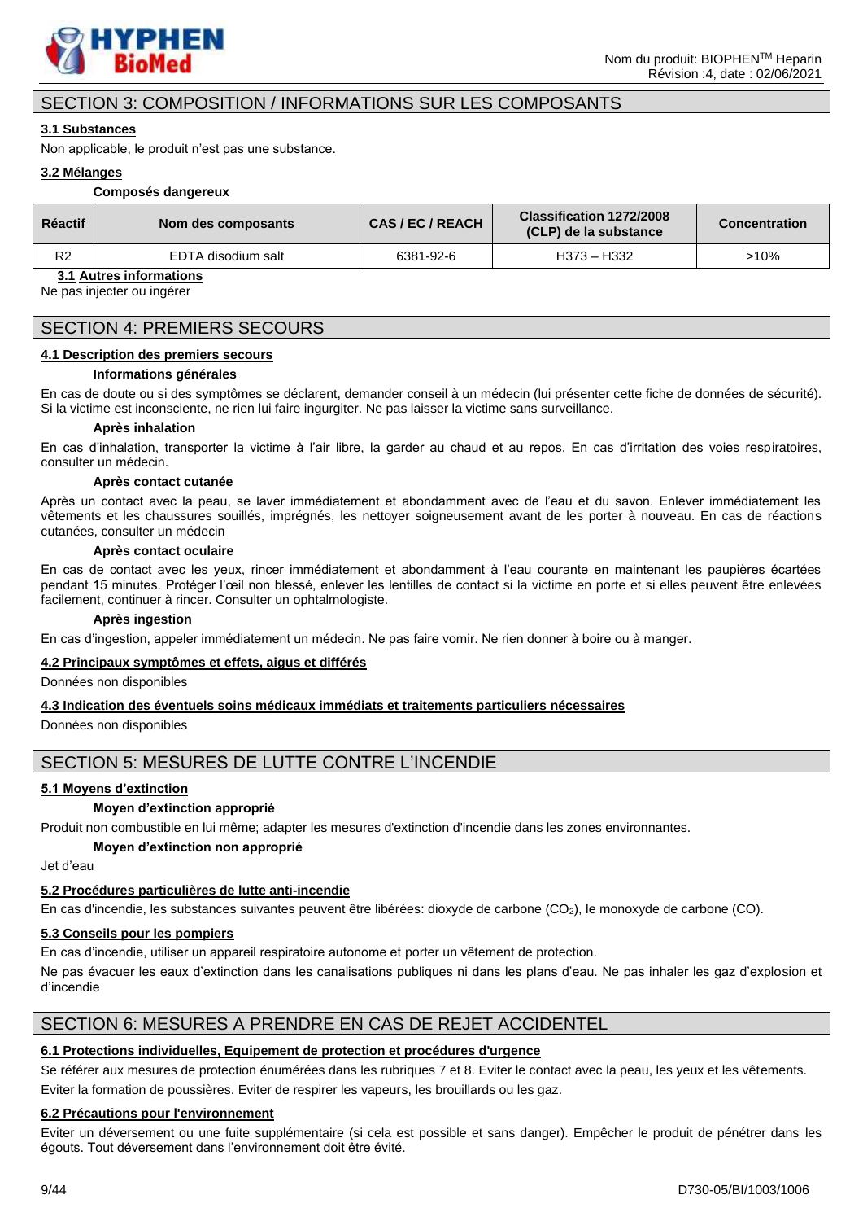## SECTION 3: COMPOSITION / INFORMATIONS SUR LES COMPOSANTS

### 3.1 Substances

Non applicable, le produit n'est pas une substance.

### 3.2 Mélanges

**Composés dangereux**

| Réactif | Nom des composants | CAS / EC / REACH | Classification 1272/2008 (CLP) de la substance | Concentration |
|---|---|---|---|---|
| R2 | EDTA disodium salt | 6381-92-6 | H373 – H332 | >10% |

### 3.1 Autres informations

Ne pas injecter ou ingérer

## SECTION 4: PREMIERS SECOURS

### 4.1 Description des premiers secours

**Informations générales**

En cas de doute ou si des symptômes se déclarent, demander conseil à un médecin (lui présenter cette fiche de données de sécurité). Si la victime est inconsciente, ne rien lui faire ingurgiter. Ne pas laisser la victime sans surveillance.

**Après inhalation**

En cas d'inhalation, transporter la victime à l'air libre, la garder au chaud et au repos. En cas d'irritation des voies respiratoires, consulter un médecin.

**Après contact cutanée**

Après un contact avec la peau, se laver immédiatement et abondamment avec de l'eau et du savon. Enlever immédiatement les vêtements et les chaussures souillés, imprégnés, les nettoyer soigneusement avant de les porter à nouveau. En cas de réactions cutanées, consulter un médecin

**Après contact oculaire**

En cas de contact avec les yeux, rincer immédiatement et abondamment à l'eau courante en maintenant les paupières écartées pendant 15 minutes. Protéger l'œil non blessé, enlever les lentilles de contact si la victime en porte et si elles peuvent être enlevées facilement, continuer à rincer. Consulter un ophtalmologiste.

**Après ingestion**

En cas d'ingestion, appeler immédiatement un médecin. Ne pas faire vomir. Ne rien donner à boire ou à manger.

### 4.2 Principaux symptômes et effets, aigus et différés

Données non disponibles

### 4.3 Indication des éventuels soins médicaux immédiats et traitements particuliers nécessaires

Données non disponibles

## SECTION 5: MESURES DE LUTTE CONTRE L'INCENDIE

### 5.1 Moyens d'extinction

**Moyen d'extinction approprié**

Produit non combustible en lui même; adapter les mesures d'extinction d'incendie dans les zones environnantes.

**Moyen d'extinction non approprié**

Jet d'eau

### 5.2 Procédures particulières de lutte anti-incendie

En cas d'incendie, les substances suivantes peuvent être libérées: dioxyde de carbone ($CO_2$), le monoxyde de carbone (CO).

### 5.3 Conseils pour les pompiers

En cas d'incendie, utiliser un appareil respiratoire autonome et porter un vêtement de protection.

Ne pas évacuer les eaux d'extinction dans les canalisations publiques ni dans les plans d'eau. Ne pas inhaler les gaz d'explosion et d'incendie

## SECTION 6: MESURES A PRENDRE EN CAS DE REJET ACCIDENTEL

### 6.1 Protections individuelles, Equipement de protection et procédures d'urgence

Se référer aux mesures de protection énumérées dans les rubriques 7 et 8. Eviter le contact avec la peau, les yeux et les vêtements.

Eviter la formation de poussières. Eviter de respirer les vapeurs, les brouillards ou les gaz.

### 6.2 Précautions pour l'environnement

Eviter un déversement ou une fuite supplémentaire (si cela est possible et sans danger). Empêcher le produit de pénétrer dans les égouts. Tout déversement dans l'environnement doit être évité.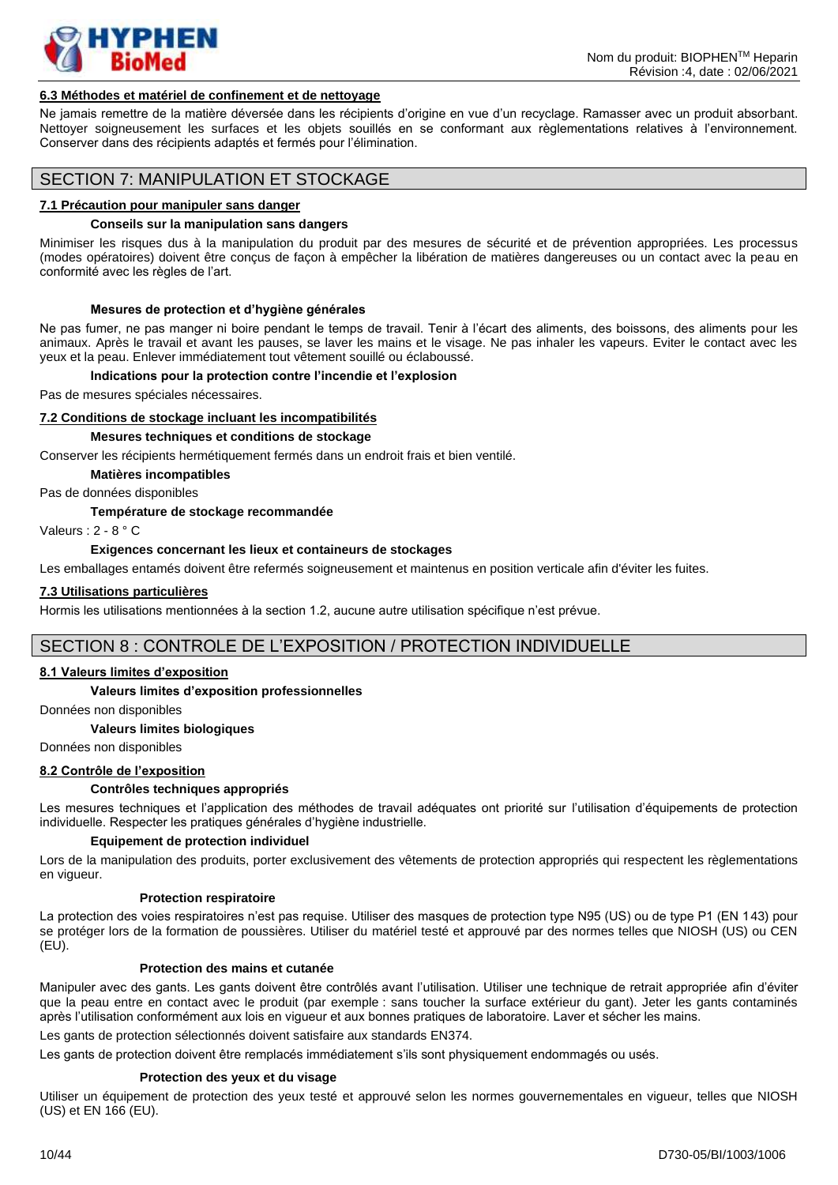#### 6.3 Méthodes et matériel de confinement et de nettoyage

Ne jamais remettre de la matière déversée dans les récipients d'origine en vue d'un recyclage. Ramasser avec un produit absorbant. Nettoyer soigneusement les surfaces et les objets souillés en se conformant aux règlementations relatives à l'environnement. Conserver dans des récipients adaptés et fermés pour l'élimination.

## SECTION 7: MANIPULATION ET STOCKAGE

#### 7.1 Précaution pour manipuler sans danger

**Conseils sur la manipulation sans dangers**

Minimiser les risques dus à la manipulation du produit par des mesures de sécurité et de prévention appropriées. Les processus (modes opératoires) doivent être conçus de façon à empêcher la libération de matières dangereuses ou un contact avec la peau en conformité avec les règles de l'art.

**Mesures de protection et d'hygiène générales**

Ne pas fumer, ne pas manger ni boire pendant le temps de travail. Tenir à l'écart des aliments, des boissons, des aliments pour les animaux. Après le travail et avant les pauses, se laver les mains et le visage. Ne pas inhaler les vapeurs. Eviter le contact avec les yeux et la peau. Enlever immédiatement tout vêtement souillé ou éclaboussé.

**Indications pour la protection contre l'incendie et l'explosion**

Pas de mesures spéciales nécessaires.

#### 7.2 Conditions de stockage incluant les incompatibilités

**Mesures techniques et conditions de stockage**

Conserver les récipients hermétiquement fermés dans un endroit frais et bien ventilé.

**Matières incompatibles**

Pas de données disponibles

**Température de stockage recommandée**

Valeurs : 2 - 8 ° C

**Exigences concernant les lieux et containeurs de stockages**

Les emballages entamés doivent être refermés soigneusement et maintenus en position verticale afin d'éviter les fuites.

#### 7.3 Utilisations particulières

Hormis les utilisations mentionnées à la section 1.2, aucune autre utilisation spécifique n'est prévue.

## SECTION 8 : CONTROLE DE L'EXPOSITION / PROTECTION INDIVIDUELLE

#### 8.1 Valeurs limites d'exposition

**Valeurs limites d'exposition professionnelles**

Données non disponibles

**Valeurs limites biologiques**

Données non disponibles

#### 8.2 Contrôle de l'exposition

**Contrôles techniques appropriés**

Les mesures techniques et l'application des méthodes de travail adéquates ont priorité sur l'utilisation d'équipements de protection individuelle. Respecter les pratiques générales d'hygiène industrielle.

**Equipement de protection individuel**

Lors de la manipulation des produits, porter exclusivement des vêtements de protection appropriés qui respectent les règlementations en vigueur.

**Protection respiratoire**

La protection des voies respiratoires n'est pas requise. Utiliser des masques de protection type N95 (US) ou de type P1 (EN 143) pour se protéger lors de la formation de poussières. Utiliser du matériel testé et approuvé par des normes telles que NIOSH (US) ou CEN (EU).

**Protection des mains et cutanée**

Manipuler avec des gants. Les gants doivent être contrôlés avant l'utilisation. Utiliser une technique de retrait appropriée afin d'éviter que la peau entre en contact avec le produit (par exemple : sans toucher la surface extérieur du gant). Jeter les gants contaminés après l'utilisation conformément aux lois en vigueur et aux bonnes pratiques de laboratoire. Laver et sécher les mains.

Les gants de protection sélectionnés doivent satisfaire aux standards EN374.

Les gants de protection doivent être remplacés immédiatement s'ils sont physiquement endommagés ou usés.

**Protection des yeux et du visage**

Utiliser un équipement de protection des yeux testé et approuvé selon les normes gouvernementales en vigueur, telles que NIOSH (US) et EN 166 (EU).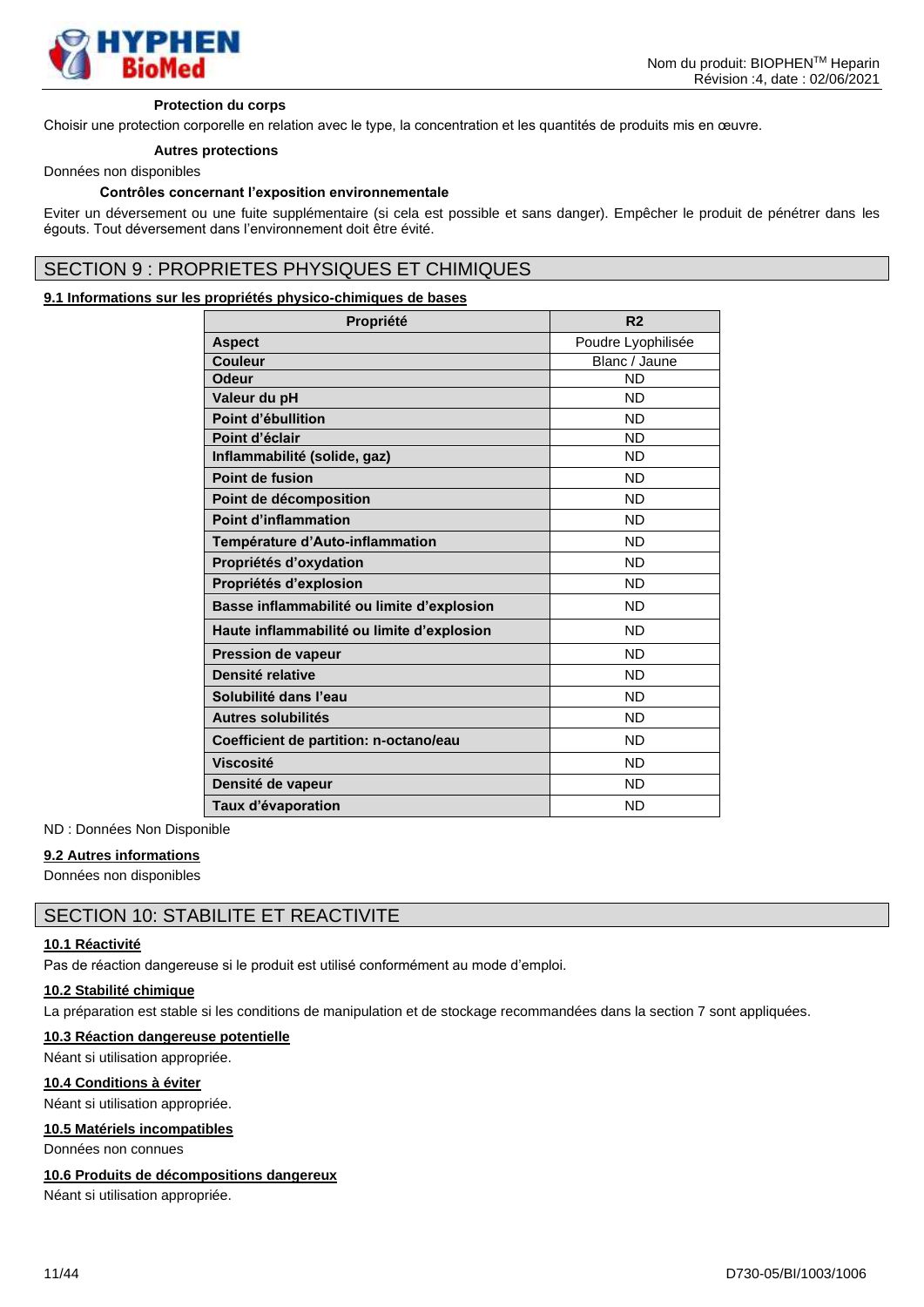**Protection du corps**

Choisir une protection corporelle en relation avec le type, la concentration et les quantités de produits mis en œuvre.

**Autres protections**

Données non disponibles

**Contrôles concernant l'exposition environnementale**

Eviter un déversement ou une fuite supplémentaire (si cela est possible et sans danger). Empêcher le produit de pénétrer dans les égouts. Tout déversement dans l'environnement doit être évité.

## SECTION 9 : PROPRIETES PHYSIQUES ET CHIMIQUES

### 9.1 Informations sur les propriétés physico-chimiques de bases

| Propriété | R2 |
|---|---|
| **Aspect** | Poudre Lyophilisée |
| **Couleur** | Blanc / Jaune |
| **Odeur** | ND |
| **Valeur du pH** | ND |
| **Point d'ébullition** | ND |
| **Point d'éclair** | ND |
| **Inflammabilité (solide, gaz)** | ND |
| **Point de fusion** | ND |
| **Point de décomposition** | ND |
| **Point d'inflammation** | ND |
| **Température d'Auto-inflammation** | ND |
| **Propriétés d'oxydation** | ND |
| **Propriétés d'explosion** | ND |
| **Basse inflammabilité ou limite d'explosion** | ND |
| **Haute inflammabilité ou limite d'explosion** | ND |
| **Pression de vapeur** | ND |
| **Densité relative** | ND |
| **Solubilité dans l'eau** | ND |
| **Autres solubilités** | ND |
| **Coefficient de partition: n-octano/eau** | ND |
| **Viscosité** | ND |
| **Densité de vapeur** | ND |
| **Taux d'évaporation** | ND |

ND : Données Non Disponible

### 9.2 Autres informations

Données non disponibles

## SECTION 10: STABILITE ET REACTIVITE

### 10.1 Réactivité

Pas de réaction dangereuse si le produit est utilisé conformément au mode d'emploi.

### 10.2 Stabilité chimique

La préparation est stable si les conditions de manipulation et de stockage recommandées dans la section 7 sont appliquées.

### 10.3 Réaction dangereuse potentielle

Néant si utilisation appropriée.

### 10.4 Conditions à éviter

Néant si utilisation appropriée.

### 10.5 Matériels incompatibles

Données non connues

### 10.6 Produits de décompositions dangereux

Néant si utilisation appropriée.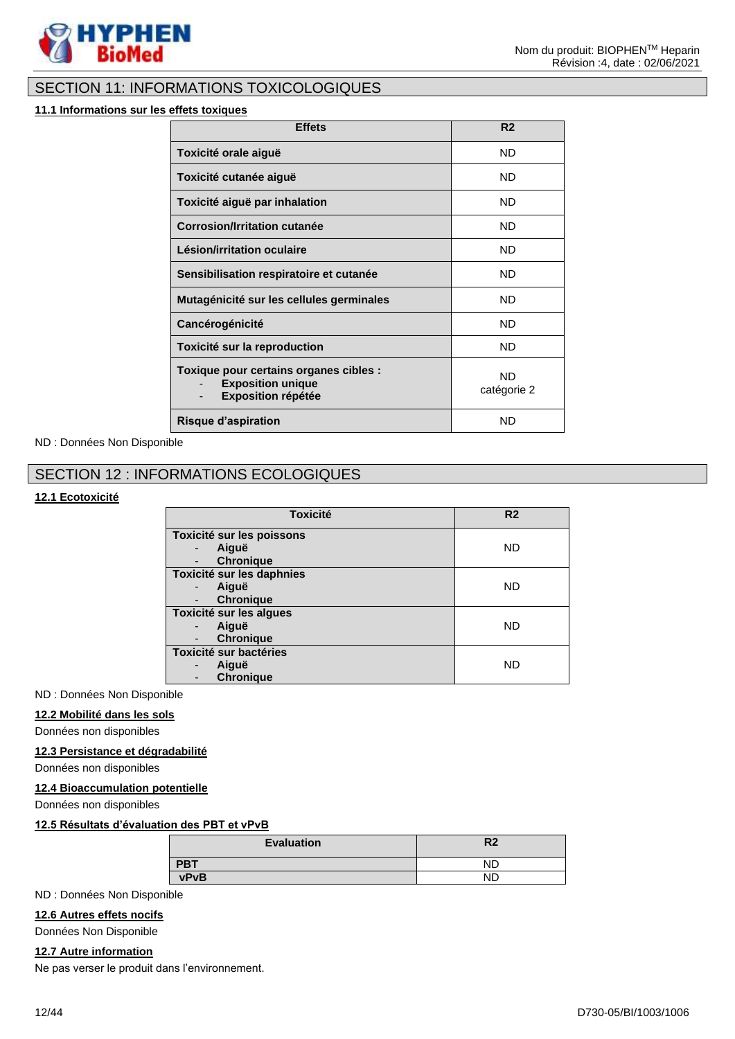## SECTION 11: INFORMATIONS TOXICOLOGIQUES

### 11.1 Informations sur les effets toxiques

| Effets | R2 |
|---|---|
| **Toxicité orale aiguë** | ND |
| **Toxicité cutanée aiguë** | ND |
| **Toxicité aiguë par inhalation** | ND |
| **Corrosion/Irritation cutanée** | ND |
| **Lésion/irritation oculaire** | ND |
| **Sensibilisation respiratoire et cutanée** | ND |
| **Mutagénicité sur les cellules germinales** | ND |
| **Cancérogénicité** | ND |
| **Toxicité sur la reproduction** | ND |
| **Toxique pour certains organes cibles :**<br>- **Exposition unique**<br>- **Exposition répétée** | ND<br>catégorie 2 |
| **Risque d'aspiration** | ND |

ND : Données Non Disponible

## SECTION 12 : INFORMATIONS ECOLOGIQUES

### 12.1 Ecotoxicité

| Toxicité | R2 |
|---|---|
| **Toxicité sur les poissons**<br>- **Aiguë**<br>- **Chronique** | ND |
| **Toxicité sur les daphnies**<br>- **Aiguë**<br>- **Chronique** | ND |
| **Toxicité sur les algues**<br>- **Aiguë**<br>- **Chronique** | ND |
| **Toxicité sur bactéries**<br>- **Aiguë**<br>- **Chronique** | ND |

ND : Données Non Disponible

### 12.2 Mobilité dans les sols

Données non disponibles

### 12.3 Persistance et dégradabilité

Données non disponibles

### 12.4 Bioaccumulation potentielle

Données non disponibles

### 12.5 Résultats d'évaluation des PBT et vPvB

| Evaluation | R2 |
|---|---|
| **PBT** | ND |
| **vPvB** | ND |

ND : Données Non Disponible

### 12.6 Autres effets nocifs

Données Non Disponible

### 12.7 Autre information

Ne pas verser le produit dans l'environnement.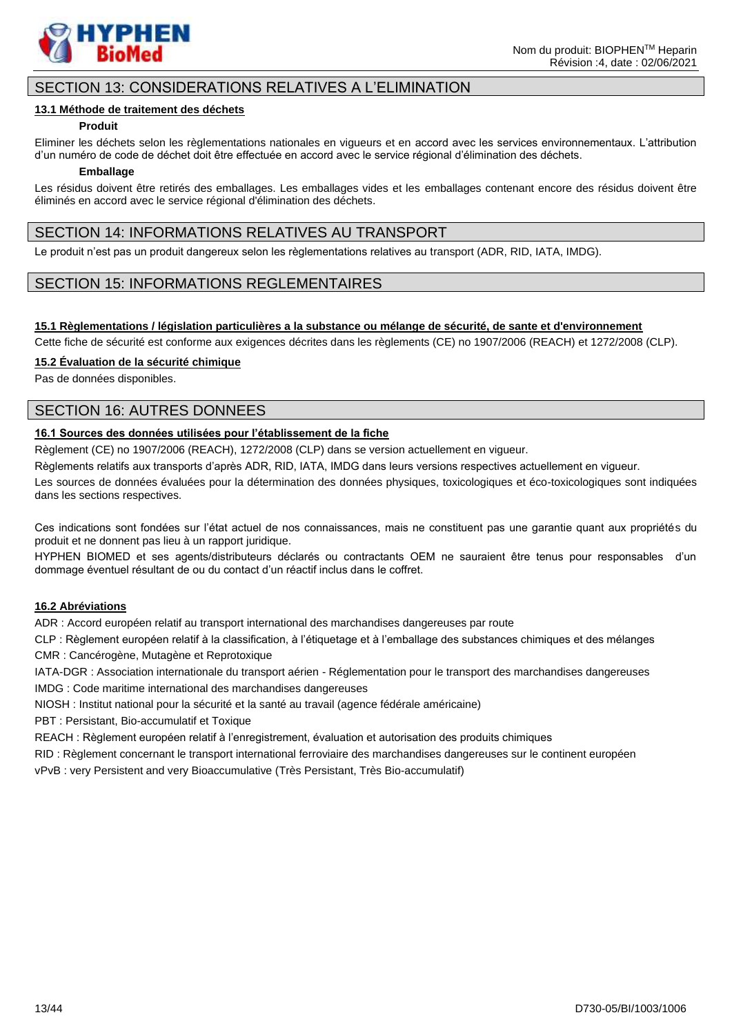## SECTION 13: CONSIDERATIONS RELATIVES A L'ELIMINATION

### 13.1 Méthode de traitement des déchets

**Produit**

Eliminer les déchets selon les règlementations nationales en vigueurs et en accord avec les services environnementaux. L'attribution d'un numéro de code de déchet doit être effectuée en accord avec le service régional d'élimination des déchets.

**Emballage**

Les résidus doivent être retirés des emballages. Les emballages vides et les emballages contenant encore des résidus doivent être éliminés en accord avec le service régional d'élimination des déchets.

## SECTION 14: INFORMATIONS RELATIVES AU TRANSPORT

Le produit n'est pas un produit dangereux selon les règlementations relatives au transport (ADR, RID, IATA, IMDG).

## SECTION 15: INFORMATIONS REGLEMENTAIRES

### 15.1 Règlementations / législation particulières a la substance ou mélange de sécurité, de sante et d'environnement

Cette fiche de sécurité est conforme aux exigences décrites dans les règlements (CE) no 1907/2006 (REACH) et 1272/2008 (CLP).

### 15.2 Évaluation de la sécurité chimique

Pas de données disponibles.

## SECTION 16: AUTRES DONNEES

### 16.1 Sources des données utilisées pour l'établissement de la fiche

Règlement (CE) no 1907/2006 (REACH), 1272/2008 (CLP) dans se version actuellement en vigueur.

Règlements relatifs aux transports d'après ADR, RID, IATA, IMDG dans leurs versions respectives actuellement en vigueur.

Les sources de données évaluées pour la détermination des données physiques, toxicologiques et éco-toxicologiques sont indiquées dans les sections respectives.

Ces indications sont fondées sur l'état actuel de nos connaissances, mais ne constituent pas une garantie quant aux propriétés du produit et ne donnent pas lieu à un rapport juridique.

HYPHEN BIOMED et ses agents/distributeurs déclarés ou contractants OEM ne sauraient être tenus pour responsables d'un dommage éventuel résultant de ou du contact d'un réactif inclus dans le coffret.

### 16.2 Abréviations

ADR : Accord européen relatif au transport international des marchandises dangereuses par route

CLP : Règlement européen relatif à la classification, à l'étiquetage et à l'emballage des substances chimiques et des mélanges

CMR : Cancérogène, Mutagène et Reprotoxique

IATA-DGR : Association internationale du transport aérien - Réglementation pour le transport des marchandises dangereuses

IMDG : Code maritime international des marchandises dangereuses

NIOSH : Institut national pour la sécurité et la santé au travail (agence fédérale américaine)

PBT : Persistant, Bio-accumulatif et Toxique

REACH : Règlement européen relatif à l'enregistrement, évaluation et autorisation des produits chimiques

RID : Règlement concernant le transport international ferroviaire des marchandises dangereuses sur le continent européen

vPvB : very Persistent and very Bioaccumulative (Très Persistant, Très Bio-accumulatif)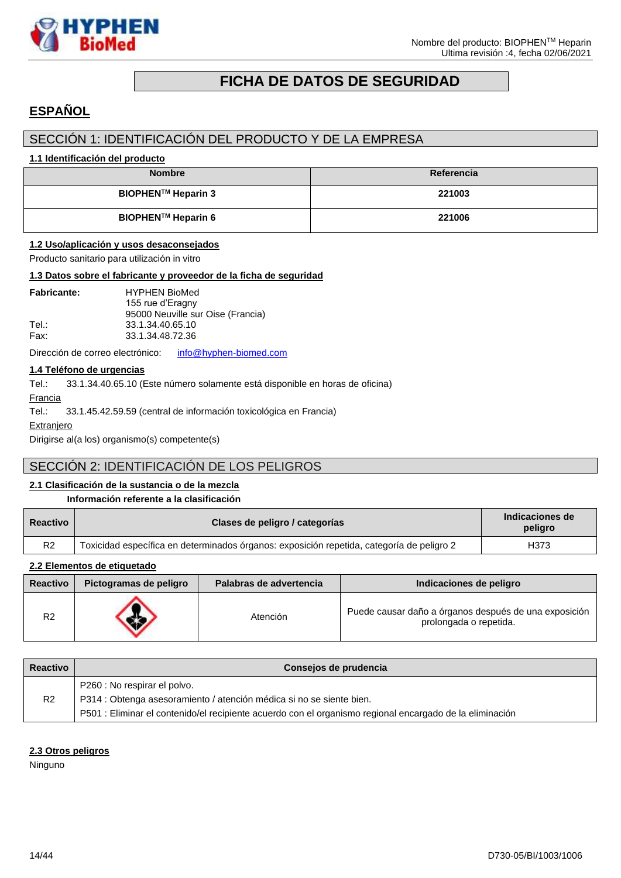# FICHA DE DATOS DE SEGURIDAD

## ESPAÑOL

## SECCIÓN 1: IDENTIFICACIÓN DEL PRODUCTO Y DE LA EMPRESA

### 1.1 Identificación del producto

| Nombre | Referencia |
|---|---|
| **BIOPHEN™ Heparin 3** | **221003** |
| **BIOPHEN™ Heparin 6** | **221006** |

### 1.2 Uso/aplicación y usos desaconsejados

Producto sanitario para utilización in vitro

### 1.3 Datos sobre el fabricante y proveedor de la ficha de seguridad

**Fabricante:** HYPHEN BioMed
155 rue d'Eragny
95000 Neuville sur Oise (Francia)
Tel.: 33.1.34.40.65.10
Fax: 33.1.34.48.72.36

Dirección de correo electrónico: info@hyphen-biomed.com

### 1.4 Teléfono de urgencias

Tel.: 33.1.34.40.65.10 (Este número solamente está disponible en horas de oficina)

Francia

Tel.: 33.1.45.42.59.59 (central de información toxicológica en Francia)

Extranjero

Dirigirse al(a los) organismo(s) competente(s)

## SECCIÓN 2: IDENTIFICACIÓN DE LOS PELIGROS

### 2.1 Clasificación de la sustancia o de la mezcla

**Información referente a la clasificación**

| Reactivo | Clases de peligro / categorías | Indicaciones de peligro |
|---|---|---|
| R2 | Toxicidad específica en determinados órganos: exposición repetida, categoría de peligro 2 | H373 |

### 2.2 Elementos de etiquetado

| Reactivo | Pictogramas de peligro | Palabras de advertencia | Indicaciones de peligro |
|---|---|---|---|
| R2 | | Atención | Puede causar daño a órganos después de una exposición prolongada o repetida. |

| Reactivo | Consejos de prudencia |
|---|---|
| R2 | P260 : No respirar el polvo.<br>P314 : Obtenga asesoramiento / atención médica si no se siente bien.<br>P501 : Eliminar el contenido/el recipiente acuerdo con el organismo regional encargado de la eliminación |

### 2.3 Otros peligros

Ninguno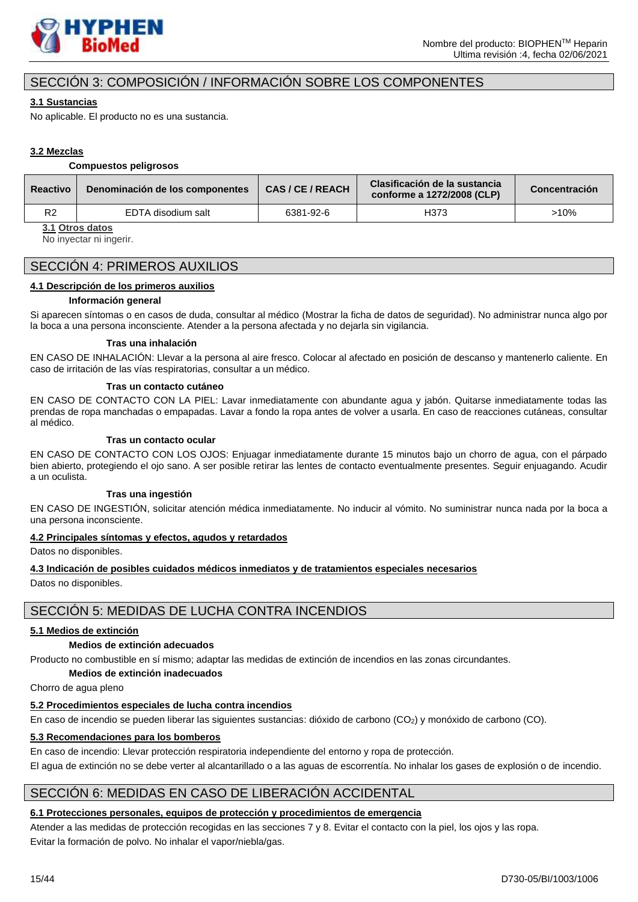## SECCIÓN 3: COMPOSICIÓN / INFORMACIÓN SOBRE LOS COMPONENTES

### 3.1 Sustancias

No aplicable. El producto no es una sustancia.

### 3.2 Mezclas

**Compuestos peligrosos**

| Reactivo | Denominación de los componentes | CAS / CE / REACH | Clasificación de la sustancia conforme a 1272/2008 (CLP) | Concentración |
|---|---|---|---|---|
| R2 | EDTA disodium salt | 6381-92-6 | H373 | >10% |

### 3.1 Otros datos

No inyectar ni ingerir.

## SECCIÓN 4: PRIMEROS AUXILIOS

### 4.1 Descripción de los primeros auxilios

**Información general**

Si aparecen síntomas o en casos de duda, consultar al médico (Mostrar la ficha de datos de seguridad). No administrar nunca algo por la boca a una persona inconsciente. Atender a la persona afectada y no dejarla sin vigilancia.

**Tras una inhalación**

EN CASO DE INHALACIÓN: Llevar a la persona al aire fresco. Colocar al afectado en posición de descanso y mantenerlo caliente. En caso de irritación de las vías respiratorias, consultar a un médico.

**Tras un contacto cutáneo**

EN CASO DE CONTACTO CON LA PIEL: Lavar inmediatamente con abundante agua y jabón. Quitarse inmediatamente todas las prendas de ropa manchadas o empapadas. Lavar a fondo la ropa antes de volver a usarla. En caso de reacciones cutáneas, consultar al médico.

**Tras un contacto ocular**

EN CASO DE CONTACTO CON LOS OJOS: Enjuagar inmediatamente durante 15 minutos bajo un chorro de agua, con el párpado bien abierto, protegiendo el ojo sano. A ser posible retirar las lentes de contacto eventualmente presentes. Seguir enjuagando. Acudir a un oculista.

**Tras una ingestión**

EN CASO DE INGESTIÓN, solicitar atención médica inmediatamente. No inducir al vómito. No suministrar nunca nada por la boca a una persona inconsciente.

### 4.2 Principales síntomas y efectos, agudos y retardados

Datos no disponibles.

### 4.3 Indicación de posibles cuidados médicos inmediatos y de tratamientos especiales necesarios

Datos no disponibles.

## SECCIÓN 5: MEDIDAS DE LUCHA CONTRA INCENDIOS

### 5.1 Medios de extinción

**Medios de extinción adecuados**

Producto no combustible en sí mismo; adaptar las medidas de extinción de incendios en las zonas circundantes.

**Medios de extinción inadecuados**

Chorro de agua pleno

### 5.2 Procedimientos especiales de lucha contra incendios

En caso de incendio se pueden liberar las siguientes sustancias: dióxido de carbono ($CO_2$) y monóxido de carbono (CO).

### 5.3 Recomendaciones para los bomberos

En caso de incendio: Llevar protección respiratoria independiente del entorno y ropa de protección.

El agua de extinción no se debe verter al alcantarillado o a las aguas de escorrentía. No inhalar los gases de explosión o de incendio.

## SECCIÓN 6: MEDIDAS EN CASO DE LIBERACIÓN ACCIDENTAL

### 6.1 Protecciones personales, equipos de protección y procedimientos de emergencia

Atender a las medidas de protección recogidas en las secciones 7 y 8. Evitar el contacto con la piel, los ojos y las ropa.

Evitar la formación de polvo. No inhalar el vapor/niebla/gas.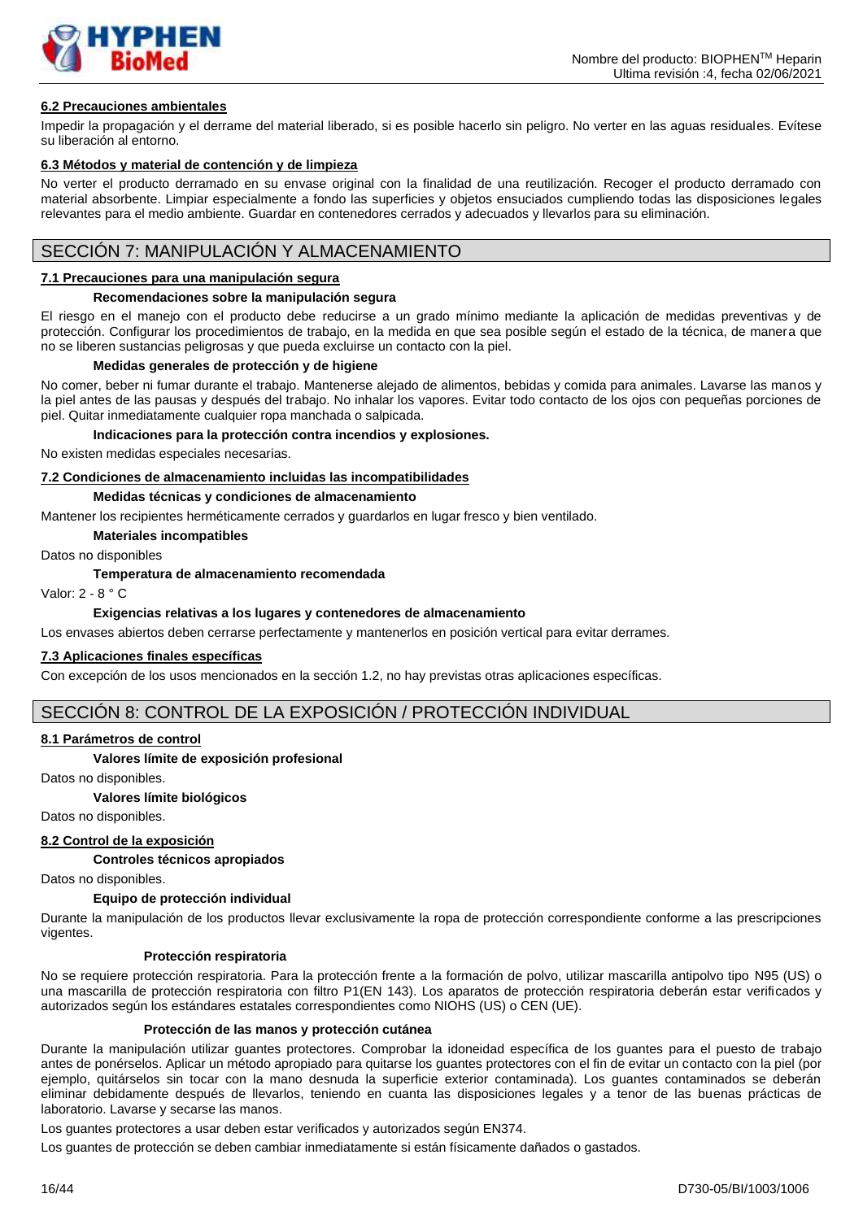#### 6.2 Precauciones ambientales

Impedir la propagación y el derrame del material liberado, si es posible hacerlo sin peligro. No verter en las aguas residuales. Evítese su liberación al entorno.

#### 6.3 Métodos y material de contención y de limpieza

No verter el producto derramado en su envase original con la finalidad de una reutilización. Recoger el producto derramado con material absorbente. Limpiar especialmente a fondo las superficies y objetos ensuciados cumpliendo todas las disposiciones legales relevantes para el medio ambiente. Guardar en contenedores cerrados y adecuados y llevarlos para su eliminación.

## SECCIÓN 7: MANIPULACIÓN Y ALMACENAMIENTO

#### 7.1 Precauciones para una manipulación segura

**Recomendaciones sobre la manipulación segura**

El riesgo en el manejo con el producto debe reducirse a un grado mínimo mediante la aplicación de medidas preventivas y de protección. Configurar los procedimientos de trabajo, en la medida en que sea posible según el estado de la técnica, de manera que no se liberen sustancias peligrosas y que pueda excluirse un contacto con la piel.

**Medidas generales de protección y de higiene**

No comer, beber ni fumar durante el trabajo. Mantenerse alejado de alimentos, bebidas y comida para animales. Lavarse las manos y la piel antes de las pausas y después del trabajo. No inhalar los vapores. Evitar todo contacto de los ojos con pequeñas porciones de piel. Quitar inmediatamente cualquier ropa manchada o salpicada.

**Indicaciones para la protección contra incendios y explosiones.**

No existen medidas especiales necesarias.

#### 7.2 Condiciones de almacenamiento incluidas las incompatibilidades

**Medidas técnicas y condiciones de almacenamiento**

Mantener los recipientes herméticamente cerrados y guardarlos en lugar fresco y bien ventilado.

**Materiales incompatibles**

Datos no disponibles

**Temperatura de almacenamiento recomendada**

Valor: 2 - 8 ° C

**Exigencias relativas a los lugares y contenedores de almacenamiento**

Los envases abiertos deben cerrarse perfectamente y mantenerlos en posición vertical para evitar derrames.

#### 7.3 Aplicaciones finales específicas

Con excepción de los usos mencionados en la sección 1.2, no hay previstas otras aplicaciones específicas.

## SECCIÓN 8: CONTROL DE LA EXPOSICIÓN / PROTECCIÓN INDIVIDUAL

#### 8.1 Parámetros de control

**Valores límite de exposición profesional**

Datos no disponibles.

**Valores límite biológicos**

Datos no disponibles.

#### 8.2 Control de la exposición

**Controles técnicos apropiados**

Datos no disponibles.

**Equipo de protección individual**

Durante la manipulación de los productos llevar exclusivamente la ropa de protección correspondiente conforme a las prescripciones vigentes.

**Protección respiratoria**

No se requiere protección respiratoria. Para la protección frente a la formación de polvo, utilizar mascarilla antipolvo tipo N95 (US) o una mascarilla de protección respiratoria con filtro P1(EN 143). Los aparatos de protección respiratoria deberán estar verificados y autorizados según los estándares estatales correspondientes como NIOHS (US) o CEN (UE).

**Protección de las manos y protección cutánea**

Durante la manipulación utilizar guantes protectores. Comprobar la idoneidad específica de los guantes para el puesto de trabajo antes de ponérselos. Aplicar un método apropiado para quitarse los guantes protectores con el fin de evitar un contacto con la piel (por ejemplo, quitárselos sin tocar con la mano desnuda la superficie exterior contaminada). Los guantes contaminados se deberán eliminar debidamente después de llevarlos, teniendo en cuenta las disposiciones legales y a tenor de las buenas prácticas de laboratorio. Lavarse y secarse las manos.

Los guantes protectores a usar deben estar verificados y autorizados según EN374.

Los guantes de protección se deben cambiar inmediatamente si están físicamente dañados o gastados.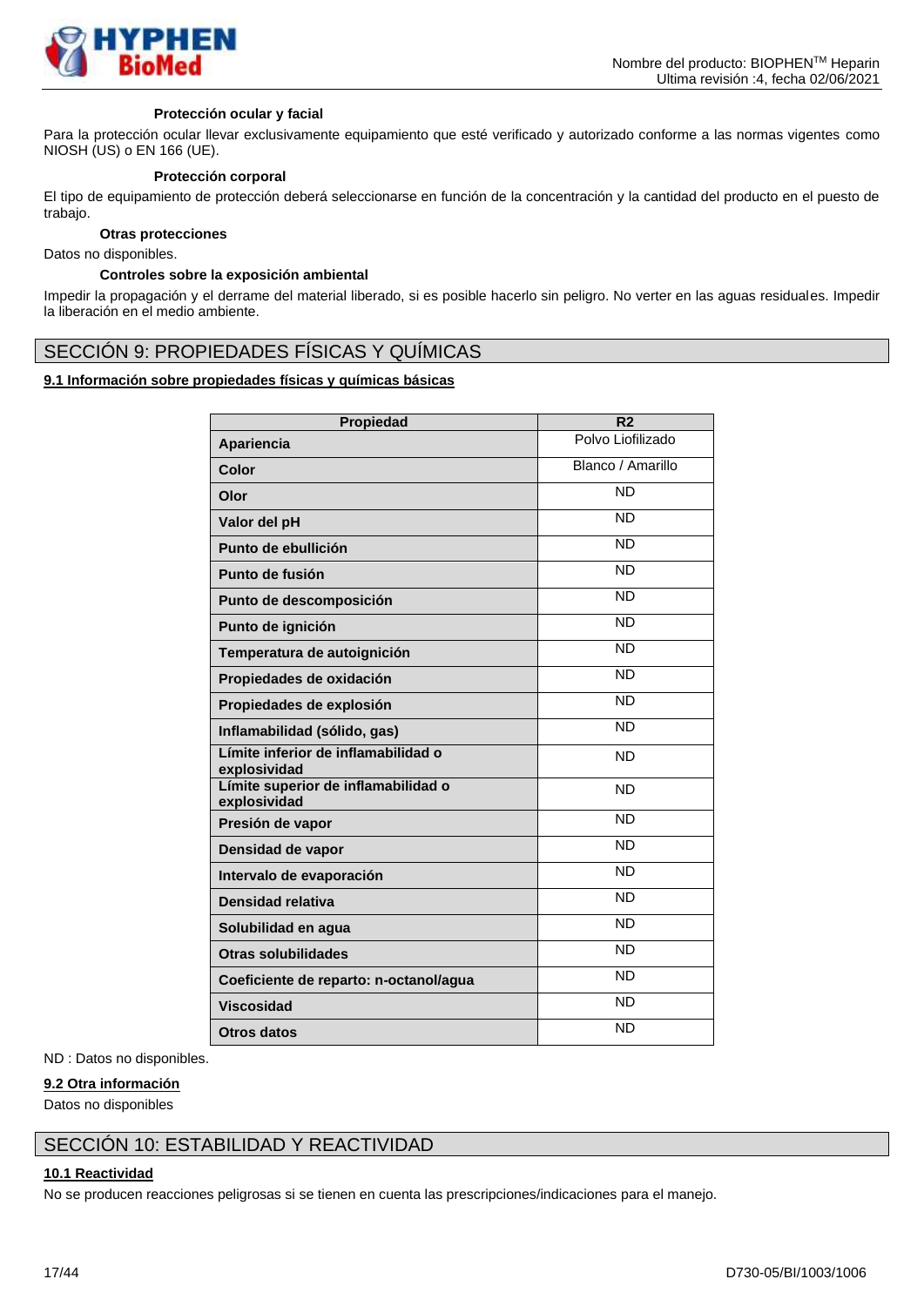#### Protección ocular y facial

Para la protección ocular llevar exclusivamente equipamiento que esté verificado y autorizado conforme a las normas vigentes como NIOSH (US) o EN 166 (UE).

#### Protección corporal

El tipo de equipamiento de protección deberá seleccionarse en función de la concentración y la cantidad del producto en el puesto de trabajo.

#### Otras protecciones

Datos no disponibles.

#### Controles sobre la exposición ambiental

Impedir la propagación y el derrame del material liberado, si es posible hacerlo sin peligro. No verter en las aguas residuales. Impedir la liberación en el medio ambiente.

## SECCIÓN 9: PROPIEDADES FÍSICAS Y QUÍMICAS

**9.1 Información sobre propiedades físicas y químicas básicas**

| Propiedad | R2 |
|---|---|
| **Apariencia** | Polvo Liofilizado |
| **Color** | Blanco / Amarillo |
| **Olor** | ND |
| **Valor del pH** | ND |
| **Punto de ebullición** | ND |
| **Punto de fusión** | ND |
| **Punto de descomposición** | ND |
| **Punto de ignición** | ND |
| **Temperatura de autoignición** | ND |
| **Propiedades de oxidación** | ND |
| **Propiedades de explosión** | ND |
| **Inflamabilidad (sólido, gas)** | ND |
| **Límite inferior de inflamabilidad o explosividad** | ND |
| **Límite superior de inflamabilidad o explosividad** | ND |
| **Presión de vapor** | ND |
| **Densidad de vapor** | ND |
| **Intervalo de evaporación** | ND |
| **Densidad relativa** | ND |
| **Solubilidad en agua** | ND |
| **Otras solubilidades** | ND |
| **Coeficiente de reparto: n-octanol/agua** | ND |
| **Viscosidad** | ND |
| **Otros datos** | ND |

ND : Datos no disponibles.

**9.2 Otra información**

Datos no disponibles

## SECCIÓN 10: ESTABILIDAD Y REACTIVIDAD

**10.1 Reactividad**

No se producen reacciones peligrosas si se tienen en cuenta las prescripciones/indicaciones para el manejo.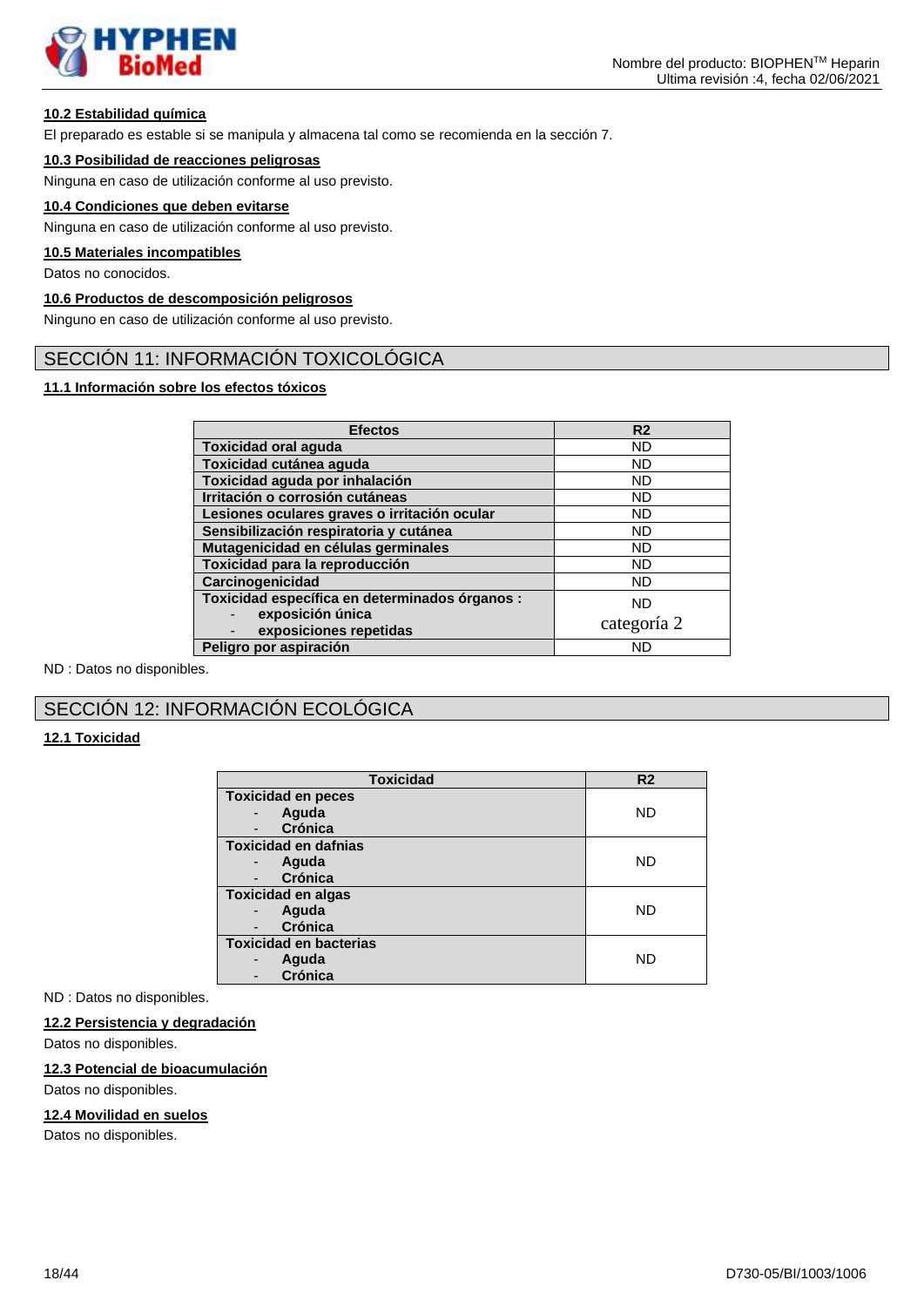#### 10.2 Estabilidad química

El preparado es estable si se manipula y almacena tal como se recomienda en la sección 7.

#### 10.3 Posibilidad de reacciones peligrosas

Ninguna en caso de utilización conforme al uso previsto.

#### 10.4 Condiciones que deben evitarse

Ninguna en caso de utilización conforme al uso previsto.

#### 10.5 Materiales incompatibles

Datos no conocidos.

#### 10.6 Productos de descomposición peligrosos

Ninguno en caso de utilización conforme al uso previsto.

## SECCIÓN 11: INFORMACIÓN TOXICOLÓGICA

#### 11.1 Información sobre los efectos tóxicos

| Efectos | R2 |
|---|---|
| **Toxicidad oral aguda** | ND |
| **Toxicidad cutánea aguda** | ND |
| **Toxicidad aguda por inhalación** | ND |
| **Irritación o corrosión cutáneas** | ND |
| **Lesiones oculares graves o irritación ocular** | ND |
| **Sensibilización respiratoria y cutánea** | ND |
| **Mutagenicidad en células germinales** | ND |
| **Toxicidad para la reproducción** | ND |
| **Carcinogenicidad** | ND |
| **Toxicidad específica en determinados órganos :** - **exposición única** - **exposiciones repetidas** | ND categoría 2 |
| **Peligro por aspiración** | ND |

ND : Datos no disponibles.

## SECCIÓN 12: INFORMACIÓN ECOLÓGICA

#### 12.1 Toxicidad

| Toxicidad | R2 |
|---|---|
| **Toxicidad en peces** - **Aguda** - **Crónica** | ND |
| **Toxicidad en dafnias** - **Aguda** - **Crónica** | ND |
| **Toxicidad en algas** - **Aguda** - **Crónica** | ND |
| **Toxicidad en bacterias** - **Aguda** - **Crónica** | ND |

ND : Datos no disponibles.

#### 12.2 Persistencia y degradación

Datos no disponibles.

#### 12.3 Potencial de bioacumulación

Datos no disponibles.

#### 12.4 Movilidad en suelos

Datos no disponibles.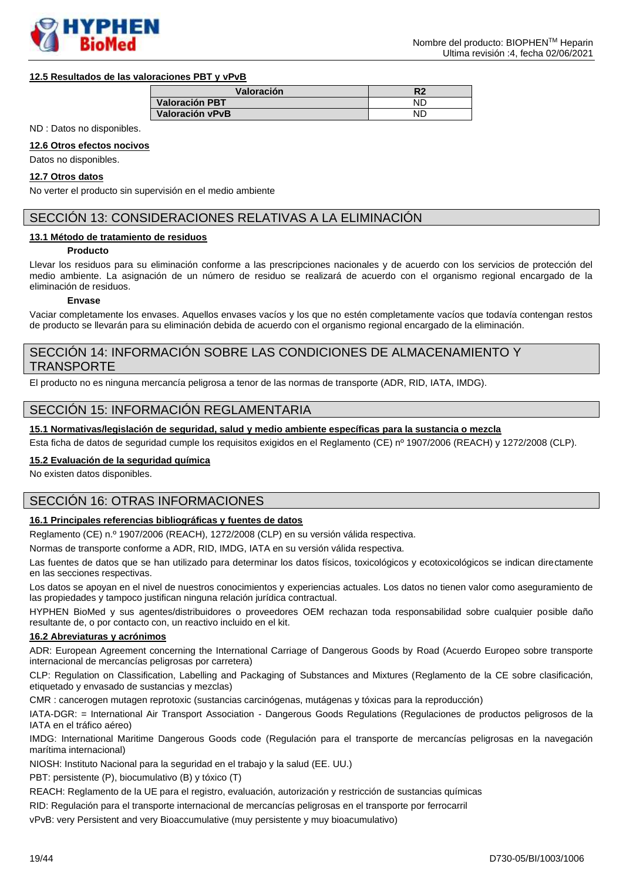#### 12.5 Resultados de las valoraciones PBT y vPvB

| Valoración | R2 |
|---|---|
| Valoración PBT | ND |
| Valoración vPvB | ND |

ND : Datos no disponibles.

#### 12.6 Otros efectos nocivos

Datos no disponibles.

#### 12.7 Otros datos

No verter el producto sin supervisión en el medio ambiente

## SECCIÓN 13: CONSIDERACIONES RELATIVAS A LA ELIMINACIÓN

#### 13.1 Método de tratamiento de residuos

**Producto**

Llevar los residuos para su eliminación conforme a las prescripciones nacionales y de acuerdo con los servicios de protección del medio ambiente. La asignación de un número de residuo se realizará de acuerdo con el organismo regional encargado de la eliminación de residuos.

**Envase**

Vaciar completamente los envases. Aquellos envases vacíos y los que no estén completamente vacíos que todavía contengan restos de producto se llevarán para su eliminación debida de acuerdo con el organismo regional encargado de la eliminación.

## SECCIÓN 14: INFORMACIÓN SOBRE LAS CONDICIONES DE ALMACENAMIENTO Y TRANSPORTE

El producto no es ninguna mercancía peligrosa a tenor de las normas de transporte (ADR, RID, IATA, IMDG).

## SECCIÓN 15: INFORMACIÓN REGLAMENTARIA

#### 15.1 Normativas/legislación de seguridad, salud y medio ambiente específicas para la sustancia o mezcla

Esta ficha de datos de seguridad cumple los requisitos exigidos en el Reglamento (CE) nº 1907/2006 (REACH) y 1272/2008 (CLP).

#### 15.2 Evaluación de la seguridad química

No existen datos disponibles.

## SECCIÓN 16: OTRAS INFORMACIONES

#### 16.1 Principales referencias bibliográficas y fuentes de datos

Reglamento (CE) n.º 1907/2006 (REACH), 1272/2008 (CLP) en su versión válida respectiva.

Normas de transporte conforme a ADR, RID, IMDG, IATA en su versión válida respectiva.

Las fuentes de datos que se han utilizado para determinar los datos físicos, toxicológicos y ecotoxicológicos se indican directamente en las secciones respectivas.

Los datos se apoyan en el nivel de nuestros conocimientos y experiencias actuales. Los datos no tienen valor como aseguramiento de las propiedades y tampoco justifican ninguna relación jurídica contractual.

HYPHEN BioMed y sus agentes/distribuidores o proveedores OEM rechazan toda responsabilidad sobre cualquier posible daño resultante de, o por contacto con, un reactivo incluido en el kit.

#### 16.2 Abreviaturas y acrónimos

ADR: European Agreement concerning the International Carriage of Dangerous Goods by Road (Acuerdo Europeo sobre transporte internacional de mercancías peligrosas por carretera)

CLP: Regulation on Classification, Labelling and Packaging of Substances and Mixtures (Reglamento de la CE sobre clasificación, etiquetado y envasado de sustancias y mezclas)

CMR : cancerogen mutagen reprotoxic (sustancias carcinógenas, mutágenas y tóxicas para la reproducción)

IATA-DGR: = International Air Transport Association - Dangerous Goods Regulations (Regulaciones de productos peligrosos de la IATA en el tráfico aéreo)

IMDG: International Maritime Dangerous Goods code (Regulación para el transporte de mercancías peligrosas en la navegación marítima internacional)

NIOSH: Instituto Nacional para la seguridad en el trabajo y la salud (EE. UU.)

PBT: persistente (P), biocumulativo (B) y tóxico (T)

REACH: Reglamento de la UE para el registro, evaluación, autorización y restricción de sustancias químicas

RID: Regulación para el transporte internacional de mercancías peligrosas en el transporte por ferrocarril

vPvB: very Persistent and very Bioaccumulative (muy persistente y muy bioacumulativo)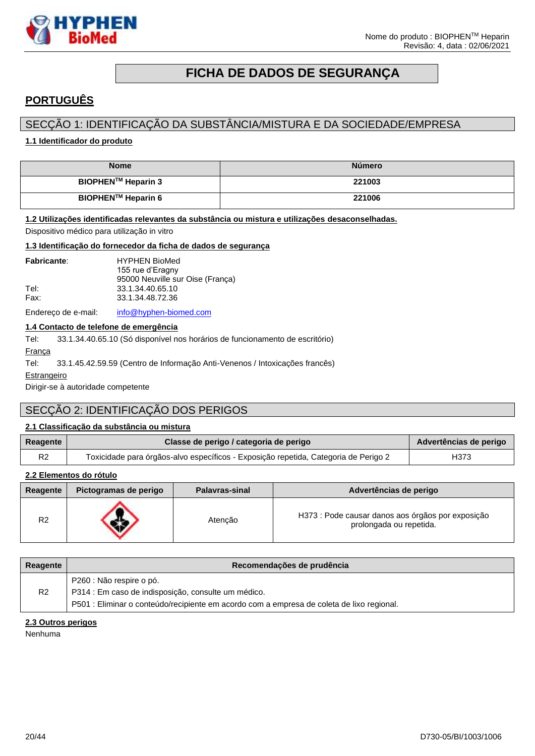# FICHA DE DADOS DE SEGURANÇA

## PORTUGUÊS

## SECÇÃO 1: IDENTIFICAÇÃO DA SUBSTÂNCIA/MISTURA E DA SOCIEDADE/EMPRESA

### 1.1 Identificador do produto

| Nome | Número |
|---|---|
| **BIOPHEN$^{TM}$ Heparin 3** | **221003** |
| **BIOPHEN$^{TM}$ Heparin 6** | **221006** |

### 1.2 Utilizações identificadas relevantes da substância ou mistura e utilizações desaconselhadas.

Dispositivo médico para utilização in vitro

### 1.3 Identificação do fornecedor da ficha de dados de segurança

**Fabricante**: HYPHEN BioMed
155 rue d'Eragny
95000 Neuville sur Oise (França)

Tel: 33.1.34.40.65.10
Fax: 33.1.34.48.72.36

Endereço de e-mail: info@hyphen-biomed.com

### 1.4 Contacto de telefone de emergência

Tel: 33.1.34.40.65.10 (Só disponível nos horários de funcionamento de escritório)

França

Tel: 33.1.45.42.59.59 (Centro de Informação Anti-Venenos / Intoxicações francês)

Estrangeiro

Dirigir-se à autoridade competente

## SECÇÃO 2: IDENTIFICAÇÃO DOS PERIGOS

### 2.1 Classificação da substância ou mistura

| Reagente | Classe de perigo / categoria de perigo | Advertências de perigo |
|---|---|---|
| R2 | Toxicidade para órgãos-alvo específicos - Exposição repetida, Categoria de Perigo 2 | H373 |

### 2.2 Elementos do rótulo

| Reagente | Pictogramas de perigo | Palavras-sinal | Advertências de perigo |
|---|---|---|---|
| R2 | | Atenção | H373 : Pode causar danos aos órgãos por exposição prolongada ou repetida. |

| Reagente | Recomendações de prudência |
|---|---|
| R2 | P260 : Não respire o pó.<br>P314 : Em caso de indisposição, consulte um médico.<br>P501 : Eliminar o conteúdo/recipiente em acordo com a empresa de coleta de lixo regional. |

### 2.3 Outros perigos

Nenhuma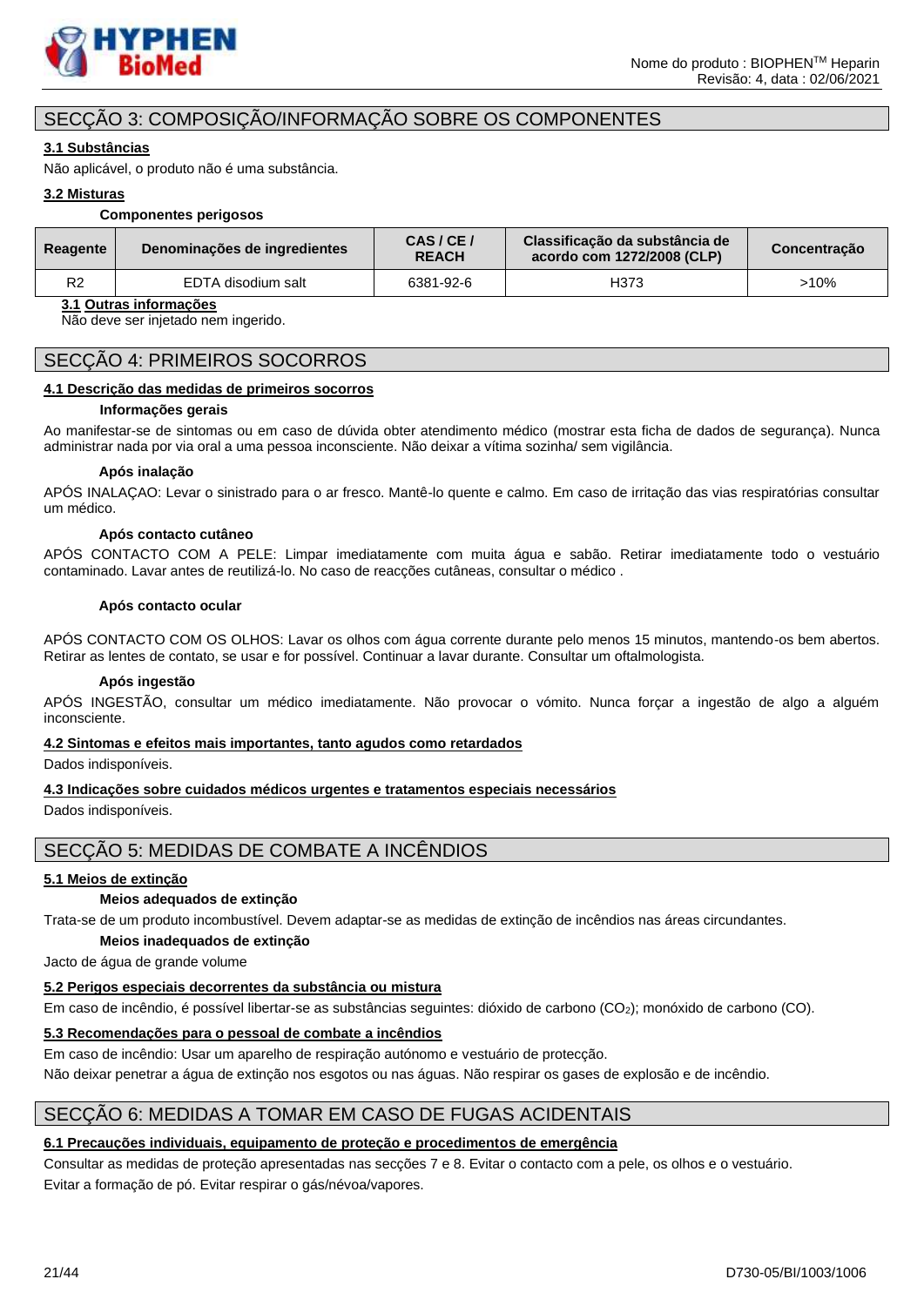## SECÇÃO 3: COMPOSIÇÃO/INFORMAÇÃO SOBRE OS COMPONENTES

### 3.1 Substâncias

Não aplicável, o produto não é uma substância.

### 3.2 Misturas

**Componentes perigosos**

| Reagente | Denominações de ingredientes | CAS / CE / REACH | Classificação da substância de acordo com 1272/2008 (CLP) | Concentração |
|---|---|---|---|---|
| R2 | EDTA disodium salt | 6381-92-6 | H373 | >10% |

### 3.1 Outras informações

Não deve ser injetado nem ingerido.

## SECÇÃO 4: PRIMEIROS SOCORROS

### 4.1 Descrição das medidas de primeiros socorros

**Informações gerais**

Ao manifestar-se de sintomas ou em caso de dúvida obter atendimento médico (mostrar esta ficha de dados de segurança). Nunca administrar nada por via oral a uma pessoa inconsciente. Não deixar a vítima sozinha/ sem vigilância.

**Após inalação**

APÓS INALAÇAO: Levar o sinistrado para o ar fresco. Mantê-lo quente e calmo. Em caso de irritação das vias respiratórias consultar um médico.

**Após contacto cutâneo**

APÓS CONTACTO COM A PELE: Limpar imediatamente com muita água e sabão. Retirar imediatamente todo o vestuário contaminado. Lavar antes de reutilizá-lo. No caso de reacções cutâneas, consultar o médico .

**Após contacto ocular**

APÓS CONTACTO COM OS OLHOS: Lavar os olhos com água corrente durante pelo menos 15 minutos, mantendo-os bem abertos. Retirar as lentes de contato, se usar e for possível. Continuar a lavar durante. Consultar um oftalmologista.

**Após ingestão**

APÓS INGESTÃO, consultar um médico imediatamente. Não provocar o vómito. Nunca forçar a ingestão de algo a alguém inconsciente.

### 4.2 Sintomas e efeitos mais importantes, tanto agudos como retardados

Dados indisponíveis.

### 4.3 Indicações sobre cuidados médicos urgentes e tratamentos especiais necessários

Dados indisponíveis.

## SECÇÃO 5: MEDIDAS DE COMBATE A INCÊNDIOS

### 5.1 Meios de extinção

**Meios adequados de extinção**

Trata-se de um produto incombustível. Devem adaptar-se as medidas de extinção de incêndios nas áreas circundantes.

**Meios inadequados de extinção**

Jacto de água de grande volume

### 5.2 Perigos especiais decorrentes da substância ou mistura

Em caso de incêndio, é possível libertar-se as substâncias seguintes: dióxido de carbono ($CO_2$); monóxido de carbono (CO).

### 5.3 Recomendações para o pessoal de combate a incêndios

Em caso de incêndio: Usar um aparelho de respiração autónomo e vestuário de protecção.

Não deixar penetrar a água de extinção nos esgotos ou nas águas. Não respirar os gases de explosão e de incêndio.

## SECÇÃO 6: MEDIDAS A TOMAR EM CASO DE FUGAS ACIDENTAIS

### 6.1 Precauções individuais, equipamento de proteção e procedimentos de emergência

Consultar as medidas de proteção apresentadas nas secções 7 e 8. Evitar o contacto com a pele, os olhos e o vestuário.

Evitar a formação de pó. Evitar respirar o gás/névoa/vapores.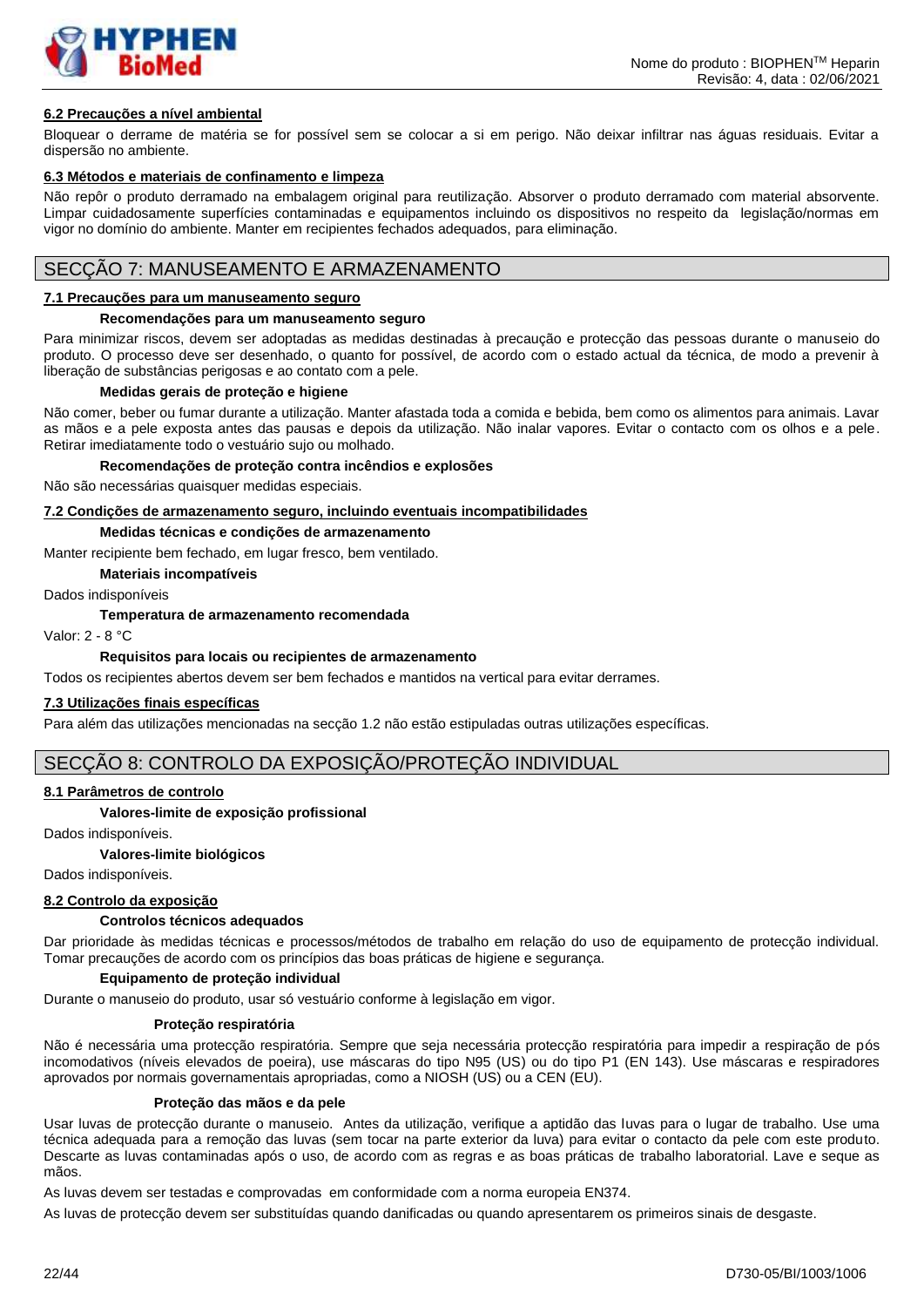#### 6.2 Precauções a nível ambiental

Bloquear o derrame de matéria se for possível sem se colocar a si em perigo. Não deixar infiltrar nas águas residuais. Evitar a dispersão no ambiente.

#### 6.3 Métodos e materiais de confinamento e limpeza

Não repôr o produto derramado na embalagem original para reutilização. Absorver o produto derramado com material absorvente. Limpar cuidadosamente superfícies contaminadas e equipamentos incluindo os dispositivos no respeito da legislação/normas em vigor no domínio do ambiente. Manter em recipientes fechados adequados, para eliminação.

## SECÇÃO 7: MANUSEAMENTO E ARMAZENAMENTO

#### 7.1 Precauções para um manuseamento seguro

**Recomendações para um manuseamento seguro**

Para minimizar riscos, devem ser adoptadas as medidas destinadas à precaução e protecção das pessoas durante o manuseio do produto. O processo deve ser desenhado, o quanto for possível, de acordo com o estado actual da técnica, de modo a prevenir à liberação de substâncias perigosas e ao contato com a pele.

**Medidas gerais de proteção e higiene**

Não comer, beber ou fumar durante a utilização. Manter afastada toda a comida e bebida, bem como os alimentos para animais. Lavar as mãos e a pele exposta antes das pausas e depois da utilização. Não inalar vapores. Evitar o contacto com os olhos e a pele. Retirar imediatamente todo o vestuário sujo ou molhado.

**Recomendações de proteção contra incêndios e explosões**

Não são necessárias quaisquer medidas especiais.

#### 7.2 Condições de armazenamento seguro, incluindo eventuais incompatibilidades

**Medidas técnicas e condições de armazenamento**

Manter recipiente bem fechado, em lugar fresco, bem ventilado.

**Materiais incompatíveis**

Dados indisponíveis

**Temperatura de armazenamento recomendada**

Valor: 2 - 8 °C

**Requisitos para locais ou recipientes de armazenamento**

Todos os recipientes abertos devem ser bem fechados e mantidos na vertical para evitar derrames.

#### 7.3 Utilizações finais específicas

Para além das utilizações mencionadas na secção 1.2 não estão estipuladas outras utilizações específicas.

## SECÇÃO 8: CONTROLO DA EXPOSIÇÃO/PROTEÇÃO INDIVIDUAL

#### 8.1 Parâmetros de controlo

**Valores-limite de exposição profissional**

Dados indisponíveis.

**Valores-limite biológicos**

Dados indisponíveis.

#### 8.2 Controlo da exposição

**Controlos técnicos adequados**

Dar prioridade às medidas técnicas e processos/métodos de trabalho em relação do uso de equipamento de protecção individual. Tomar precauções de acordo com os princípios das boas práticas de higiene e segurança.

**Equipamento de proteção individual**

Durante o manuseio do produto, usar só vestuário conforme à legislação em vigor.

**Proteção respiratória**

Não é necessária uma protecção respiratória. Sempre que seja necessária protecção respiratória para impedir a respiração de pós incomodativos (níveis elevados de poeira), use máscaras do tipo N95 (US) ou do tipo P1 (EN 143). Use máscaras e respiradores aprovados por normais governamentais apropriadas, como a NIOSH (US) ou a CEN (EU).

**Proteção das mãos e da pele**

Usar luvas de protecção durante o manuseio. Antes da utilização, verifique a aptidão das luvas para o lugar de trabalho. Use uma técnica adequada para a remoção das luvas (sem tocar na parte exterior da luva) para evitar o contacto da pele com este produto. Descarte as luvas contaminadas após o uso, de acordo com as regras e as boas práticas de trabalho laboratorial. Lave e seque as mãos.

As luvas devem ser testadas e comprovadas em conformidade com a norma europeia EN374.

As luvas de protecção devem ser substituídas quando danificadas ou quando apresentarem os primeiros sinais de desgaste.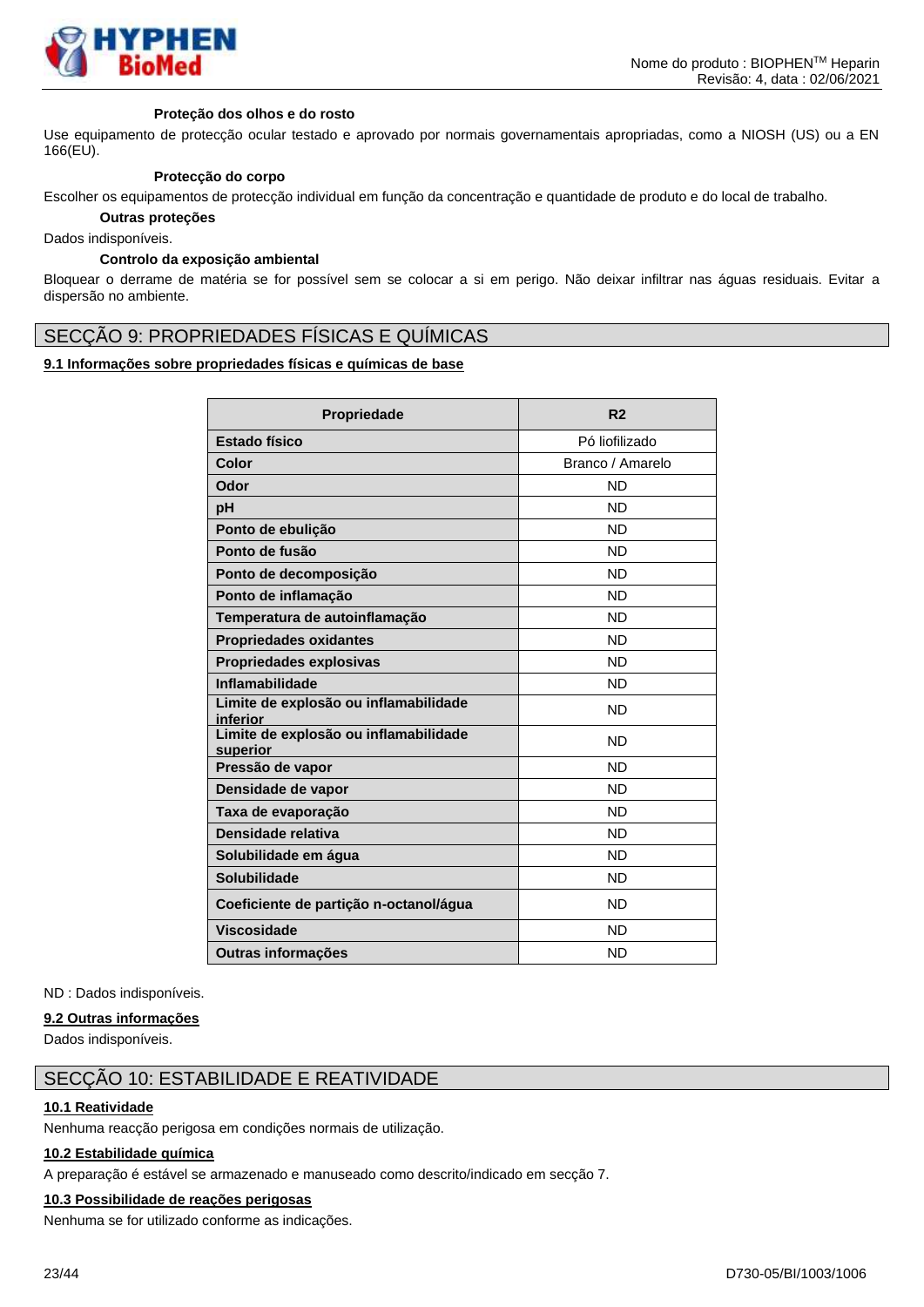#### Proteção dos olhos e do rosto

Use equipamento de protecção ocular testado e aprovado por normais governamentais apropriadas, como a NIOSH (US) ou a EN 166(EU).

#### Protecção do corpo

Escolher os equipamentos de protecção individual em função da concentração e quantidade de produto e do local de trabalho.

#### Outras proteções

Dados indisponíveis.

#### Controlo da exposição ambiental

Bloquear o derrame de matéria se for possível sem se colocar a si em perigo. Não deixar infiltrar nas águas residuais. Evitar a dispersão no ambiente.

## SECÇÃO 9: PROPRIEDADES FÍSICAS E QUÍMICAS

### 9.1 Informações sobre propriedades físicas e químicas de base

| Propriedade | R2 |
|---|---|
| **Estado físico** | Pó liofilizado |
| **Color** | Branco / Amarelo |
| **Odor** | ND |
| **pH** | ND |
| **Ponto de ebulição** | ND |
| **Ponto de fusão** | ND |
| **Ponto de decomposição** | ND |
| **Ponto de inflamação** | ND |
| **Temperatura de autoinflamação** | ND |
| **Propriedades oxidantes** | ND |
| **Propriedades explosivas** | ND |
| **Inflamabilidade** | ND |
| **Limite de explosão ou inflamabilidade inferior** | ND |
| **Limite de explosão ou inflamabilidade superior** | ND |
| **Pressão de vapor** | ND |
| **Densidade de vapor** | ND |
| **Taxa de evaporação** | ND |
| **Densidade relativa** | ND |
| **Solubilidade em água** | ND |
| **Solubilidade** | ND |
| **Coeficiente de partição n-octanol/água** | ND |
| **Viscosidade** | ND |
| **Outras informações** | ND |

ND : Dados indisponíveis.

### 9.2 Outras informações

Dados indisponíveis.

## SECÇÃO 10: ESTABILIDADE E REATIVIDADE

### 10.1 Reatividade

Nenhuma reacção perigosa em condições normais de utilização.

### 10.2 Estabilidade química

A preparação é estável se armazenado e manuseado como descrito/indicado em secção 7.

### 10.3 Possibilidade de reações perigosas

Nenhuma se for utilizado conforme as indicações.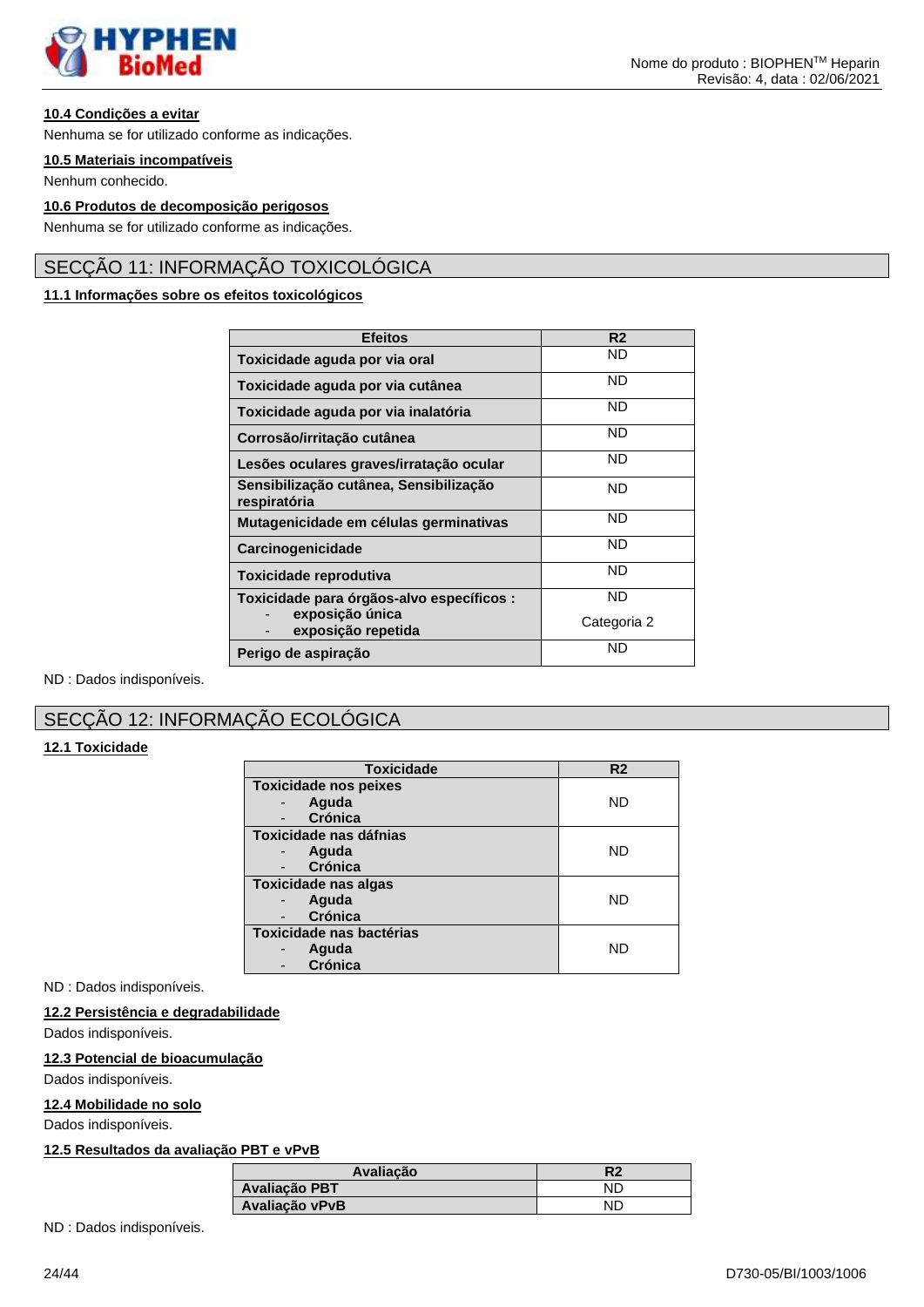**10.4 Condições a evitar**

Nenhuma se for utilizado conforme as indicações.

**10.5 Materiais incompatíveis**

Nenhum conhecido.

**10.6 Produtos de decomposição perigosos**

Nenhuma se for utilizado conforme as indicações.

# SECÇÃO 11: INFORMAÇÃO TOXICOLÓGICA

**11.1 Informações sobre os efeitos toxicológicos**

| Efeitos | R2 |
|---|---|
| **Toxicidade aguda por via oral** | ND |
| **Toxicidade aguda por via cutânea** | ND |
| **Toxicidade aguda por via inalatória** | ND |
| **Corrosão/irritação cutânea** | ND |
| **Lesões oculares graves/irratação ocular** | ND |
| **Sensibilização cutânea, Sensibilização respiratória** | ND |
| **Mutagenicidade em células germinativas** | ND |
| **Carcinogenicidade** | ND |
| **Toxicidade reprodutiva** | ND |
| **Toxicidade para órgãos-alvo específicos :** - **exposição única** - **exposição repetida** | ND<br>Categoria 2 |
| **Perigo de aspiração** | ND |

ND : Dados indisponíveis.

# SECÇÃO 12: INFORMAÇÃO ECOLÓGICA

**12.1 Toxicidade**

| Toxicidade | R2 |
|---|---|
| **Toxicidade nos peixes** - **Aguda** - **Crónica** | ND |
| **Toxicidade nas dáfnias** - **Aguda** - **Crónica** | ND |
| **Toxicidade nas algas** - **Aguda** - **Crónica** | ND |
| **Toxicidade nas bactérias** - **Aguda** - **Crónica** | ND |

ND : Dados indisponíveis.

**12.2 Persistência e degradabilidade**

Dados indisponíveis.

**12.3 Potencial de bioacumulação**

Dados indisponíveis.

**12.4 Mobilidade no solo**

Dados indisponíveis.

**12.5 Resultados da avaliação PBT e vPvB**

| Avaliação | R2 |
|---|---|
| **Avaliação PBT** | ND |
| **Avaliação vPvB** | ND |

ND : Dados indisponíveis.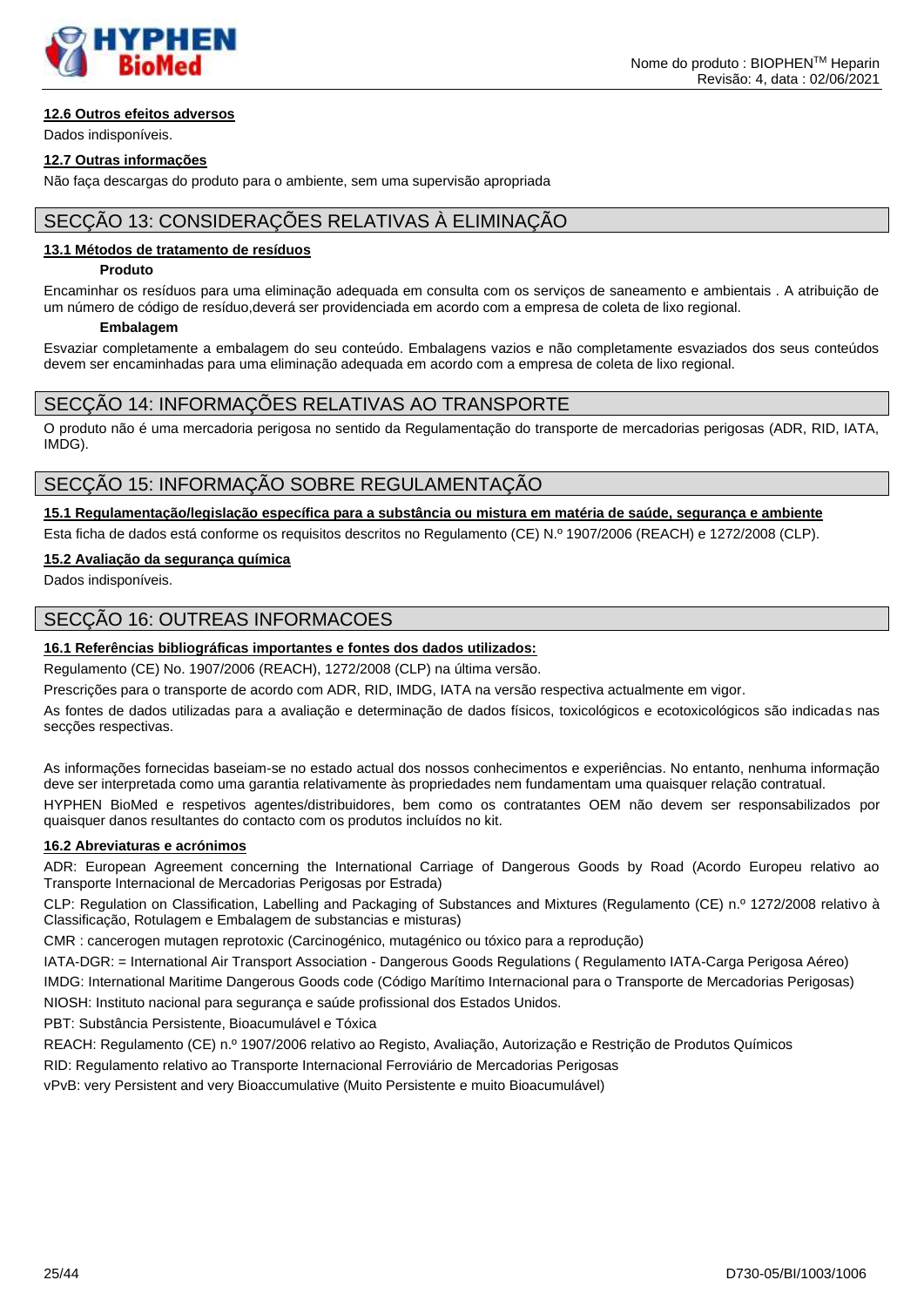#### 12.6 Outros efeitos adversos

Dados indisponíveis.

#### 12.7 Outras informações

Não faça descargas do produto para o ambiente, sem uma supervisão apropriada

## SECÇÃO 13: CONSIDERAÇÕES RELATIVAS À ELIMINAÇÃO

#### 13.1 Métodos de tratamento de resíduos

**Produto**

Encaminhar os resíduos para uma eliminação adequada em consulta com os serviços de saneamento e ambientais . A atribuição de um número de código de resíduo,deverá ser providenciada em acordo com a empresa de coleta de lixo regional.

**Embalagem**

Esvaziar completamente a embalagem do seu conteúdo. Embalagens vazios e não completamente esvaziados dos seus conteúdos devem ser encaminhadas para uma eliminação adequada em acordo com a empresa de coleta de lixo regional.

## SECÇÃO 14: INFORMAÇÕES RELATIVAS AO TRANSPORTE

O produto não é uma mercadoria perigosa no sentido da Regulamentação do transporte de mercadorias perigosas (ADR, RID, IATA, IMDG).

## SECÇÃO 15: INFORMAÇÃO SOBRE REGULAMENTAÇÃO

#### 15.1 Regulamentação/legislação específica para a substância ou mistura em matéria de saúde, segurança e ambiente

Esta ficha de dados está conforme os requisitos descritos no Regulamento (CE) N.º 1907/2006 (REACH) e 1272/2008 (CLP).

#### 15.2 Avaliação da segurança química

Dados indisponíveis.

## SECÇÃO 16: OUTREAS INFORMACOES

#### 16.1 Referências bibliográficas importantes e fontes dos dados utilizados:

Regulamento (CE) No. 1907/2006 (REACH), 1272/2008 (CLP) na última versão.

Prescrições para o transporte de acordo com ADR, RID, IMDG, IATA na versão respectiva actualmente em vigor.

As fontes de dados utilizadas para a avaliação e determinação de dados físicos, toxicológicos e ecotoxicológicos são indicadas nas secções respectivas.

As informações fornecidas baseiam-se no estado actual dos nossos conhecimentos e experiências. No entanto, nenhuma informação deve ser interpretada como uma garantia relativamente às propriedades nem fundamentam uma quaisquer relação contratual.

HYPHEN BioMed e respetivos agentes/distribuidores, bem como os contratantes OEM não devem ser responsabilizados por quaisquer danos resultantes do contacto com os produtos incluídos no kit.

#### 16.2 Abreviaturas e acrónimos

ADR: European Agreement concerning the International Carriage of Dangerous Goods by Road (Acordo Europeu relativo ao Transporte Internacional de Mercadorias Perigosas por Estrada)

CLP: Regulation on Classification, Labelling and Packaging of Substances and Mixtures (Regulamento (CE) n.º 1272/2008 relativo à Classificação, Rotulagem e Embalagem de substancias e misturas)

CMR : cancerogen mutagen reprotoxic (Carcinogénico, mutagénico ou tóxico para a reprodução)

IATA-DGR: = International Air Transport Association - Dangerous Goods Regulations ( Regulamento IATA-Carga Perigosa Aéreo)

IMDG: International Maritime Dangerous Goods code (Código Marítimo Internacional para o Transporte de Mercadorias Perigosas)

NIOSH: Instituto nacional para segurança e saúde profissional dos Estados Unidos.

PBT: Substância Persistente, Bioacumulável e Tóxica

REACH: Regulamento (CE) n.º 1907/2006 relativo ao Registo, Avaliação, Autorização e Restrição de Produtos Químicos

RID: Regulamento relativo ao Transporte Internacional Ferroviário de Mercadorias Perigosas

vPvB: very Persistent and very Bioaccumulative (Muito Persistente e muito Bioacumulável)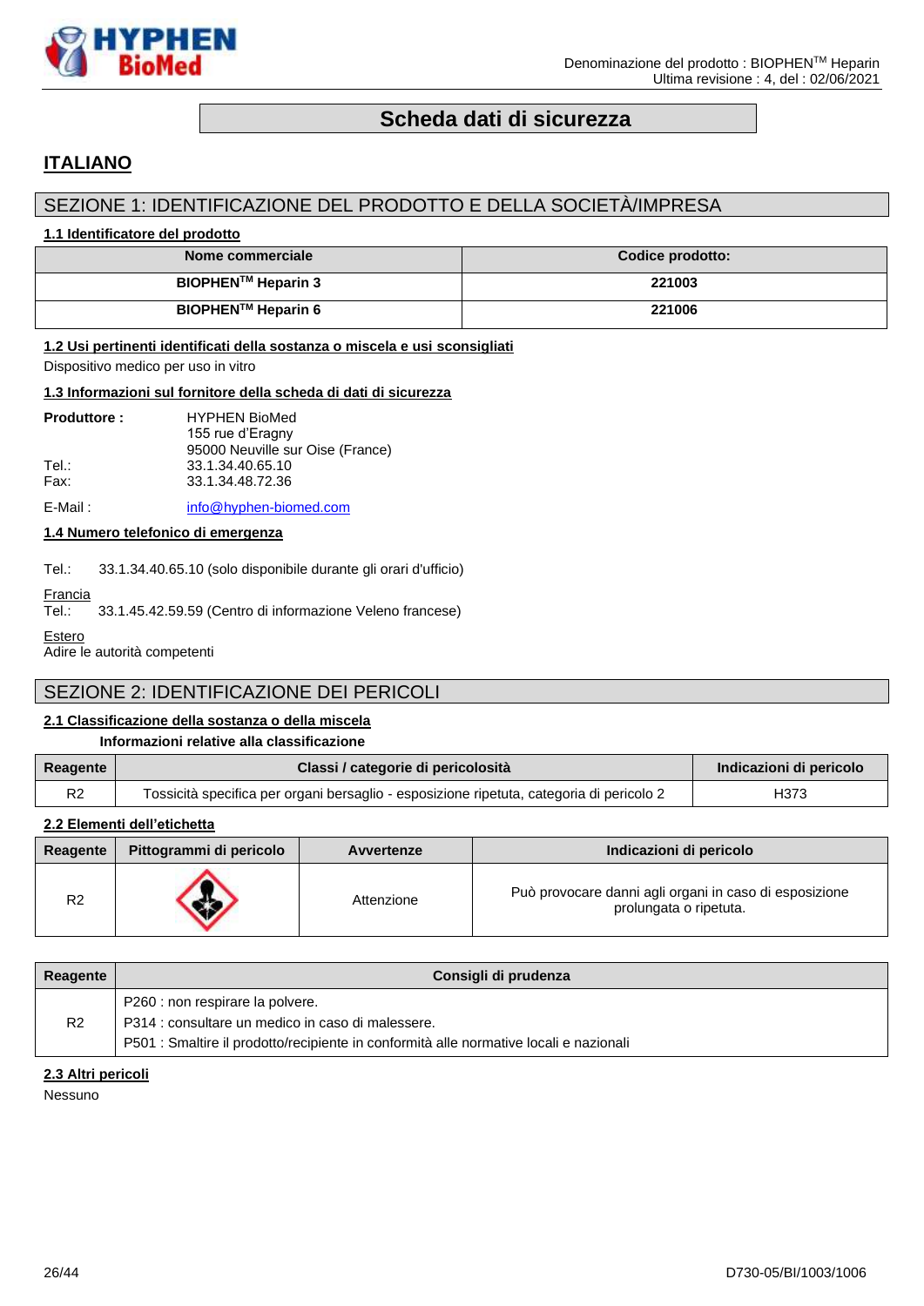# Scheda dati di sicurezza

## ITALIANO

## SEZIONE 1: IDENTIFICAZIONE DEL PRODOTTO E DELLA SOCIETÀ/IMPRESA

### 1.1 Identificatore del prodotto

| Nome commerciale | Codice prodotto: |
|---|---|
| **BIOPHEN™ Heparin 3** | **221003** |
| **BIOPHEN™ Heparin 6** | **221006** |

### 1.2 Usi pertinenti identificati della sostanza o miscela e usi sconsigliati

Dispositivo medico per uso in vitro

### 1.3 Informazioni sul fornitore della scheda di dati di sicurezza

**Produttore :** HYPHEN BioMed
155 rue d'Eragny
95000 Neuville sur Oise (France)

Tel.: 33.1.34.40.65.10
Fax: 33.1.34.48.72.36

E-Mail : info@hyphen-biomed.com

### 1.4 Numero telefonico di emergenza

Tel.: 33.1.34.40.65.10 (solo disponibile durante gli orari d'ufficio)

Francia
Tel.: 33.1.45.42.59.59 (Centro di informazione Veleno francese)

Estero
Adire le autorità competenti

## SEZIONE 2: IDENTIFICAZIONE DEI PERICOLI

### 2.1 Classificazione della sostanza o della miscela

**Informazioni relative alla classificazione**

| Reagente | Classi / categorie di pericolosità | Indicazioni di pericolo |
|---|---|---|
| R2 | Tossicità specifica per organi bersaglio - esposizione ripetuta, categoria di pericolo 2 | H373 |

### 2.2 Elementi dell'etichetta

| Reagente | Pittogrammi di pericolo | Avvertenze | Indicazioni di pericolo |
|---|---|---|---|
| R2 | | Attenzione | Può provocare danni agli organi in caso di esposizione prolungata o ripetuta. |

| Reagente | Consigli di prudenza |
|---|---|
| R2 | P260 : non respirare la polvere.<br>P314 : consultare un medico in caso di malessere.<br>P501 : Smaltire il prodotto/recipiente in conformità alle normative locali e nazionali |

### 2.3 Altri pericoli

Nessuno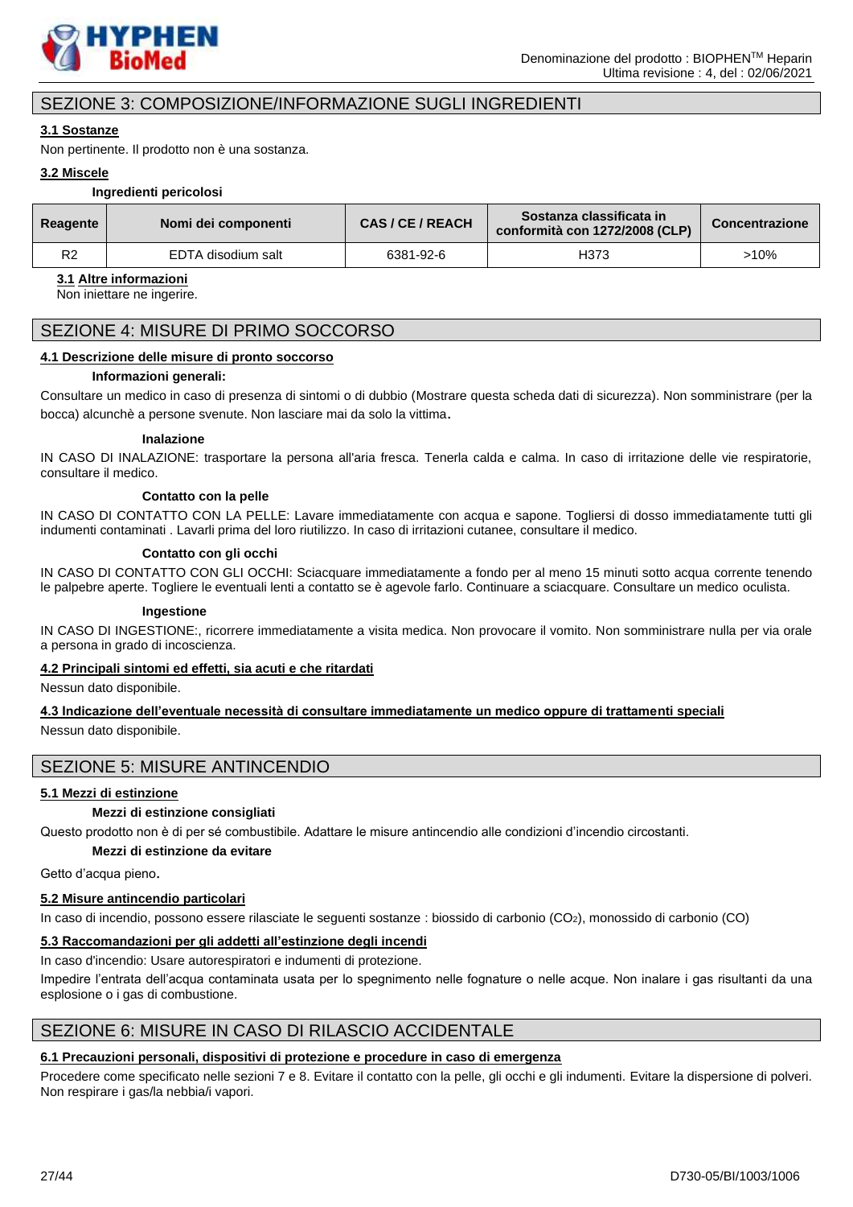## SEZIONE 3: COMPOSIZIONE/INFORMAZIONE SUGLI INGREDIENTI

### 3.1 Sostanze

Non pertinente. Il prodotto non è una sostanza.

### 3.2 Miscele

**Ingredienti pericolosi**

| Reagente | Nomi dei componenti | CAS / CE / REACH | Sostanza classificata in conformità con 1272/2008 (CLP) | Concentrazione |
|---|---|---|---|---|
| R2 | EDTA disodium salt | 6381-92-6 | H373 | >10% |

### 3.1 Altre informazioni

Non iniettare ne ingerire.

## SEZIONE 4: MISURE DI PRIMO SOCCORSO

### 4.1 Descrizione delle misure di pronto soccorso

**Informazioni generali:**

Consultare un medico in caso di presenza di sintomi o di dubbio (Mostrare questa scheda dati di sicurezza). Non somministrare (per la bocca) alcunchè a persone svenute. Non lasciare mai da solo la vittima.

**Inalazione**

IN CASO DI INALAZIONE: trasportare la persona all'aria fresca. Tenerla calda e calma. In caso di irritazione delle vie respiratorie, consultare il medico.

**Contatto con la pelle**

IN CASO DI CONTATTO CON LA PELLE: Lavare immediatamente con acqua e sapone. Togliersi di dosso immediatamente tutti gli indumenti contaminati . Lavarli prima del loro riutilizzo. In caso di irritazioni cutanee, consultare il medico.

**Contatto con gli occhi**

IN CASO DI CONTATTO CON GLI OCCHI: Sciacquare immediatamente a fondo per al meno 15 minuti sotto acqua corrente tenendo le palpebre aperte. Togliere le eventuali lenti a contatto se è agevole farlo. Continuare a sciacquare. Consultare un medico oculista.

**Ingestione**

IN CASO DI INGESTIONE:, ricorrere immediatamente a visita medica. Non provocare il vomito. Non somministrare nulla per via orale a persona in grado di incoscienza.

### 4.2 Principali sintomi ed effetti, sia acuti e che ritardati

Nessun dato disponibile.

### 4.3 Indicazione dell'eventuale necessità di consultare immediatamente un medico oppure di trattamenti speciali

Nessun dato disponibile.

## SEZIONE 5: MISURE ANTINCENDIO

### 5.1 Mezzi di estinzione

**Mezzi di estinzione consigliati**

Questo prodotto non è di per sé combustibile. Adattare le misure antincendio alle condizioni d'incendio circostanti.

**Mezzi di estinzione da evitare**

Getto d'acqua pieno.

### 5.2 Misure antincendio particolari

In caso di incendio, possono essere rilasciate le seguenti sostanze : biossido di carbonio ($CO_2$), monossido di carbonio (CO)

### 5.3 Raccomandazioni per gli addetti all'estinzione degli incendi

In caso d'incendio: Usare autorespiratori e indumenti di protezione.

Impedire l'entrata dell'acqua contaminata usata per lo spegnimento nelle fognature o nelle acque. Non inalare i gas risultanti da una esplosione o i gas di combustione.

## SEZIONE 6: MISURE IN CASO DI RILASCIO ACCIDENTALE

### 6.1 Precauzioni personali, dispositivi di protezione e procedure in caso di emergenza

Procedere come specificato nelle sezioni 7 e 8. Evitare il contatto con la pelle, gli occhi e gli indumenti. Evitare la dispersione di polveri. Non respirare i gas/la nebbia/i vapori.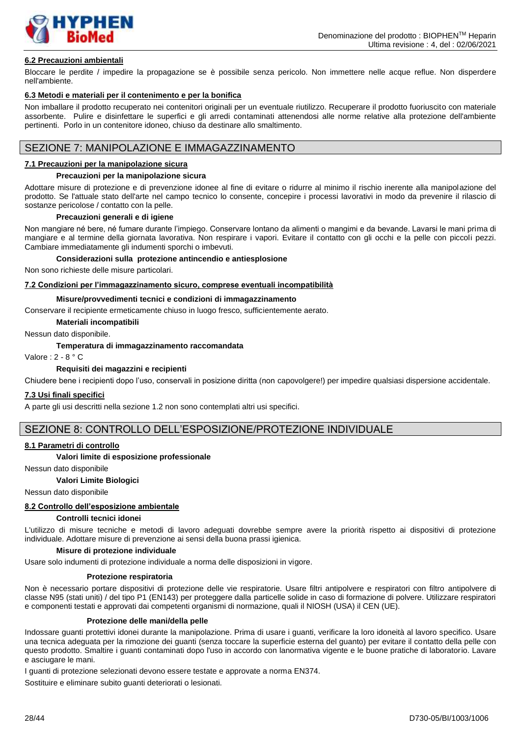#### 6.2 Precauzioni ambientali

Bloccare le perdite / impedire la propagazione se è possibile senza pericolo. Non immettere nelle acque reflue. Non disperdere nell'ambiente.

#### 6.3 Metodi e materiali per il contenimento e per la bonifica

Non imballare il prodotto recuperato nei contenitori originali per un eventuale riutilizzo. Recuperare il prodotto fuoriuscito con materiale assorbente. Pulire e disinfettare le superfici e gli arredi contaminati attenendosi alle norme relative alla protezione dell'ambiente pertinenti. Porlo in un contenitore idoneo, chiuso da destinare allo smaltimento.

## SEZIONE 7: MANIPOLAZIONE E IMMAGAZZINAMENTO

#### 7.1 Precauzioni per la manipolazione sicura

**Precauzioni per la manipolazione sicura**

Adottare misure di protezione e di prevenzione idonee al fine di evitare o ridurre al minimo il rischio inerente alla manipolazione del prodotto. Se l'attuale stato dell'arte nel campo tecnico lo consente, concepire i processi lavorativi in modo da prevenire il rilascio di sostanze pericolose / contatto con la pelle.

**Precauzioni generali e di igiene**

Non mangiare né bere, né fumare durante l'impiego. Conservare lontano da alimenti o mangimi e da bevande. Lavarsi le mani prima di mangiare e al termine della giornata lavorativa. Non respirare i vapori. Evitare il contatto con gli occhi e la pelle con piccoli pezzi. Cambiare immediatamente gli indumenti sporchi o imbevuti.

**Considerazioni sulla protezione antincendio e antiesplosione**

Non sono richieste delle misure particolari.

#### 7.2 Condizioni per l'immagazzinamento sicuro, comprese eventuali incompatibilità

**Misure/provvedimenti tecnici e condizioni di immagazzinamento**

Conservare il recipiente ermeticamente chiuso in luogo fresco, sufficientemente aerato.

**Materiali incompatibili**

Nessun dato disponibile.

**Temperatura di immagazzinamento raccomandata**

Valore : 2 - 8 ° C

**Requisiti dei magazzini e recipienti**

Chiudere bene i recipienti dopo l'uso, conservali in posizione diritta (non capovolgere!) per impedire qualsiasi dispersione accidentale.

#### 7.3 Usi finali specifici

A parte gli usi descritti nella sezione 1.2 non sono contemplati altri usi specifici.

## SEZIONE 8: CONTROLLO DELL'ESPOSIZIONE/PROTEZIONE INDIVIDUALE

#### 8.1 Parametri di controllo

**Valori limite di esposizione professionale**

Nessun dato disponibile

**Valori Limite Biologici**

Nessun dato disponibile

#### 8.2 Controllo dell'esposizione ambientale

**Controlli tecnici idonei**

L'utilizzo di misure tecniche e metodi di lavoro adeguati dovrebbe sempre avere la priorità rispetto ai dispositivi di protezione individuale. Adottare misure di prevenzione ai sensi della buona prassi igienica.

**Misure di protezione individuale**

Usare solo indumenti di protezione individuale a norma delle disposizioni in vigore.

**Protezione respiratoria**

Non è necessario portare dispositivi di protezione delle vie respiratorie. Usare filtri antipolvere e respiratori con filtro antipolvere di classe N95 (stati uniti) / del tipo P1 (EN143) per proteggere dalla particelle solide in caso di formazione di polvere. Utilizzare respiratori e componenti testati e approvati dai competenti organismi di normazione, quali il NIOSH (USA) il CEN (UE).

**Protezione delle mani/della pelle**

Indossare guanti protettivi idonei durante la manipolazione. Prima di usare i guanti, verificare la loro idoneità al lavoro specifico. Usare una tecnica adeguata per la rimozione dei guanti (senza toccare la superficie esterna del guanto) per evitare il contatto della pelle con questo prodotto. Smaltire i guanti contaminati dopo l'uso in accordo con lanormativa vigente e le buone pratiche di laboratorio. Lavare e asciugare le mani.

I guanti di protezione selezionati devono essere testate e approvate a norma EN374.

Sostituire e eliminare subito guanti deteriorati o lesionati.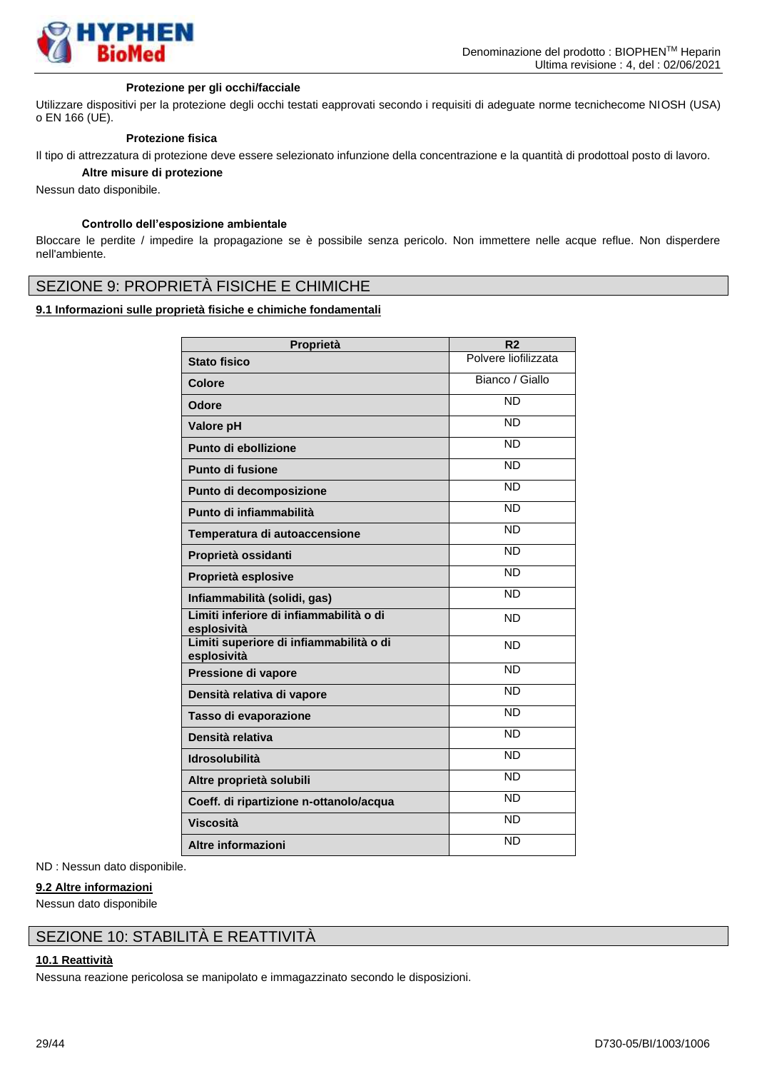#### Protezione per gli occhi/facciale

Utilizzare dispositivi per la protezione degli occhi testati eapprovati secondo i requisiti di adeguate norme tecnichecome NIOSH (USA) o EN 166 (UE).

#### Protezione fisica

Il tipo di attrezzatura di protezione deve essere selezionato infunzione della concentrazione e la quantità di prodottoal posto di lavoro.

#### Altre misure di protezione

Nessun dato disponibile.

#### Controllo dell'esposizione ambientale

Bloccare le perdite / impedire la propagazione se è possibile senza pericolo. Non immettere nelle acque reflue. Non disperdere nell'ambiente.

## SEZIONE 9: PROPRIETÀ FISICHE E CHIMICHE

### 9.1 Informazioni sulle proprietà fisiche e chimiche fondamentali

| Proprietà | R2 |
|---|---|
| **Stato fisico** | Polvere liofilizzata |
| **Colore** | Bianco / Giallo |
| **Odore** | ND |
| **Valore pH** | ND |
| **Punto di ebollizione** | ND |
| **Punto di fusione** | ND |
| **Punto di decomposizione** | ND |
| **Punto di infiammabilità** | ND |
| **Temperatura di autoaccensione** | ND |
| **Proprietà ossidanti** | ND |
| **Proprietà esplosive** | ND |
| **Infiammabilità (solidi, gas)** | ND |
| **Limiti inferiore di infiammabilità o di esplosività** | ND |
| **Limiti superiore di infiammabilità o di esplosività** | ND |
| **Pressione di vapore** | ND |
| **Densità relativa di vapore** | ND |
| **Tasso di evaporazione** | ND |
| **Densità relativa** | ND |
| **Idrosolubilità** | ND |
| **Altre proprietà solubili** | ND |
| **Coeff. di ripartizione n-ottanolo/acqua** | ND |
| **Viscosità** | ND |
| **Altre informazioni** | ND |

ND : Nessun dato disponibile.

### 9.2 Altre informazioni

Nessun dato disponibile

## SEZIONE 10: STABILITÀ E REATTIVITÀ

### 10.1 Reattività

Nessuna reazione pericolosa se manipolato e immagazzinato secondo le disposizioni.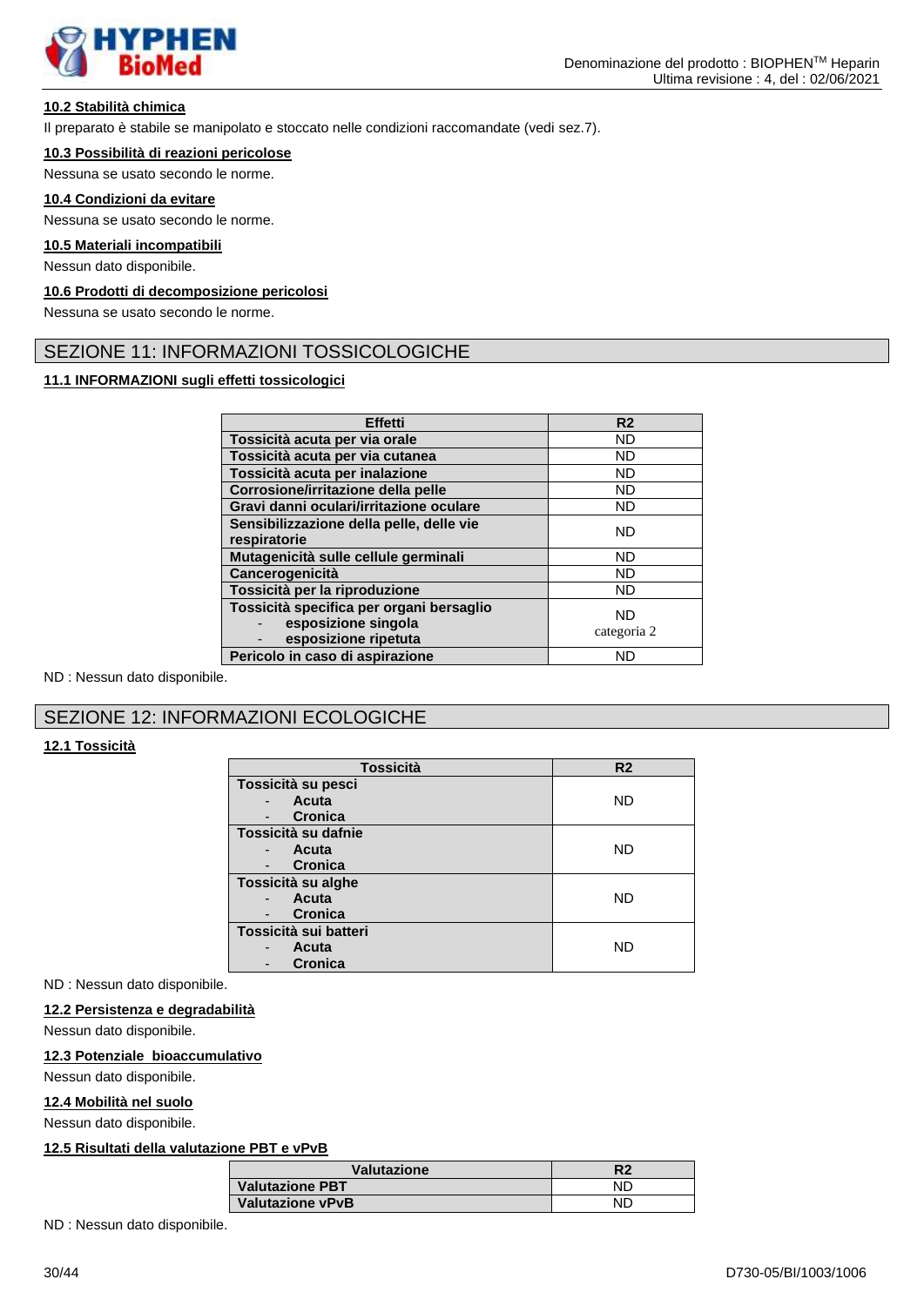#### 10.2 Stabilità chimica

Il preparato è stabile se manipolato e stoccato nelle condizioni raccomandate (vedi sez.7).

#### 10.3 Possibilità di reazioni pericolose

Nessuna se usato secondo le norme.

#### 10.4 Condizioni da evitare

Nessuna se usato secondo le norme.

#### 10.5 Materiali incompatibili

Nessun dato disponibile.

#### 10.6 Prodotti di decomposizione pericolosi

Nessuna se usato secondo le norme.

## SEZIONE 11: INFORMAZIONI TOSSICOLOGICHE

#### 11.1 INFORMAZIONI sugli effetti tossicologici

| Effetti | R2 |
|---|---|
| **Tossicità acuta per via orale** | ND |
| **Tossicità acuta per via cutanea** | ND |
| **Tossicità acuta per inalazione** | ND |
| **Corrosione/irritazione della pelle** | ND |
| **Gravi danni oculari/irritazione oculare** | ND |
| **Sensibilizzazione della pelle, delle vie respiratorie** | ND |
| **Mutagenicità sulle cellule germinali** | ND |
| **Cancerogenicità** | ND |
| **Tossicità per la riproduzione** | ND |
| **Tossicità specifica per organi bersaglio**<br>- **esposizione singola**<br>- **esposizione ripetuta** | ND<br>categoria 2 |
| **Pericolo in caso di aspirazione** | ND |

ND : Nessun dato disponibile.

## SEZIONE 12: INFORMAZIONI ECOLOGICHE

#### 12.1 Tossicità

| Tossicità | R2 |
|---|---|
| **Tossicità su pesci**<br>- **Acuta**<br>- **Cronica** | ND |
| **Tossicità su dafnie**<br>- **Acuta**<br>- **Cronica** | ND |
| **Tossicità su alghe**<br>- **Acuta**<br>- **Cronica** | ND |
| **Tossicità sui batteri**<br>- **Acuta**<br>- **Cronica** | ND |

ND : Nessun dato disponibile.

#### 12.2 Persistenza e degradabilità

Nessun dato disponibile.

#### 12.3 Potenziale bioaccumulativo

Nessun dato disponibile.

#### 12.4 Mobilità nel suolo

Nessun dato disponibile.

#### 12.5 Risultati della valutazione PBT e vPvB

| Valutazione | R2 |
|---|---|
| **Valutazione PBT** | ND |
| **Valutazione vPvB** | ND |

ND : Nessun dato disponibile.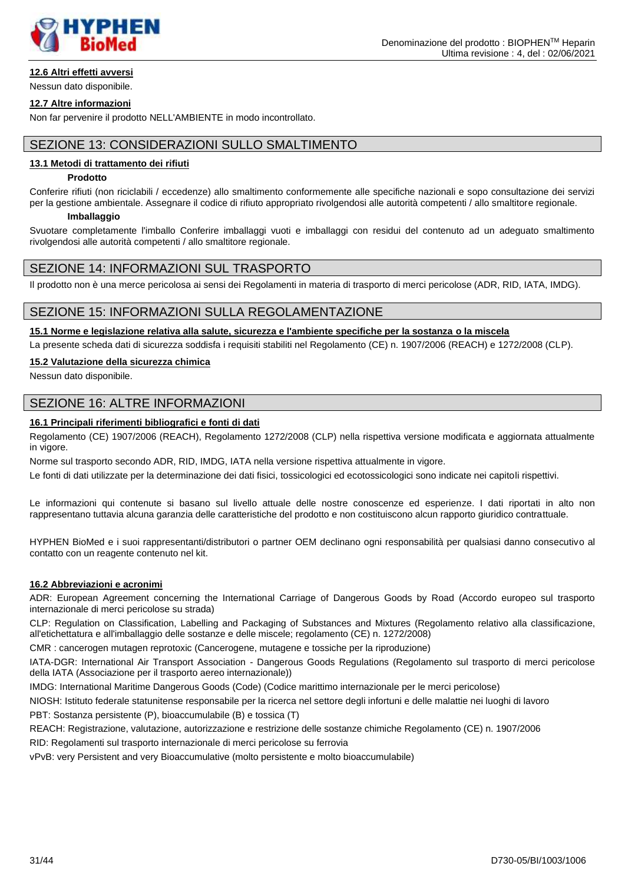### 12.6 Altri effetti avversi

Nessun dato disponibile.

### 12.7 Altre informazioni

Non far pervenire il prodotto NELL'AMBIENTE in modo incontrollato.

## SEZIONE 13: CONSIDERAZIONI SULLO SMALTIMENTO

### 13.1 Metodi di trattamento dei rifiuti

**Prodotto**

Conferire rifiuti (non riciclabili / eccedenze) allo smaltimento conformemente alle specifiche nazionali e sopo consultazione dei servizi per la gestione ambientale. Assegnare il codice di rifiuto appropriato rivolgendosi alle autorità competenti / allo smaltitore regionale.

**Imballaggio**

Svuotare completamente l'imballo Conferire imballaggi vuoti e imballaggi con residui del contenuto ad un adeguato smaltimento rivolgendosi alle autorità competenti / allo smaltitore regionale.

## SEZIONE 14: INFORMAZIONI SUL TRASPORTO

Il prodotto non è una merce pericolosa ai sensi dei Regolamenti in materia di trasporto di merci pericolose (ADR, RID, IATA, IMDG).

## SEZIONE 15: INFORMAZIONI SULLA REGOLAMENTAZIONE

### 15.1 Norme e legislazione relativa alla salute, sicurezza e l'ambiente specifiche per la sostanza o la miscela

La presente scheda dati di sicurezza soddisfa i requisiti stabiliti nel Regolamento (CE) n. 1907/2006 (REACH) e 1272/2008 (CLP).

### 15.2 Valutazione della sicurezza chimica

Nessun dato disponibile.

## SEZIONE 16: ALTRE INFORMAZIONI

### 16.1 Principali riferimenti bibliografici e fonti di dati

Regolamento (CE) 1907/2006 (REACH), Regolamento 1272/2008 (CLP) nella rispettiva versione modificata e aggiornata attualmente in vigore.

Norme sul trasporto secondo ADR, RID, IMDG, IATA nella versione rispettiva attualmente in vigore.

Le fonti di dati utilizzate per la determinazione dei dati fisici, tossicologici ed ecotossicologici sono indicate nei capitoli rispettivi.

Le informazioni qui contenute si basano sul livello attuale delle nostre conoscenze ed esperienze. I dati riportati in alto non rappresentano tuttavia alcuna garanzia delle caratteristiche del prodotto e non costituiscono alcun rapporto giuridico contrattuale.

HYPHEN BioMed e i suoi rappresentanti/distributori o partner OEM declinano ogni responsabilità per qualsiasi danno consecutivo al contatto con un reagente contenuto nel kit.

### 16.2 Abbreviazioni e acronimi

ADR: European Agreement concerning the International Carriage of Dangerous Goods by Road (Accordo europeo sul trasporto internazionale di merci pericolose su strada)

CLP: Regulation on Classification, Labelling and Packaging of Substances and Mixtures (Regolamento relativo alla classificazione, all'etichettatura e all'imballaggio delle sostanze e delle miscele; regolamento (CE) n. 1272/2008)

CMR : cancerogen mutagen reprotoxic (Cancerogene, mutagene e tossiche per la riproduzione)

IATA-DGR: International Air Transport Association - Dangerous Goods Regulations (Regolamento sul trasporto di merci pericolose della IATA (Associazione per il trasporto aereo internazionale))

IMDG: International Maritime Dangerous Goods (Code) (Codice marittimo internazionale per le merci pericolose)

NIOSH: Istituto federale statunitense responsabile per la ricerca nel settore degli infortuni e delle malattie nei luoghi di lavoro

PBT: Sostanza persistente (P), bioaccumulabile (B) e tossica (T)

REACH: Registrazione, valutazione, autorizzazione e restrizione delle sostanze chimiche Regolamento (CE) n. 1907/2006

RID: Regolamenti sul trasporto internazionale di merci pericolose su ferrovia

vPvB: very Persistent and very Bioaccumulative (molto persistente e molto bioaccumulabile)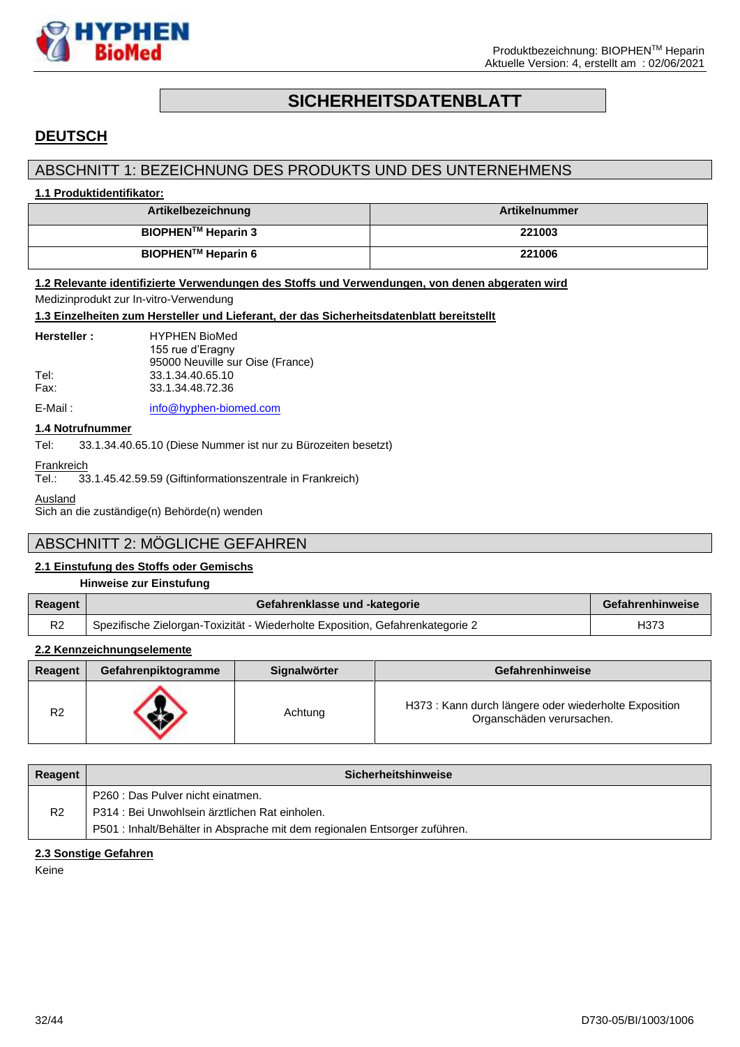# SICHERHEITSDATENBLATT

## DEUTSCH

## ABSCHNITT 1: BEZEICHNUNG DES PRODUKTS UND DES UNTERNEHMENS

### 1.1 Produktidentifikator:

| Artikelbezeichnung | Artikelnummer |
|---|---|
| **BIOPHEN$^{TM}$ Heparin 3** | **221003** |
| **BIOPHEN$^{TM}$ Heparin 6** | **221006** |

### 1.2 Relevante identifizierte Verwendungen des Stoffs und Verwendungen, von denen abgeraten wird

Medizinprodukt zur In-vitro-Verwendung

### 1.3 Einzelheiten zum Hersteller und Lieferant, der das Sicherheitsdatenblatt bereitstellt

**Hersteller :** HYPHEN BioMed
155 rue d'Eragny
95000 Neuville sur Oise (France)

Tel: 33.1.34.40.65.10
Fax: 33.1.34.48.72.36

E-Mail : info@hyphen-biomed.com

### 1.4 Notrufnummer

Tel: 33.1.34.40.65.10 (Diese Nummer ist nur zu Bürozeiten besetzt)

Frankreich
Tel.: 33.1.45.42.59.59 (Giftinformationszentrale in Frankreich)

Ausland
Sich an die zuständige(n) Behörde(n) wenden

## ABSCHNITT 2: MÖGLICHE GEFAHREN

### 2.1 Einstufung des Stoffs oder Gemischs

**Hinweise zur Einstufung**

| Reagent | Gefahrenklasse und -kategorie | Gefahrenhinweise |
|---|---|---|
| R2 | Spezifische Zielorgan-Toxizität - Wiederholte Exposition, Gefahrenkategorie 2 | H373 |

### 2.2 Kennzeichnungselemente

| Reagent | Gefahrenpiktogramme | Signalwörter | Gefahrenhinweise |
|---|---|---|---|
| R2 | | Achtung | H373 : Kann durch längere oder wiederholte Exposition Organschäden verursachen. |

| Reagent | Sicherheitshinweise |
|---|---|
| R2 | P260 : Das Pulver nicht einatmen.<br>P314 : Bei Unwohlsein ärztlichen Rat einholen.<br>P501 : Inhalt/Behälter in Absprache mit dem regionalen Entsorger zuführen. |

### 2.3 Sonstige Gefahren

Keine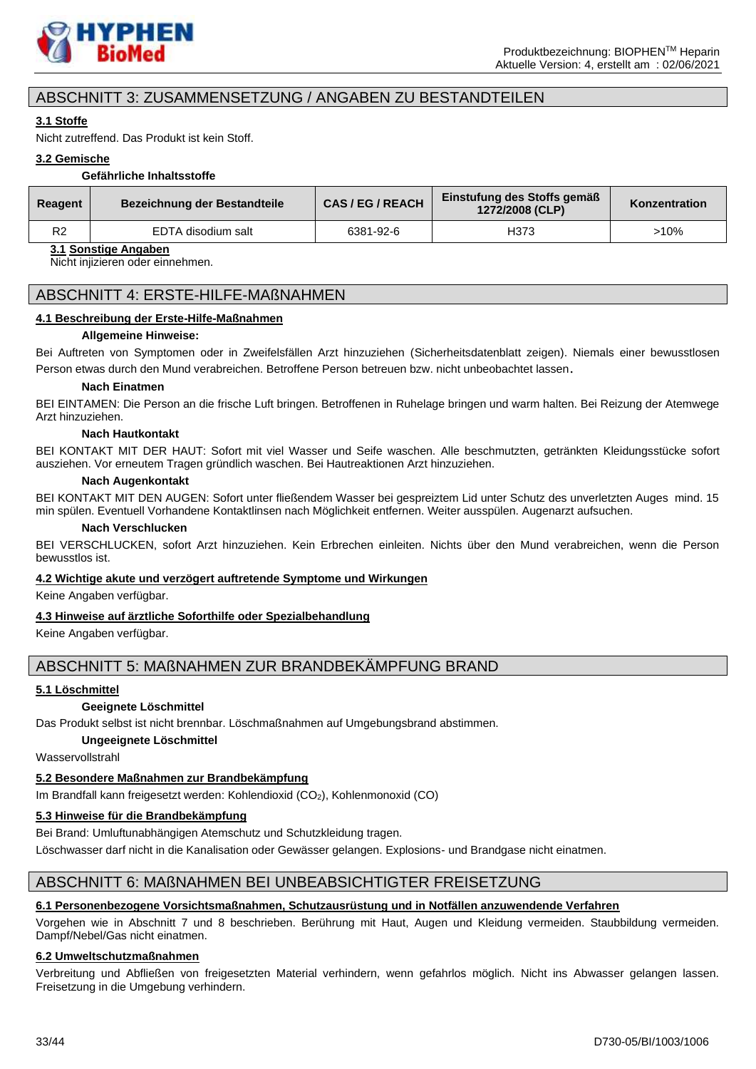## ABSCHNITT 3: ZUSAMMENSETZUNG / ANGABEN ZU BESTANDTEILEN

### 3.1 Stoffe

Nicht zutreffend. Das Produkt ist kein Stoff.

### 3.2 Gemische

**Gefährliche Inhaltsstoffe**

| Reagent | Bezeichnung der Bestandteile | CAS / EG / REACH | Einstufung des Stoffs gemäß 1272/2008 (CLP) | Konzentration |
|---|---|---|---|---|
| R2 | EDTA disodium salt | 6381-92-6 | H373 | >10% |

### 3.1 Sonstige Angaben

Nicht injizieren oder einnehmen.

## ABSCHNITT 4: ERSTE-HILFE-MAßNAHMEN

### 4.1 Beschreibung der Erste-Hilfe-Maßnahmen

**Allgemeine Hinweise:**

Bei Auftreten von Symptomen oder in Zweifelsfällen Arzt hinzuziehen (Sicherheitsdatenblatt zeigen). Niemals einer bewusstlosen Person etwas durch den Mund verabreichen. Betroffene Person betreuen bzw. nicht unbeobachtet lassen.

**Nach Einatmen**

BEI EINTAMEN: Die Person an die frische Luft bringen. Betroffenen in Ruhelage bringen und warm halten. Bei Reizung der Atemwege Arzt hinzuziehen.

**Nach Hautkontakt**

BEI KONTAKT MIT DER HAUT: Sofort mit viel Wasser und Seife waschen. Alle beschmutzten, getränkten Kleidungsstücke sofort ausziehen. Vor erneutem Tragen gründlich waschen. Bei Hautreaktionen Arzt hinzuziehen.

**Nach Augenkontakt**

BEI KONTAKT MIT DEN AUGEN: Sofort unter fließendem Wasser bei gespreiztem Lid unter Schutz des unverletzten Auges mind. 15 min spülen. Eventuell Vorhandene Kontaktlinsen nach Möglichkeit entfernen. Weiter ausspülen. Augenarzt aufsuchen.

**Nach Verschlucken**

BEI VERSCHLUCKEN, sofort Arzt hinzuziehen. Kein Erbrechen einleiten. Nichts über den Mund verabreichen, wenn die Person bewusstlos ist.

### 4.2 Wichtige akute und verzögert auftretende Symptome und Wirkungen

Keine Angaben verfügbar.

### 4.3 Hinweise auf ärztliche Soforthilfe oder Spezialbehandlung

Keine Angaben verfügbar.

## ABSCHNITT 5: MAßNAHMEN ZUR BRANDBEKÄMPFUNG BRAND

### 5.1 Löschmittel

**Geeignete Löschmittel**

Das Produkt selbst ist nicht brennbar. Löschmaßnahmen auf Umgebungsbrand abstimmen.

**Ungeeignete Löschmittel**

Wasservollstrahl

### 5.2 Besondere Maßnahmen zur Brandbekämpfung

Im Brandfall kann freigesetzt werden: Kohlendioxid ($CO_2$), Kohlenmonoxid (CO)

### 5.3 Hinweise für die Brandbekämpfung

Bei Brand: Umluftunabhängigen Atemschutz und Schutzkleidung tragen.

Löschwasser darf nicht in die Kanalisation oder Gewässer gelangen. Explosions- und Brandgase nicht einatmen.

## ABSCHNITT 6: MAßNAHMEN BEI UNBEABSICHTIGTER FREISETZUNG

### 6.1 Personenbezogene Vorsichtsmaßnahmen, Schutzausrüstung und in Notfällen anzuwendende Verfahren

Vorgehen wie in Abschnitt 7 und 8 beschrieben. Berührung mit Haut, Augen und Kleidung vermeiden. Staubbildung vermeiden. Dampf/Nebel/Gas nicht einatmen.

### 6.2 Umweltschutzmaßnahmen

Verbreitung und Abfließen von freigesetzten Material verhindern, wenn gefahrlos möglich. Nicht ins Abwasser gelangen lassen. Freisetzung in die Umgebung verhindern.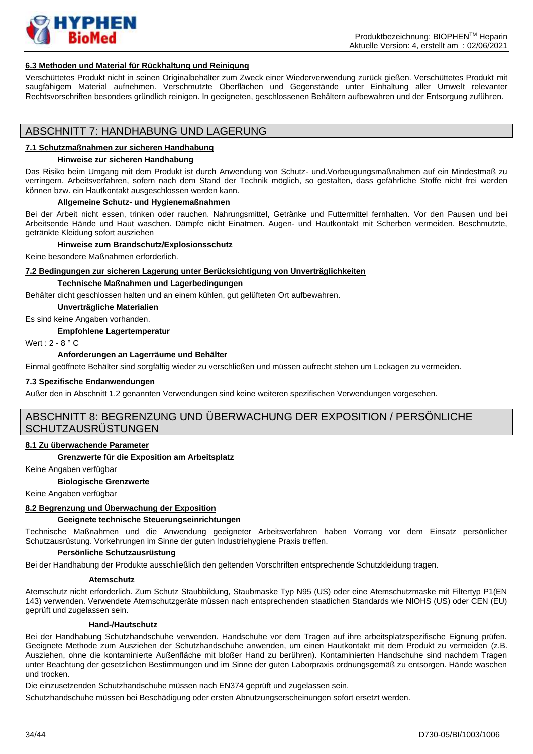### 6.3 Methoden und Material für Rückhaltung und Reinigung

Verschüttetes Produkt nicht in seinen Originalbehälter zum Zweck einer Wiederverwendung zurück gießen. Verschüttetes Produkt mit saugfähigem Material aufnehmen. Verschmutzte Oberflächen und Gegenstände unter Einhaltung aller Umwelt relevanter Rechtsvorschriften besonders gründlich reinigen. In geeigneten, geschlossenen Behältern aufbewahren und der Entsorgung zuführen.

## ABSCHNITT 7: HANDHABUNG UND LAGERUNG

### 7.1 Schutzmaßnahmen zur sicheren Handhabung

**Hinweise zur sicheren Handhabung**

Das Risiko beim Umgang mit dem Produkt ist durch Anwendung von Schutz- und.Vorbeugungsmaßnahmen auf ein Mindestmaß zu verringern. Arbeitsverfahren, sofern nach dem Stand der Technik möglich, so gestalten, dass gefährliche Stoffe nicht frei werden können bzw. ein Hautkontakt ausgeschlossen werden kann.

**Allgemeine Schutz- und Hygienemaßnahmen**

Bei der Arbeit nicht essen, trinken oder rauchen. Nahrungsmittel, Getränke und Futtermittel fernhalten. Vor den Pausen und bei Arbeitsende Hände und Haut waschen. Dämpfe nicht Einatmen. Augen- und Hautkontakt mit Scherben vermeiden. Beschmutzte, getränkte Kleidung sofort ausziehen

**Hinweise zum Brandschutz/Explosionsschutz**

Keine besondere Maßnahmen erforderlich.

### 7.2 Bedingungen zur sicheren Lagerung unter Berücksichtigung von Unverträglichkeiten

**Technische Maßnahmen und Lagerbedingungen**

Behälter dicht geschlossen halten und an einem kühlen, gut gelüfteten Ort aufbewahren.

**Unverträgliche Materialien**

Es sind keine Angaben vorhanden.

**Empfohlene Lagertemperatur**

Wert : 2 - 8 ° C

**Anforderungen an Lagerräume und Behälter**

Einmal geöffnete Behälter sind sorgfältig wieder zu verschließen und müssen aufrecht stehen um Leckagen zu vermeiden.

### 7.3 Spezifische Endanwendungen

Außer den in Abschnitt 1.2 genannten Verwendungen sind keine weiteren spezifischen Verwendungen vorgesehen.

## ABSCHNITT 8: BEGRENZUNG UND ÜBERWACHUNG DER EXPOSITION / PERSÖNLICHE SCHUTZAUSRÜSTUNGEN

### 8.1 Zu überwachende Parameter

**Grenzwerte für die Exposition am Arbeitsplatz**

Keine Angaben verfügbar

**Biologische Grenzwerte**

Keine Angaben verfügbar

### 8.2 Begrenzung und Überwachung der Exposition

**Geeignete technische Steuerungseinrichtungen**

Technische Maßnahmen und die Anwendung geeigneter Arbeitsverfahren haben Vorrang vor dem Einsatz persönlicher Schutzausrüstung. Vorkehrungen im Sinne der guten Industriehygiene Praxis treffen.

**Persönliche Schutzausrüstung**

Bei der Handhabung der Produkte ausschließlich den geltenden Vorschriften entsprechende Schutzkleidung tragen.

**Atemschutz**

Atemschutz nicht erforderlich. Zum Schutz Staubbildung, Staubmaske Typ N95 (US) oder eine Atemschutzmaske mit Filtertyp P1(EN 143) verwenden. Verwendete Atemschutzgeräte müssen nach entsprechenden staatlichen Standards wie NIOHS (US) oder CEN (EU) geprüft und zugelassen sein.

**Hand-/Hautschutz**

Bei der Handhabung Schutzhandschuhe verwenden. Handschuhe vor dem Tragen auf ihre arbeitsplatzspezifische Eignung prüfen. Geeignete Methode zum Ausziehen der Schutzhandschuhe anwenden, um einen Hautkontakt mit dem Produkt zu vermeiden (z.B. Ausziehen, ohne die kontaminierte Außenfläche mit bloßer Hand zu berühren). Kontaminierten Handschuhe sind nachdem Tragen unter Beachtung der gesetzlichen Bestimmungen und im Sinne der guten Laborpraxis ordnungsgemäß zu entsorgen. Hände waschen und trocken.

Die einzusetzenden Schutzhandschuhe müssen nach EN374 geprüft und zugelassen sein.

Schutzhandschuhe müssen bei Beschädigung oder ersten Abnutzungserscheinungen sofort ersetzt werden.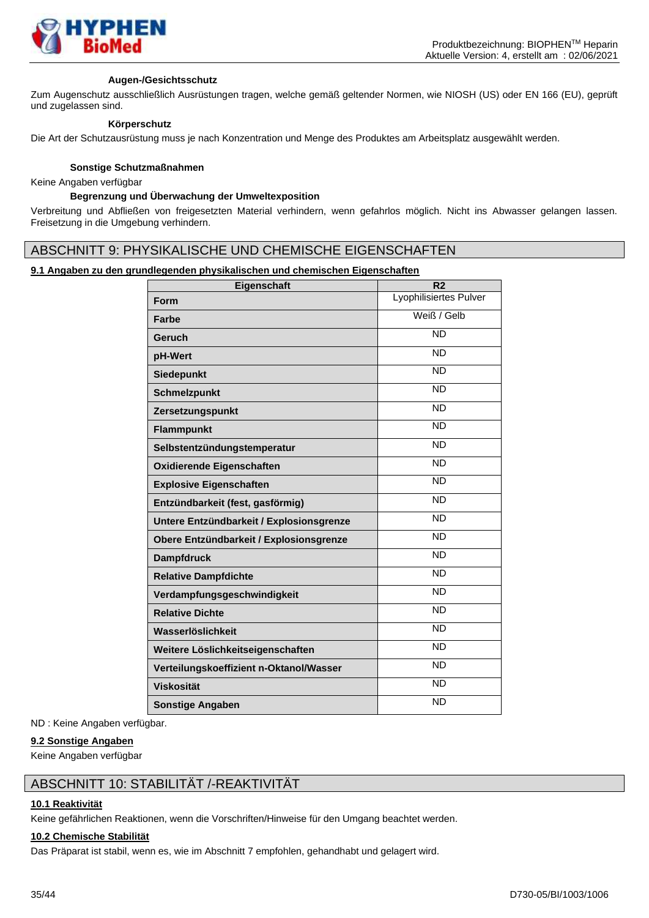**Augen-/Gesichtsschutz**

Zum Augenschutz ausschließlich Ausrüstungen tragen, welche gemäß geltender Normen, wie NIOSH (US) oder EN 166 (EU), geprüft und zugelassen sind.

**Körperschutz**

Die Art der Schutzausrüstung muss je nach Konzentration und Menge des Produktes am Arbeitsplatz ausgewählt werden.

**Sonstige Schutzmaßnahmen**

Keine Angaben verfügbar

**Begrenzung und Überwachung der Umweltexposition**

Verbreitung und Abfließen von freigesetzten Material verhindern, wenn gefahrlos möglich. Nicht ins Abwasser gelangen lassen. Freisetzung in die Umgebung verhindern.

## ABSCHNITT 9: PHYSIKALISCHE UND CHEMISCHE EIGENSCHAFTEN

### 9.1 Angaben zu den grundlegenden physikalischen und chemischen Eigenschaften

| Eigenschaft | R2 |
|---|---|
| **Form** | Lyophilisiertes Pulver |
| **Farbe** | Weiß / Gelb |
| **Geruch** | ND |
| **pH-Wert** | ND |
| **Siedepunkt** | ND |
| **Schmelzpunkt** | ND |
| **Zersetzungspunkt** | ND |
| **Flammpunkt** | ND |
| **Selbstentzündungstemperatur** | ND |
| **Oxidierende Eigenschaften** | ND |
| **Explosive Eigenschaften** | ND |
| **Entzündbarkeit (fest, gasförmig)** | ND |
| **Untere Entzündbarkeit / Explosionsgrenze** | ND |
| **Obere Entzündbarkeit / Explosionsgrenze** | ND |
| **Dampfdruck** | ND |
| **Relative Dampfdichte** | ND |
| **Verdampfungsgeschwindigkeit** | ND |
| **Relative Dichte** | ND |
| **Wasserlöslichkeit** | ND |
| **Weitere Löslichkeitseigenschaften** | ND |
| **Verteilungskoeffizient n-Oktanol/Wasser** | ND |
| **Viskosität** | ND |
| **Sonstige Angaben** | ND |

ND : Keine Angaben verfügbar.

### 9.2 Sonstige Angaben

Keine Angaben verfügbar

## ABSCHNITT 10: STABILITÄT /-REAKTIVITÄT

### 10.1 Reaktivität

Keine gefährlichen Reaktionen, wenn die Vorschriften/Hinweise für den Umgang beachtet werden.

### 10.2 Chemische Stabilität

Das Präparat ist stabil, wenn es, wie im Abschnitt 7 empfohlen, gehandhabt und gelagert wird.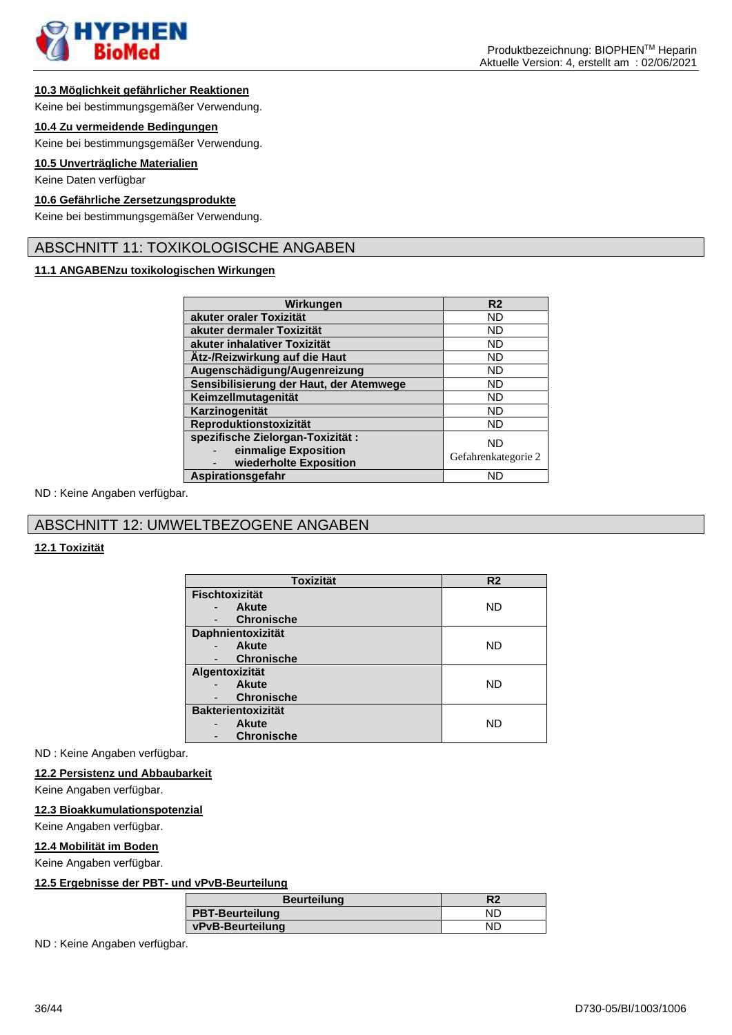**10.3 Möglichkeit gefährlicher Reaktionen**

Keine bei bestimmungsgemäßer Verwendung.

**10.4 Zu vermeidende Bedingungen**

Keine bei bestimmungsgemäßer Verwendung.

**10.5 Unverträgliche Materialien**

Keine Daten verfügbar

**10.6 Gefährliche Zersetzungsprodukte**

Keine bei bestimmungsgemäßer Verwendung.

## ABSCHNITT 11: TOXIKOLOGISCHE ANGABEN

**11.1 ANGABENzu toxikologischen Wirkungen**

| Wirkungen | R2 |
|---|---|
| **akuter oraler Toxizität** | ND |
| **akuter dermaler Toxizität** | ND |
| **akuter inhalativer Toxizität** | ND |
| **Ätz-/Reizwirkung auf die Haut** | ND |
| **Augenschädigung/Augenreizung** | ND |
| **Sensibilisierung der Haut, der Atemwege** | ND |
| **Keimzellmutagenität** | ND |
| **Karzinogenität** | ND |
| **Reproduktionstoxizität** | ND |
| **spezifische Zielorgan-Toxizität :** - **einmalige Exposition** - **wiederholte Exposition** | ND Gefahrenkategorie 2 |
| **Aspirationsgefahr** | ND |

ND : Keine Angaben verfügbar.

## ABSCHNITT 12: UMWELTBEZOGENE ANGABEN

**12.1 Toxizität**

| Toxizität | R2 |
|---|---|
| **Fischtoxizität** - **Akute** - **Chronische** | ND |
| **Daphnientoxizität** - **Akute** - **Chronische** | ND |
| **Algentoxizität** - **Akute** - **Chronische** | ND |
| **Bakterientoxizität** - **Akute** - **Chronische** | ND |

ND : Keine Angaben verfügbar.

**12.2 Persistenz und Abbaubarkeit**

Keine Angaben verfügbar.

**12.3 Bioakkumulationspotenzial**

Keine Angaben verfügbar.

**12.4 Mobilität im Boden**

Keine Angaben verfügbar.

**12.5 Ergebnisse der PBT- und vPvB-Beurteilung**

| Beurteilung | R2 |
|---|---|
| **PBT-Beurteilung** | ND |
| **vPvB-Beurteilung** | ND |

ND : Keine Angaben verfügbar.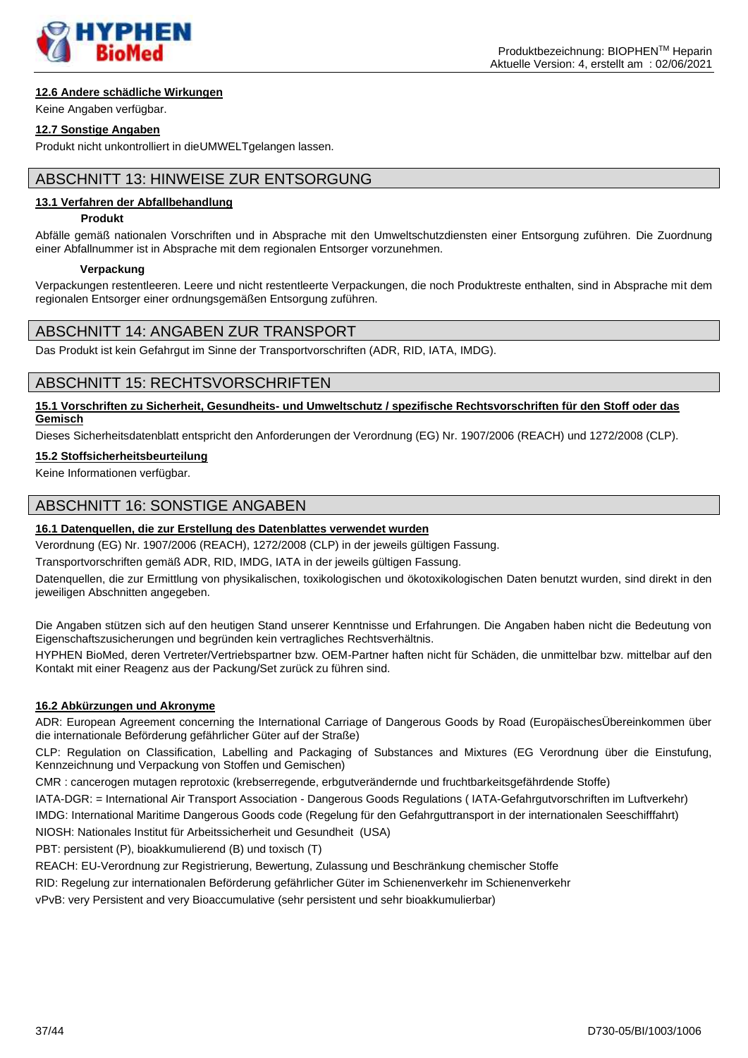### 12.6 Andere schädliche Wirkungen

Keine Angaben verfügbar.

### 12.7 Sonstige Angaben

Produkt nicht unkontrolliert in dieUMWELTgelangen lassen.

## ABSCHNITT 13: HINWEISE ZUR ENTSORGUNG

### 13.1 Verfahren der Abfallbehandlung

**Produkt**

Abfälle gemäß nationalen Vorschriften und in Absprache mit den Umweltschutzdiensten einer Entsorgung zuführen. Die Zuordnung einer Abfallnummer ist in Absprache mit dem regionalen Entsorger vorzunehmen.

**Verpackung**

Verpackungen restentleeren. Leere und nicht restentleerte Verpackungen, die noch Produktreste enthalten, sind in Absprache mit dem regionalen Entsorger einer ordnungsgemäßen Entsorgung zuführen.

## ABSCHNITT 14: ANGABEN ZUR TRANSPORT

Das Produkt ist kein Gefahrgut im Sinne der Transportvorschriften (ADR, RID, IATA, IMDG).

## ABSCHNITT 15: RECHTSVORSCHRIFTEN

### 15.1 Vorschriften zu Sicherheit, Gesundheits- und Umweltschutz / spezifische Rechtsvorschriften für den Stoff oder das Gemisch

Dieses Sicherheitsdatenblatt entspricht den Anforderungen der Verordnung (EG) Nr. 1907/2006 (REACH) und 1272/2008 (CLP).

### 15.2 Stoffsicherheitsbeurteilung

Keine Informationen verfügbar.

## ABSCHNITT 16: SONSTIGE ANGABEN

### 16.1 Datenquellen, die zur Erstellung des Datenblattes verwendet wurden

Verordnung (EG) Nr. 1907/2006 (REACH), 1272/2008 (CLP) in der jeweils gültigen Fassung.

Transportvorschriften gemäß ADR, RID, IMDG, IATA in der jeweils gültigen Fassung.

Datenquellen, die zur Ermittlung von physikalischen, toxikologischen und ökotoxikologischen Daten benutzt wurden, sind direkt in den jeweiligen Abschnitten angegeben.

Die Angaben stützen sich auf den heutigen Stand unserer Kenntnisse und Erfahrungen. Die Angaben haben nicht die Bedeutung von Eigenschaftszusicherungen und begründen kein vertragliches Rechtsverhältnis.

HYPHEN BioMed, deren Vertreter/Vertriebspartner bzw. OEM-Partner haften nicht für Schäden, die unmittelbar bzw. mittelbar auf den Kontakt mit einer Reagenz aus der Packung/Set zurück zu führen sind.

### 16.2 Abkürzungen und Akronyme

ADR: European Agreement concerning the International Carriage of Dangerous Goods by Road (EuropäischesÜbereinkommen über die internationale Beförderung gefährlicher Güter auf der Straße)

CLP: Regulation on Classification, Labelling and Packaging of Substances and Mixtures (EG Verordnung über die Einstufung, Kennzeichnung und Verpackung von Stoffen und Gemischen)

CMR : cancerogen mutagen reprotoxic (krebserregende, erbgutverändernde und fruchtbarkeitsgefährdende Stoffe)

IATA-DGR: = International Air Transport Association - Dangerous Goods Regulations ( IATA-Gefahrgutvorschriften im Luftverkehr)

IMDG: International Maritime Dangerous Goods code (Regelung für den Gefahrguttransport in der internationalen Seeschifffahrt)

NIOSH: Nationales Institut für Arbeitssicherheit und Gesundheit (USA)

PBT: persistent (P), bioakkumulierend (B) und toxisch (T)

REACH: EU-Verordnung zur Registrierung, Bewertung, Zulassung und Beschränkung chemischer Stoffe

RID: Regelung zur internationalen Beförderung gefährlicher Güter im Schienenverkehr im Schienenverkehr

vPvB: very Persistent and very Bioaccumulative (sehr persistent und sehr bioakkumulierbar)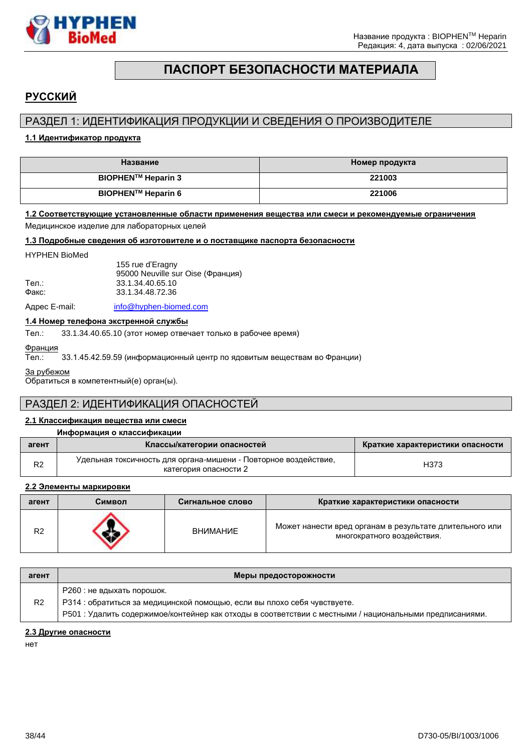# ПАСПОРТ БЕЗОПАСНОСТИ МАТЕРИАЛА

## РУССКИЙ

## РАЗДЕЛ 1: ИДЕНТИФИКАЦИЯ ПРОДУКЦИИ И СВЕДЕНИЯ О ПРОИЗВОДИТЕЛЕ

### 1.1 Идентификатор продукта

| Название | Номер продукта |
|---|---|
| BIOPHEN[TM] Heparin 3 | 221003 |
| BIOPHEN[TM] Heparin 6 | 221006 |

### 1.2 Соответствующие установленные области применения вещества или смеси и рекомендуемые ограничения

Медицинское изделие для лабораторных целей

### 1.3 Подробные сведения об изготовителе и о поставщике паспорта безопасности

HYPHEN BioMed

155 rue d'Eragny
95000 Neuville sur Oise (Франция)

Тел.: 33.1.34.40.65.10
Факс: 33.1.34.48.72.36

Адрес E-mail: info@hyphen-biomed.com

### 1.4 Номер телефона экстренной службы

Тел.: 33.1.34.40.65.10 (этот номер отвечает только в рабочее время)

Франция
Тел.: 33.1.45.42.59.59 (информационный центр по ядовитым веществам во Франции)

За рубежом
Обратиться в компетентный(е) орган(ы).

## РАЗДЕЛ 2: ИДЕНТИФИКАЦИЯ ОПАСНОСТЕЙ

### 2.1 Классификация вещества или смеси

**Информация о классификации**

| агент | Классы/категории опасностей | Краткие характеристики опасности |
|---|---|---|
| R2 | Удельная токсичность для органа-мишени - Повторное воздействие, категория опасности 2 | H373 |

### 2.2 Элементы маркировки

| агент | Символ | Сигнальное слово | Краткие характеристики опасности |
|---|---|---|---|
| R2 | | ВНИМАНИЕ | Может нанести вред органам в результате длительного или многократного воздействия. |

| агент | Меры предосторожности |
|---|---|
| R2 | P260 : не вдыхать порошок.<br>P314 : обратиться за медицинской помощью, если вы плохо себя чувствуете.<br>P501 : Удалить содержимое/контейнер как отходы в соответствии с местными / национальными предписаниями. |

### 2.3 Другие опасности

нет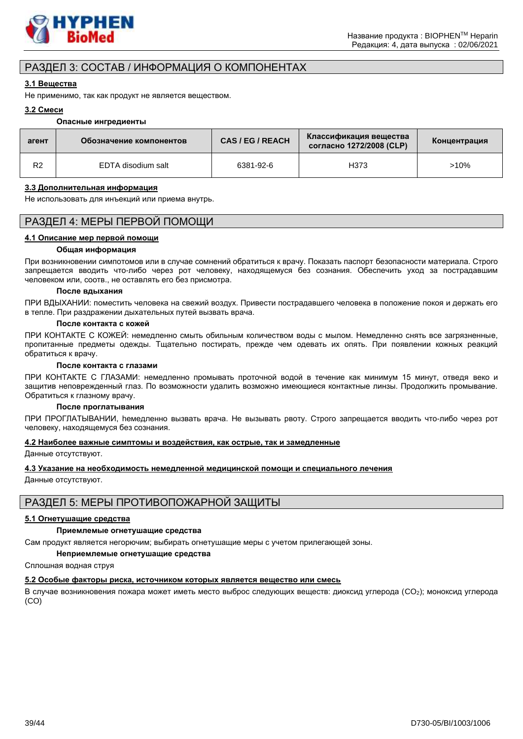## РАЗДЕЛ 3: СОСТАВ / ИНФОРМАЦИЯ О КОМПОНЕНТАХ

### 3.1 Вещества

Не применимо, так как продукт не является веществом.

### 3.2 Смеси

**Опасные ингредиенты**

| агент | Обозначение компонентов | CAS / EG / REACH | Классификация вещества согласно 1272/2008 (CLP) | Концентрация |
|---|---|---|---|---|
| R2 | EDTA disodium salt | 6381-92-6 | H373 | >10% |

### 3.3 Дополнительная информация

Не использовать для инъекций или приема внутрь.

## РАЗДЕЛ 4: МЕРЫ ПЕРВОЙ ПОМОЩИ

### 4.1 Описание мер первой помощи

**Общая информация**

При возникновении симпотомов или в случае сомнений обратиться к врачу. Показать паспорт безопасности материала. Строго запрещается вводить что-либо через рот человеку, находящемуся без сознания. Обеспечить уход за пострадавшим человеком или, соотв., не оставлять его без присмотра.

**После вдыхания**

ПРИ ВДЫХАНИИ: поместить человека на свежий воздух. Привести пострадавшего человека в положение покоя и держать его в тепле. При раздражении дыхательных путей вызвать врача.

**После контакта с кожей**

ПРИ КОНТАКТЕ С КОЖЕЙ: немедленно смыть обильным количеством воды с мылом. Немедленно снять все загрязненные, пропитанные предметы одежды. Тщательно постирать, прежде чем одевать их опять. При появлении кожных реакций обратиться к врачу.

**После контакта с глазами**

ПРИ КОНТАКТЕ С ГЛАЗАМИ: немедленно промывать проточной водой в течение как минимум 15 минут, отведя веко и защитив неповрежденный глаз. По возможности удалить возможно имеющиеся контактные линзы. Продолжить промывание. Обратиться к глазному врачу.

**После проглатывания**

ПРИ ПРОГЛАТЫВАНИИ, hемедленно вызвать врача. Не вызывать рвоту. Строго запрещается вводить что-либо через рот человеку, находящемуся без сознания.

### 4.2 Наиболее важные симптомы и воздействия, как острые, так и замедленные

Данные отсутствуют.

### 4.3 Указание на необходимость немедленной медицинской помощи и специального лечения

Данные отсутствуют.

## РАЗДЕЛ 5: МЕРЫ ПРОТИВОПОЖАРНОЙ ЗАЩИТЫ

### 5.1 Огнетушащие средства

**Приемлемые огнетушащие средства**

Сам продукт является негорючим; выбирать огнетушащие меры с учетом прилегающей зоны.

**Неприемлемые огнетушащие средства**

Сплошная водная струя

### 5.2 Особые факторы риска, источником которых является вещество или смесь

В случае возникновения пожара может иметь место выброс следующих веществ: диоксид углерода ($CO_2$); монооксид углерода (CO)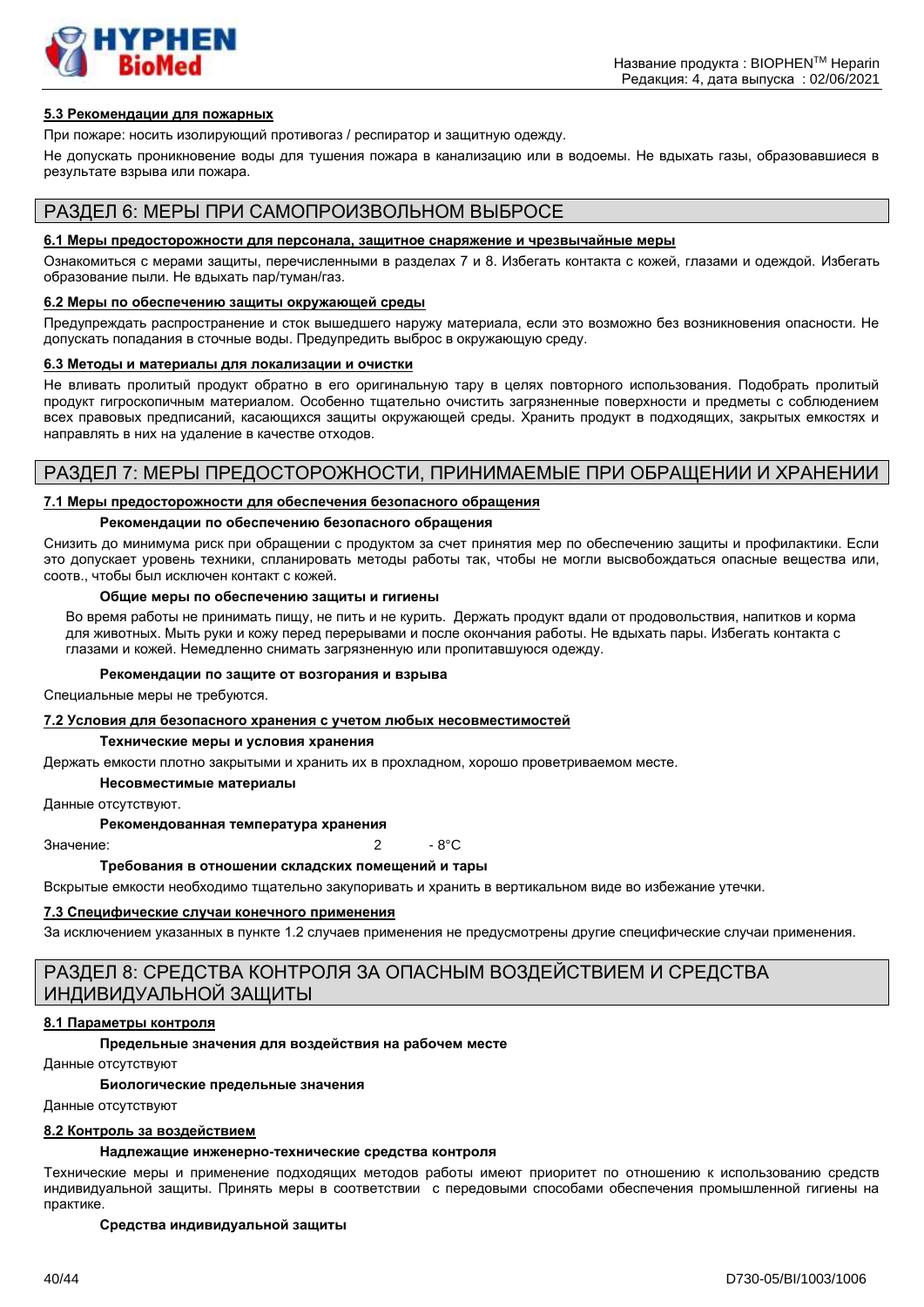#### 5.3 Рекомендации для пожарных

При пожаре: носить изолирующий противогаз / респиратор и защитную одежду.

Не допускать проникновение воды для тушения пожара в канализацию или в водоемы. Не вдыхать газы, образовавшиеся в результате взрыва или пожара.

## РАЗДЕЛ 6: МЕРЫ ПРИ САМОПРОИЗВОЛЬНОМ ВЫБРОСЕ

#### 6.1 Меры предосторожности для персонала, защитное снаряжение и чрезвычайные меры

Ознакомиться с мерами защиты, перечисленными в разделах 7 и 8. Избегать контакта с кожей, глазами и одеждой. Избегать образование пыли. Не вдыхать пар/туман/газ.

#### 6.2 Меры по обеспечению защиты окружающей среды

Предупреждать распространение и сток вышедшего наружу материала, если это возможно без возникновения опасности. Не допускать попадания в сточные воды. Предупредить выброс в окружающую среду.

#### 6.3 Методы и материалы для локализации и очистки

Не вливать пролитый продукт обратно в его оригинальную тару в целях повторного использования. Подобрать пролитый продукт гигроскопичным материалом. Особенно тщательно очистить загрязненные поверхности и предметы с соблюдением всех правовых предписаний, касающихся защиты окружающей среды. Хранить продукт в подходящих, закрытых емкостях и направлять в них на удаление в качестве отходов.

## РАЗДЕЛ 7: МЕРЫ ПРЕДОСТОРОЖНОСТИ, ПРИНИМАЕМЫЕ ПРИ ОБРАЩЕНИИ И ХРАНЕНИИ

#### 7.1 Меры предосторожности для обеспечения безопасного обращения

**Рекомендации по обеспечению безопасного обращения**

Снизить до минимума риск при обращении с продуктом за счет принятия мер по обеспечению защиты и профилактики. Если это допускает уровень техники, спланировать методы работы так, чтобы не могли высвобождаться опасные вещества или, соотв., чтобы был исключен контакт с кожей.

**Общие меры по обеспечению защиты и гигиены**

Во время работы не принимать пищу, не пить и не курить. Держать продукт вдали от продовольствия, напитков и корма для животных. Мыть руки и кожу перед перерывами и после окончания работы. Не вдыхать пары. Избегать контакта с глазами и кожей. Немедленно снимать загрязненную или пропитавшуюся одежду.

**Рекомендации по защите от возгорания и взрыва**

Специальные меры не требуются.

#### 7.2 Условия для безопасного хранения с учетом любых несовместимостей

**Технические меры и условия хранения**

Держать емкости плотно закрытыми и хранить их в прохладном, хорошо проветриваемом месте.

**Несовместимые материалы**

Данные отсутствуют.

**Рекомендованная температура хранения**

Значение: 2 - 8°C

**Требования в отношении складских помещений и тары**

Вскрытые емкости необходимо тщательно закупоривать и хранить в вертикальном виде во избежание утечки.

#### 7.3 Специфические случаи конечного применения

За исключением указанных в пункте 1.2 случаев применения не предусмотрены другие специфические случаи применения.

## РАЗДЕЛ 8: СРЕДСТВА КОНТРОЛЯ ЗА ОПАСНЫМ ВОЗДЕЙСТВИЕМ И СРЕДСТВА ИНДИВИДУАЛЬНОЙ ЗАЩИТЫ

#### 8.1 Параметры контроля

**Предельные значения для воздействия на рабочем месте**

Данные отсутствуют

**Биологические предельные значения**

Данные отсутствуют

#### 8.2 Контроль за воздействием

**Надлежащие инженерно-технические средства контроля**

Технические меры и применение подходящих методов работы имеют приоритет по отношению к использованию средств индивидуальной защиты. Принять меры в соответствии с передовыми способами обеспечения промышленной гигиены на практике.

**Средства индивидуальной защиты**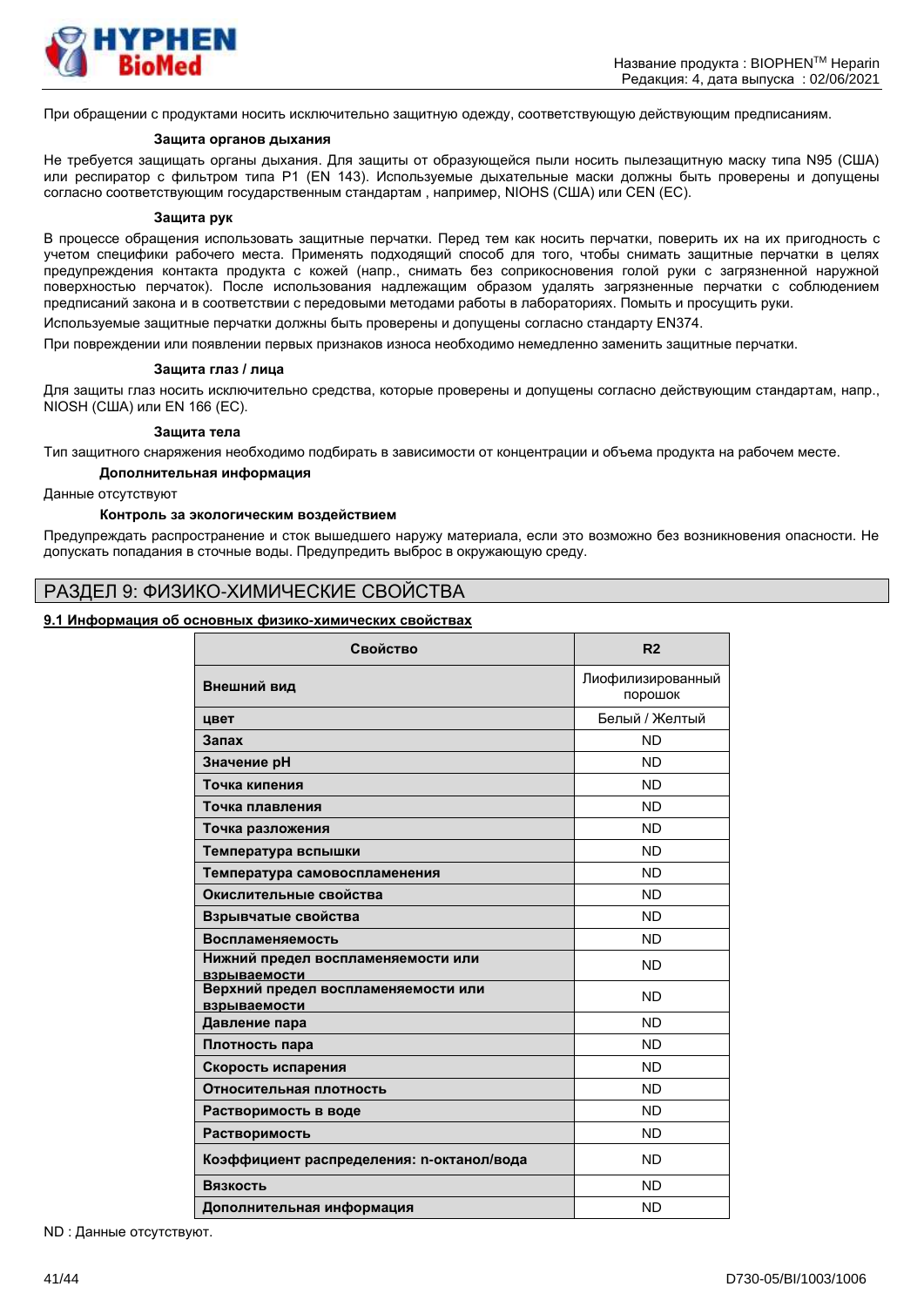При обращении с продуктами носить исключительно защитную одежду, соответствующую действующим предписаниям.

**Защита органов дыхания**

Не требуется защищать органы дыхания. Для защиты от образующейся пыли носить пылезащитную маску типа N95 (США) или респиратор с фильтром типа P1 (EN 143). Используемые дыхательные маски должны быть проверены и допущены согласно соответствующим государственным стандартам , например, NIOHS (США) или CEN (ЕС).

**Защита рук**

В процессе обращения использовать защитные перчатки. Перед тем как носить перчатки, поверить их на их пригодность с учетом специфики рабочего места. Применять подходящий способ для того, чтобы снимать защитные перчатки в целях предупреждения контакта продукта с кожей (напр., снимать без соприкосновения голой руки с загрязненной наружной поверхностью перчаток). После использования надлежащим образом удалять загрязненные перчатки с соблюдением предписаний закона и в соответствии с передовыми методами работы в лабораториях. Помыть и просущить руки.

Используемые защитные перчатки должны быть проверены и допущены согласно стандарту EN374.

При повреждении или появлении первых признаков износа необходимо немедленно заменить защитные перчатки.

**Защита глаз / лица**

Для защиты глаз носить исключительно средства, которые проверены и допущены согласно действующим стандартам, напр., NIOSH (США) или EN 166 (ЕС).

**Защита тела**

Тип защитного снаряжения необходимо подбирать в зависимости от концентрации и объема продукта на рабочем месте.

**Дополнительная информация**

Данные отсутствуют

**Контроль за экологическим воздействием**

Предупреждать распространение и сток вышедшего наружу материала, если это возможно без возникновения опасности. Не допускать попадания в сточные воды. Предупредить выброс в окружающую среду.

## РАЗДЕЛ 9: ФИЗИКО-ХИМИЧЕСКИЕ СВОЙСТВА

**9.1 Информация об основных физико-химических свойствах**

| Свойство | R2 |
|---|---|
| **Внешний вид** | Лиофилизированный порошок |
| **цвет** | Белый / Желтый |
| **Запах** | ND |
| **Значение pH** | ND |
| **Точка кипения** | ND |
| **Точка плавления** | ND |
| **Точка разложения** | ND |
| **Температура вспышки** | ND |
| **Температура самовоспламенения** | ND |
| **Окислительные свойства** | ND |
| **Взрывчатые свойства** | ND |
| **Воспламеняемость** | ND |
| **Нижний предел воспламеняемости или взрываемости** | ND |
| **Верхний предел воспламеняемости или взрываемости** | ND |
| **Давление пара** | ND |
| **Плотность пара** | ND |
| **Скорость испарения** | ND |
| **Относительная плотность** | ND |
| **Растворимость в воде** | ND |
| **Растворимость** | ND |
| **Коэффициент распределения: n-октанол/вода** | ND |
| **Вязкость** | ND |
| **Дополнительная информация** | ND |

ND : Данные отсутствуют.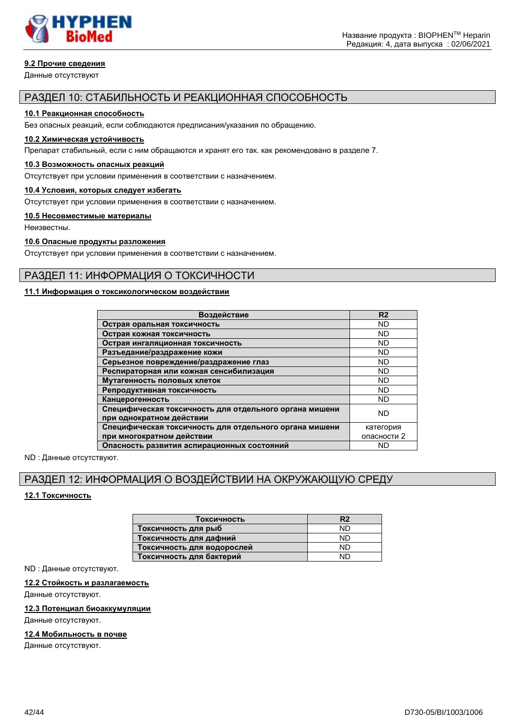### 9.2 Прочие сведения

Данные отсутствуют

## РАЗДЕЛ 10: СТАБИЛЬНОСТЬ И РЕАКЦИОННАЯ СПОСОБНОСТЬ

### 10.1 Реакционная способность

Без опасных реакций, если соблюдаются предписания/указания по обращению.

### 10.2 Химическая устойчивость

Препарат стабильный, если с ним обращаются и хранят его так. как рекомендовано в разделе 7.

### 10.3 Возможность опасных реакций

Отсутствует при условии применения в соответствии с назначением.

### 10.4 Условия, которых следует избегать

Отсутствует при условии применения в соответствии с назначением.

### 10.5 Несовместимые материалы

Неизвестны.

### 10.6 Опасные продукты разложения

Отсутствует при условии применения в соответствии с назначением.

## РАЗДЕЛ 11: ИНФОРМАЦИЯ О ТОКСИЧНОСТИ

### 11.1 Информация о токсикологическом воздействии

| Воздействие | R2 |
|---|---|
| Острая оральная токсичность | ND |
| Острая кожная токсичность | ND |
| Острая ингаляционная токсичность | ND |
| Разъедание/раздражение кожи | ND |
| Серьезное повреждение/раздражение глаз | ND |
| Респираторная или кожная сенсибилизация | ND |
| Мутагенность половых клеток | ND |
| Репродуктивная токсичность | ND |
| Канцерогенность | ND |
| Специфическая токсичность для отдельного органа мишени при однократном действии | ND |
| Специфическая токсичность для отдельного органа мишени при многократном действии | категория опасности 2 |
| Опасность развития аспирационных состояний | ND |

ND : Данные отсутствуют.

## РАЗДЕЛ 12: ИНФОРМАЦИЯ О ВОЗДЕЙСТВИИ НА ОКРУЖАЮЩУЮ СРЕДУ

### 12.1 Токсичность

| Токсичность | R2 |
|---|---|
| Токсичность для рыб | ND |
| Токсичность для дафний | ND |
| Токсичность для водорослей | ND |
| Токсичность для бактерий | ND |

ND : Данные отсутствуют.

### 12.2 Стойкость и разлагаемость

Данные отсутствуют.

### 12.3 Потенциал биоаккумуляции

Данные отсутствуют.

### 12.4 Мобильность в почве

Данные отсутствуют.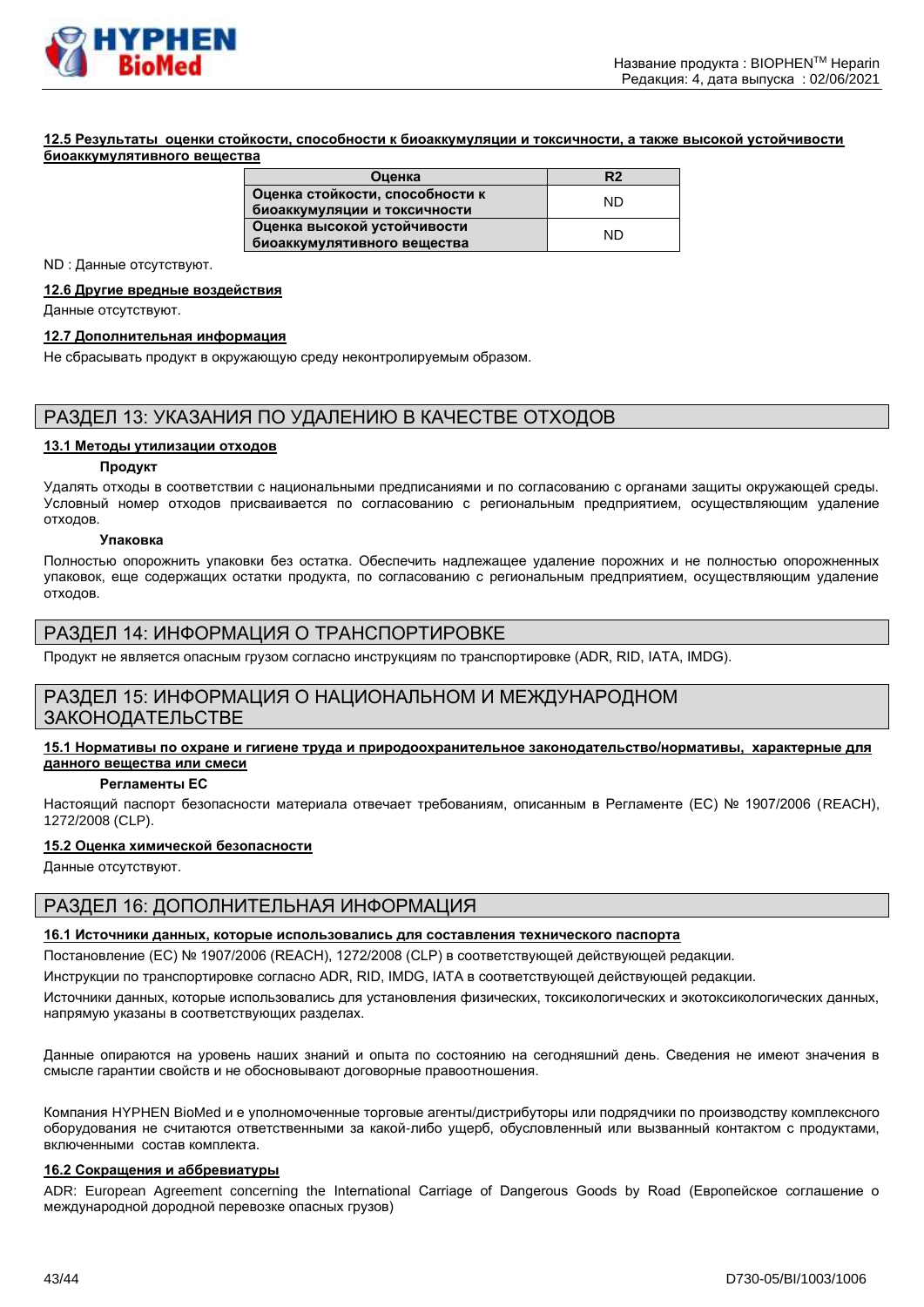#### 12.5 Результаты оценки стойкости, способности к биоаккумуляции и токсичности, а также высокой устойчивости биоаккумулятивного вещества

| Оценка | R2 |
|---|---|
| Оценка стойкости, способности к биоаккумуляции и токсичности | ND |
| Оценка высокой устойчивости биоаккумулятивного вещества | ND |

ND : Данные отсутствуют.

#### 12.6 Другие вредные воздействия

Данные отсутствуют.

#### 12.7 Дополнительная информация

Не сбрасывать продукт в окружающую среду неконтролируемым образом.

## РАЗДЕЛ 13: УКАЗАНИЯ ПО УДАЛЕНИЮ В КАЧЕСТВЕ ОТХОДОВ

#### 13.1 Методы утилизации отходов

**Продукт**

Удалять отходы в соответствии с национальными предписаниями и по согласованию с органами защиты окружающей среды. Условный номер отходов присваивается по согласованию с региональным предприятием, осуществляющим удаление отходов.

**Упаковка**

Полностью опорожнить упаковки без остатка. Обеспечить надлежащее удаление порожних и не полностью опорожненных упаковок, еще содержащих остатки продукта, по согласованию с региональным предприятием, осуществляющим удаление отходов.

## РАЗДЕЛ 14: ИНФОРМАЦИЯ О ТРАНСПОРТИРОВКЕ

Продукт не является опасным грузом согласно инструкциям по транспортировке (ADR, RID, IATA, IMDG).

## РАЗДЕЛ 15: ИНФОРМАЦИЯ О НАЦИОНАЛЬНОМ И МЕЖДУНАРОДНОМ ЗАКОНОДАТЕЛЬСТВЕ

#### 15.1 Нормативы по охране и гигиене труда и природоохранительное законодательство/нормативы, характерные для данного вещества или смеси

**Регламенты ЕС**

Настоящий паспорт безопасности материала отвечает требованиям, описанным в Регламенте (ЕС) № 1907/2006 (REACH), 1272/2008 (CLP).

#### 15.2 Оценка химической безопасности

Данные отсутствуют.

## РАЗДЕЛ 16: ДОПОЛНИТЕЛЬНАЯ ИНФОРМАЦИЯ

#### 16.1 Источники данных, которые использовались для составления технического паспорта

Постановление (ЕС) № 1907/2006 (REACH), 1272/2008 (CLP) в соответствующей действующей редакции.

Инструкции по транспортировке согласно ADR, RID, IMDG, IATA в соответствующей действующей редакции.

Источники данных, которые использовались для установления физических, токсикологических и экотоксикологических данных, напрямую указаны в соответствующих разделах.

Данные опираются на уровень наших знаний и опыта по состоянию на сегодняшний день. Сведения не имеют значения в смысле гарантии свойств и не обосновывают договорные правоотношения.

Компания HYPHEN BioMed и е уполномоченные торговые агенты/дистрибуторы или подрядчики по производству комплексного оборудования не считаются ответственными за какой-либо ущерб, обусловленный или вызванный контактом с продуктами, включенными состав комплекта.

#### 16.2 Сокращения и аббревиатуры

ADR: European Agreement concerning the International Carriage of Dangerous Goods by Road (Европейское соглашение о международной дородной перевозке опасных грузов)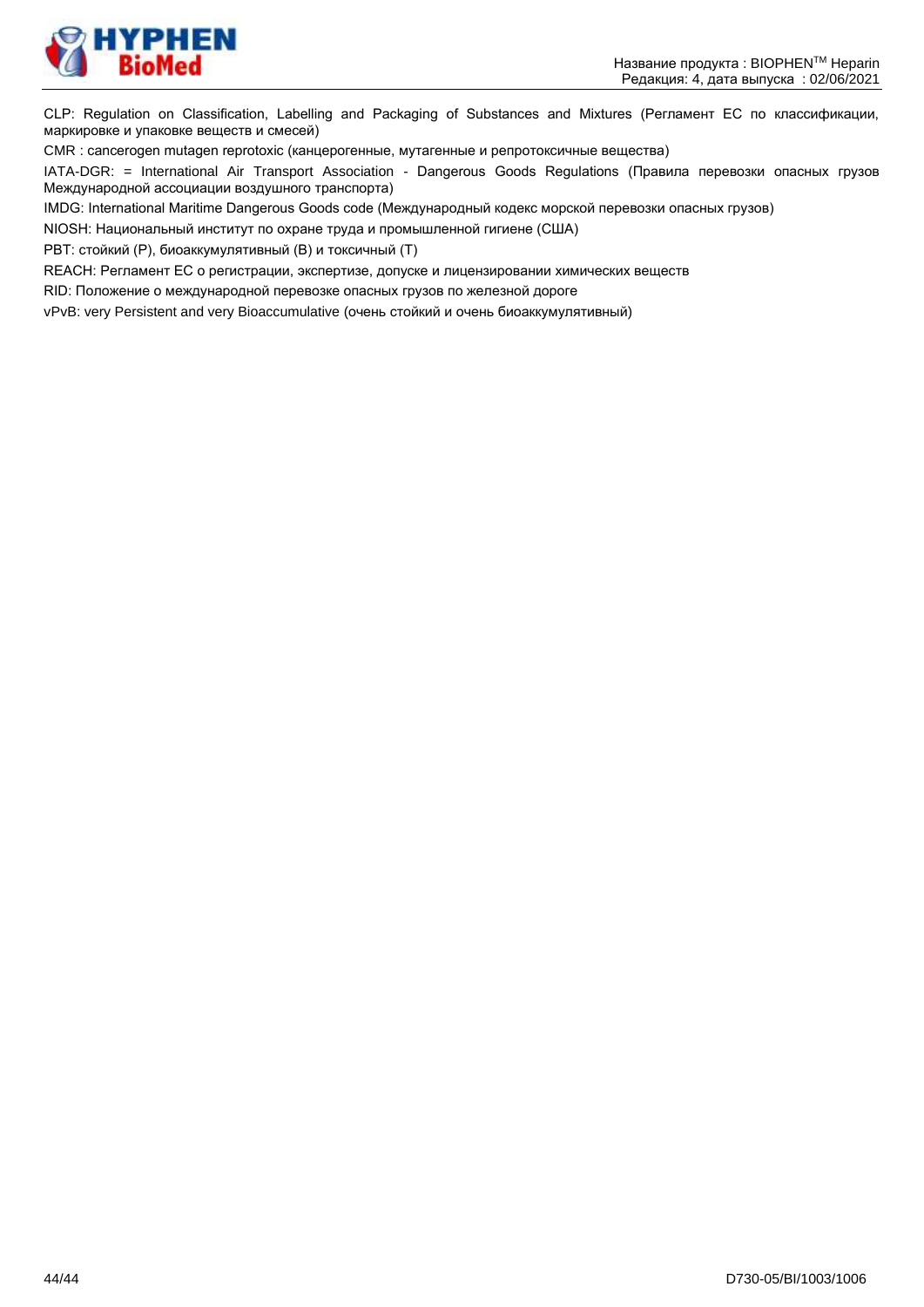CLP: Regulation on Classification, Labelling and Packaging of Substances and Mixtures (Регламент ЕС по классификации, маркировке и упаковке веществ и смесей)

CMR : cancerogen mutagen reprotoxic (канцерогенные, мутагенные и репротоксичные вещества)

IATA-DGR: = International Air Transport Association - Dangerous Goods Regulations (Правила перевозки опасных грузов Международной ассоциации воздушного транспорта)

IMDG: International Maritime Dangerous Goods code (Международный кодекс морской перевозки опасных грузов)

NIOSH: Национальный институт по охране труда и промышленной гигиене (США)

PBT: стойкий (P), биоаккумулятивный (B) и токсичный (T)

REACH: Регламент ЕС о регистрации, экспертизе, допуске и лицензировании химических веществ

RID: Положение о международной перевозке опасных грузов по железной дороге

vPvB: very Persistent and very Bioaccumulative (очень стойкий и очень биоаккумулятивный)